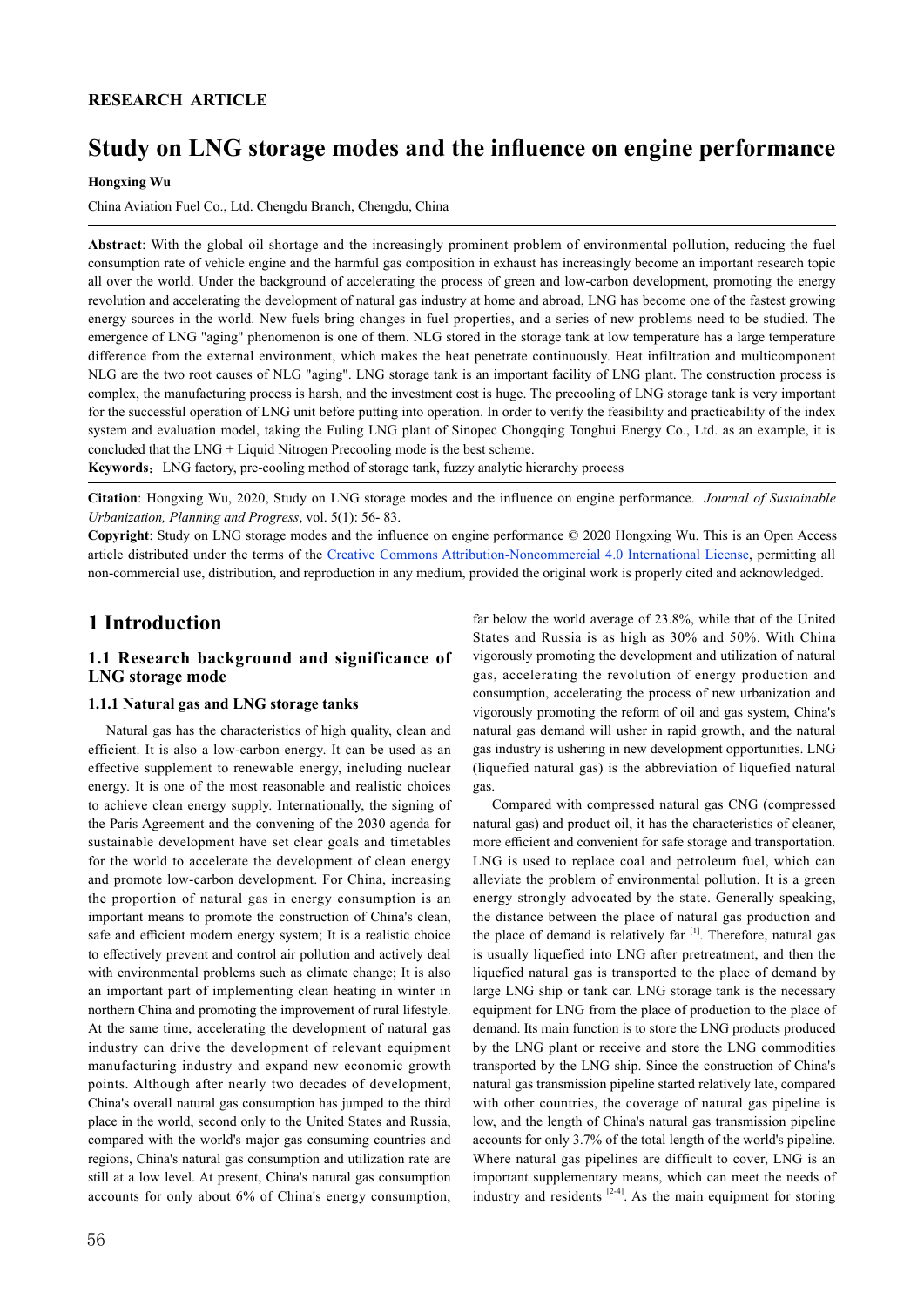**RESEARCH ARTICLE**

# Study on LNG storage modes and the influence on engine performance

**Hongxing Wu**

China Aviation Fuel Co., Ltd. Chengdu Branch, Chengdu, China

**Abstract**: With the global oil shortage and the increasingly prominent problem of environmental pollution, reducing the fuel consumption rate of vehicle engine and the harmful gas composition in exhaust has increasingly become an important research topic all over the world. Under the background of accelerating the process of green and low-carbon development, promoting the energy revolution and accelerating the development of natural gas industry at home and abroad, LNG has become one of the fastest growing energy sources in the world. New fuels bring changes in fuel properties, and a series of new problems need to be studied. The emergence of LNG "aging" phenomenon is one of them. NLG stored in the storage tank at low temperature has a large temperature difference from the external environment, which makes the heat penetrate continuously. Heat infiltration and multicomponent NLG are the two root causes of NLG "aging". LNG storage tank is an important facility of LNG plant. The construction process is complex, the manufacturing process is harsh, and the investment cost is huge. The precooling of LNG storage tank is very important for the successful operation of LNG unit before putting into operation. In order to verify the feasibility and practicability of the index system and evaluation model, taking the Fuling LNG plant of Sinopec Chongqing Tonghui Energy Co., Ltd. as an example, it is concluded that the LNG + Liquid Nitrogen Precooling mode is the best scheme.

**Keywords**：LNG factory, pre-cooling method of storage tank, fuzzy analytic hierarchy process

**Citation**: Hongxing Wu, 2020, Study on LNG storage modes and the influence on engine performance. *Journal of Sustainable Urbanization, Planning and Progress*, vol. 5(1): 56- 83.

**Copyright**: Study on LNG storage modes and the influence on engine performance © 2020 Hongxing Wu. This is an Open Access article distributed under the terms of the Creative Commons Attribution-Noncommercial 4.0 International License, permitting all non-commercial use, distribution, and reproduction in any medium, provided the original work is properly cited and acknowledged.

# 1 Introduction

## 1.1 Research background and significance of LNG storage mode

### 1.1.1 Natural gas and LNG storage tanks

Natural gas has the characteristics of high quality, clean and efficient. It is also a low-carbon energy. It can be used as an effective supplement to renewable energy, including nuclear energy. It is one of the most reasonable and realistic choices to achieve clean energy supply. Internationally, the signing of the Paris Agreement and the convening of the 2030 agenda for sustainable development have set clear goals and timetables for the world to accelerate the development of clean energy and promote low-carbon development. For China, increasing the proportion of natural gas in energy consumption is an important means to promote the construction of China's clean, safe and efficient modern energy system; It is a realistic choice to effectively prevent and control air pollution and actively deal with environmental problems such as climate change; It is also an important part of implementing clean heating in winter in northern China and promoting the improvement of rural lifestyle. At the same time, accelerating the development of natural gas industry can drive the development of relevant equipment manufacturing industry and expand new economic growth points. Although after nearly two decades of development, China's overall natural gas consumption has jumped to the third place in the world, second only to the United States and Russia, compared with the world's major gas consuming countries and regions, China's natural gas consumption and utilization rate are still at a low level. At present, China's natural gas consumption accounts for only about 6% of China's energy consumption, far below the world average of 23.8%, while that of the United States and Russia is as high as 30% and 50%. With China vigorously promoting the development and utilization of natural gas, accelerating the revolution of energy production and consumption, accelerating the process of new urbanization and vigorously promoting the reform of oil and gas system, China's natural gas demand will usher in rapid growth, and the natural gas industry is ushering in new development opportunities. LNG (liquefied natural gas) is the abbreviation of liquefied natural gas.

Compared with compressed natural gas CNG (compressed natural gas) and product oil, it has the characteristics of cleaner, more efficient and convenient for safe storage and transportation. LNG is used to replace coal and petroleum fuel, which can alleviate the problem of environmental pollution. It is a green energy strongly advocated by the state. Generally speaking, the distance between the place of natural gas production and the place of demand is relatively far [1]. Therefore, natural gas is usually liquefied into LNG after pretreatment, and then the liquefied natural gas is transported to the place of demand by large LNG ship or tank car. LNG storage tank is the necessary equipment for LNG from the place of production to the place of demand. Its main function is to store the LNG products produced by the LNG plant or receive and store the LNG commodities transported by the LNG ship. Since the construction of China's natural gas transmission pipeline started relatively late, compared with other countries, the coverage of natural gas pipeline is low, and the length of China's natural gas transmission pipeline accounts for only 3.7% of the total length of the world's pipeline. Where natural gas pipelines are difficult to cover, LNG is an important supplementary means, which can meet the needs of industry and residents [2-4]. As the main equipment for storing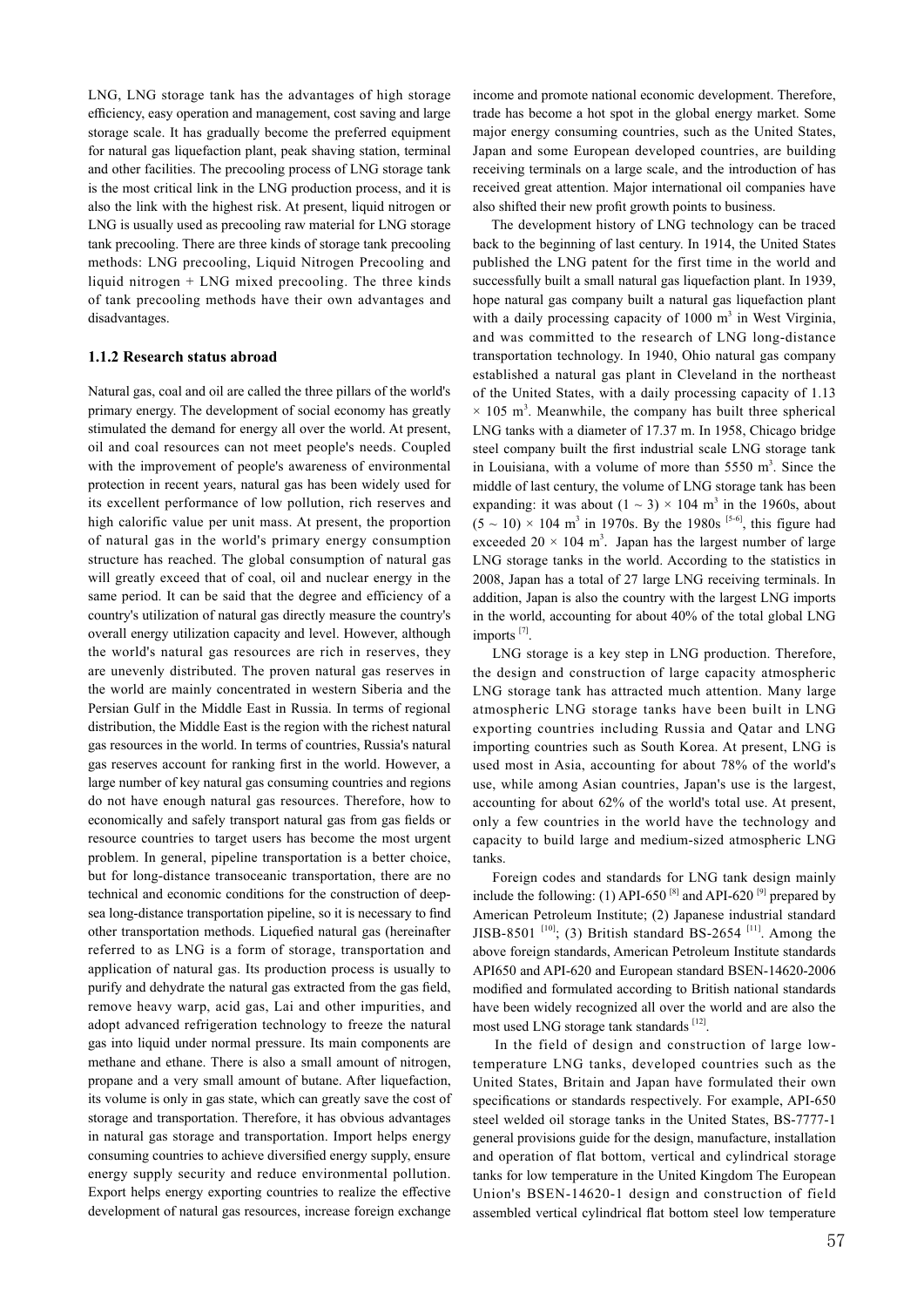LNG, LNG storage tank has the advantages of high storage efficiency, easy operation and management, cost saving and large storage scale. It has gradually become the preferred equipment for natural gas liquefaction plant, peak shaving station, terminal and other facilities. The precooling process of LNG storage tank is the most critical link in the LNG production process, and it is also the link with the highest risk. At present, liquid nitrogen or LNG is usually used as precooling raw material for LNG storage tank precooling. There are three kinds of storage tank precooling methods: LNG precooling, Liquid Nitrogen Precooling and liquid nitrogen + LNG mixed precooling. The three kinds of tank precooling methods have their own advantages and disadvantages.

### 1.1.2 Research status abroad

Natural gas, coal and oil are called the three pillars of the world's primary energy. The development of social economy has greatly stimulated the demand for energy all over the world. At present, oil and coal resources can not meet people's needs. Coupled with the improvement of people's awareness of environmental protection in recent years, natural gas has been widely used for its excellent performance of low pollution, rich reserves and high calorific value per unit mass. At present, the proportion of natural gas in the world's primary energy consumption structure has reached. The global consumption of natural gas will greatly exceed that of coal, oil and nuclear energy in the same period. It can be said that the degree and efficiency of a country's utilization of natural gas directly measure the country's overall energy utilization capacity and level. However, although the world's natural gas resources are rich in reserves, they are unevenly distributed. The proven natural gas reserves in the world are mainly concentrated in western Siberia and the Persian Gulf in the Middle East in Russia. In terms of regional distribution, the Middle East is the region with the richest natural gas resources in the world. In terms of countries, Russia's natural gas reserves account for ranking first in the world. However, a large number of key natural gas consuming countries and regions do not have enough natural gas resources. Therefore, how to economically and safely transport natural gas from gas fields or resource countries to target users has become the most urgent problem. In general, pipeline transportation is a better choice, but for long-distance transoceanic transportation, there are no technical and economic conditions for the construction of deep-sea long-distance transportation pipeline, so it is necessary to find other transportation methods. Liquefied natural gas (hereinafter referred to as LNG is a form of storage, transportation and application of natural gas. Its production process is usually to purify and dehydrate the natural gas extracted from the gas field, remove heavy warp, acid gas, Lai and other impurities, and adopt advanced refrigeration technology to freeze the natural gas into liquid under normal pressure. Its main components are methane and ethane. There is also a small amount of nitrogen, propane and a very small amount of butane. After liquefaction, its volume is only in gas state, which can greatly save the cost of storage and transportation. Therefore, it has obvious advantages in natural gas storage and transportation. Import helps energy consuming countries to achieve diversified energy supply, ensure energy supply security and reduce environmental pollution. Export helps energy exporting countries to realize the effective development of natural gas resources, increase foreign exchange income and promote national economic development. Therefore, trade has become a hot spot in the global energy market. Some major energy consuming countries, such as the United States, Japan and some European developed countries, are building receiving terminals on a large scale, and the introduction of has received great attention. Major international oil companies have also shifted their new profit growth points to business.

The development history of LNG technology can be traced back to the beginning of last century. In 1914, the United States published the LNG patent for the first time in the world and successfully built a small natural gas liquefaction plant. In 1939, hope natural gas company built a natural gas liquefaction plant with a daily processing capacity of 1000 $m^3$ in West Virginia, and was committed to the research of LNG long-distance transportation technology. In 1940, Ohio natural gas company established a natural gas plant in Cleveland in the northeast of the United States, with a daily processing capacity of $1.13 \times 105$ $m^3$. Meanwhile, the company has built three spherical LNG tanks with a diameter of 17.37 m. In 1958, Chicago bridge steel company built the first industrial scale LNG storage tank in Louisiana, with a volume of more than 5550 $m^3$. Since the middle of last century, the volume of LNG storage tank has been expanding: it was about $(1 \sim 3) \times 104$ $m^3$ in the 1960s, about $(5 \sim 10) \times 104$ $m^3$ in 1970s. By the 1980s [5-6], this figure had exceeded $20 \times 104$ $m^3$. Japan has the largest number of large LNG storage tanks in the world. According to the statistics in 2008, Japan has a total of 27 large LNG receiving terminals. In addition, Japan is also the country with the largest LNG imports in the world, accounting for about 40% of the total global LNG imports [7].

LNG storage is a key step in LNG production. Therefore, the design and construction of large capacity atmospheric LNG storage tank has attracted much attention. Many large atmospheric LNG storage tanks have been built in LNG exporting countries including Russia and Qatar and LNG importing countries such as South Korea. At present, LNG is used most in Asia, accounting for about 78% of the world's use, while among Asian countries, Japan's use is the largest, accounting for about 62% of the world's total use. At present, only a few countries in the world have the technology and capacity to build large and medium-sized atmospheric LNG tanks.

Foreign codes and standards for LNG tank design mainly include the following: (1) API-650 [8] and API-620 [9] prepared by American Petroleum Institute; (2) Japanese industrial standard JISB-8501 [10]; (3) British standard BS-2654 [11]. Among the above foreign standards, American Petroleum Institute standards API650 and API-620 and European standard BSEN-14620-2006 modified and formulated according to British national standards have been widely recognized all over the world and are also the most used LNG storage tank standards [12].

In the field of design and construction of large low-temperature LNG tanks, developed countries such as the United States, Britain and Japan have formulated their own specifications or standards respectively. For example, API-650 steel welded oil storage tanks in the United States, BS-7777-1 general provisions guide for the design, manufacture, installation and operation of flat bottom, vertical and cylindrical storage tanks for low temperature in the United Kingdom The European Union's BSEN-14620-1 design and construction of field assembled vertical cylindrical flat bottom steel low temperature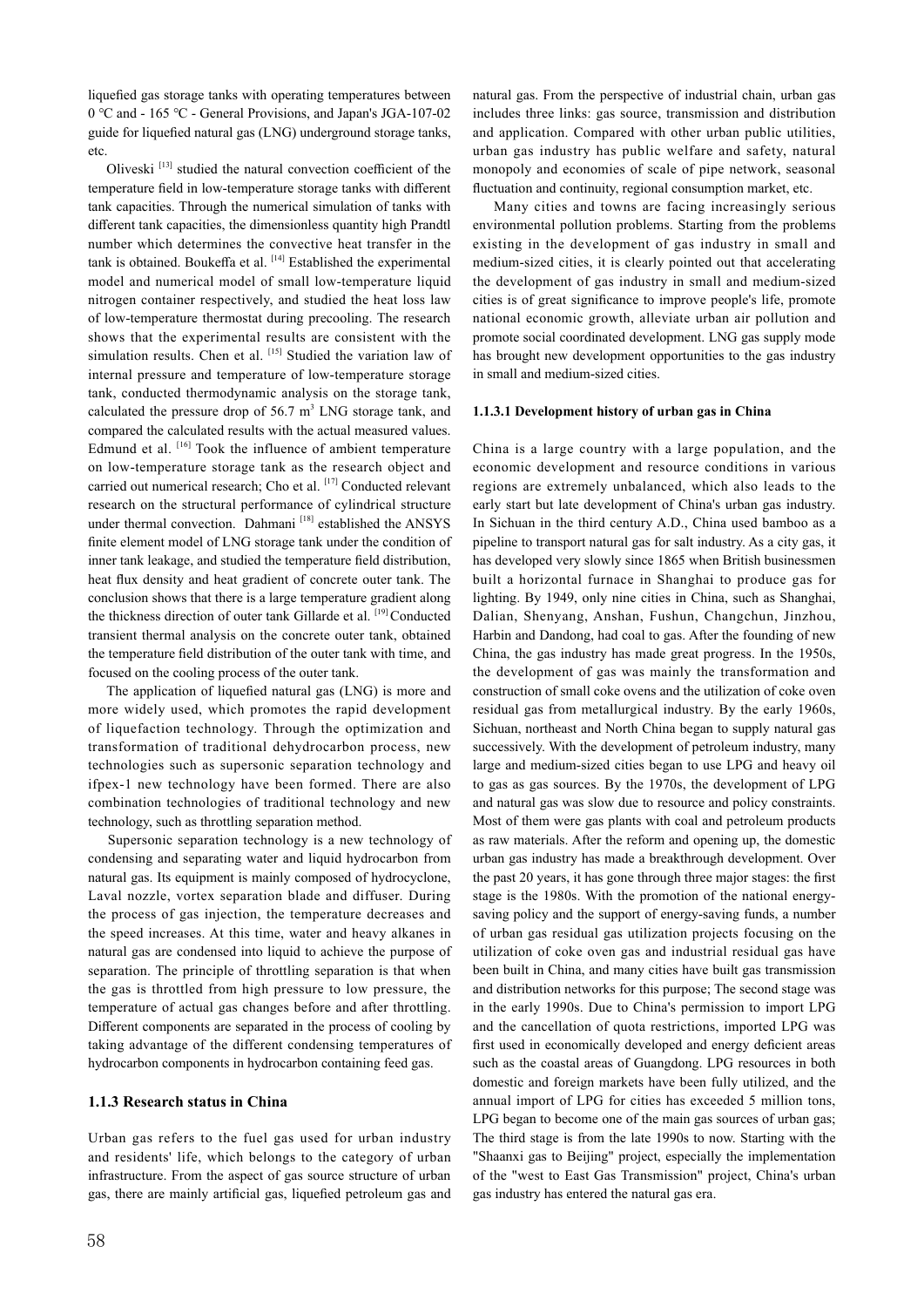liquefied gas storage tanks with operating temperatures between 0 ℃ and - 165 ℃ - General Provisions, and Japan's JGA-107-02 guide for liquefied natural gas (LNG) underground storage tanks, etc.

Oliveski [13] studied the natural convection coefficient of the temperature field in low-temperature storage tanks with different tank capacities. Through the numerical simulation of tanks with different tank capacities, the dimensionless quantity high Prandtl number which determines the convective heat transfer in the tank is obtained. Boukeffa et al. [14] Established the experimental model and numerical model of small low-temperature liquid nitrogen container respectively, and studied the heat loss law of low-temperature thermostat during precooling. The research shows that the experimental results are consistent with the simulation results. Chen et al. [15] Studied the variation law of internal pressure and temperature of low-temperature storage tank, conducted thermodynamic analysis on the storage tank, calculated the pressure drop of 56.7 $m^3$ LNG storage tank, and compared the calculated results with the actual measured values. Edmund et al. [16] Took the influence of ambient temperature on low-temperature storage tank as the research object and carried out numerical research; Cho et al. [17] Conducted relevant research on the structural performance of cylindrical structure under thermal convection. Dahmani [18] established the ANSYS finite element model of LNG storage tank under the condition of inner tank leakage, and studied the temperature field distribution, heat flux density and heat gradient of concrete outer tank. The conclusion shows that there is a large temperature gradient along the thickness direction of outer tank Gillarde et al. [19] Conducted transient thermal analysis on the concrete outer tank, obtained the temperature field distribution of the outer tank with time, and focused on the cooling process of the outer tank.

The application of liquefied natural gas (LNG) is more and more widely used, which promotes the rapid development of liquefaction technology. Through the optimization and transformation of traditional dehydrocarbon process, new technologies such as supersonic separation technology and ifpex-1 new technology have been formed. There are also combination technologies of traditional technology and new technology, such as throttling separation method.

Supersonic separation technology is a new technology of condensing and separating water and liquid hydrocarbon from natural gas. Its equipment is mainly composed of hydrocyclone, Laval nozzle, vortex separation blade and diffuser. During the process of gas injection, the temperature decreases and the speed increases. At this time, water and heavy alkanes in natural gas are condensed into liquid to achieve the purpose of separation. The principle of throttling separation is that when the gas is throttled from high pressure to low pressure, the temperature of actual gas changes before and after throttling. Different components are separated in the process of cooling by taking advantage of the different condensing temperatures of hydrocarbon components in hydrocarbon containing feed gas.

### 1.1.3 Research status in China

Urban gas refers to the fuel gas used for urban industry and residents' life, which belongs to the category of urban infrastructure. From the aspect of gas source structure of urban gas, there are mainly artificial gas, liquefied petroleum gas and natural gas. From the perspective of industrial chain, urban gas includes three links: gas source, transmission and distribution and application. Compared with other urban public utilities, urban gas industry has public welfare and safety, natural monopoly and economies of scale of pipe network, seasonal fluctuation and continuity, regional consumption market, etc.

Many cities and towns are facing increasingly serious environmental pollution problems. Starting from the problems existing in the development of gas industry in small and medium-sized cities, it is clearly pointed out that accelerating the development of gas industry in small and medium-sized cities is of great significance to improve people's life, promote national economic growth, alleviate urban air pollution and promote social coordinated development. LNG gas supply mode has brought new development opportunities to the gas industry in small and medium-sized cities.

#### 1.1.3.1 Development history of urban gas in China

China is a large country with a large population, and the economic development and resource conditions in various regions are extremely unbalanced, which also leads to the early start but late development of China's urban gas industry. In Sichuan in the third century A.D., China used bamboo as a pipeline to transport natural gas for salt industry. As a city gas, it has developed very slowly since 1865 when British businessmen built a horizontal furnace in Shanghai to produce gas for lighting. By 1949, only nine cities in China, such as Shanghai, Dalian, Shenyang, Anshan, Fushun, Changchun, Jinzhou, Harbin and Dandong, had coal to gas. After the founding of new China, the gas industry has made great progress. In the 1950s, the development of gas was mainly the transformation and construction of small coke ovens and the utilization of coke oven residual gas from metallurgical industry. By the early 1960s, Sichuan, northeast and North China began to supply natural gas successively. With the development of petroleum industry, many large and medium-sized cities began to use LPG and heavy oil to gas as gas sources. By the 1970s, the development of LPG and natural gas was slow due to resource and policy constraints. Most of them were gas plants with coal and petroleum products as raw materials. After the reform and opening up, the domestic urban gas industry has made a breakthrough development. Over the past 20 years, it has gone through three major stages: the first stage is the 1980s. With the promotion of the national energy-saving policy and the support of energy-saving funds, a number of urban gas residual gas utilization projects focusing on the utilization of coke oven gas and industrial residual gas have been built in China, and many cities have built gas transmission and distribution networks for this purpose; The second stage was in the early 1990s. Due to China's permission to import LPG and the cancellation of quota restrictions, imported LPG was first used in economically developed and energy deficient areas such as the coastal areas of Guangdong. LPG resources in both domestic and foreign markets have been fully utilized, and the annual import of LPG for cities has exceeded 5 million tons, LPG began to become one of the main gas sources of urban gas; The third stage is from the late 1990s to now. Starting with the "Shaanxi gas to Beijing" project, especially the implementation of the "west to East Gas Transmission" project, China's urban gas industry has entered the natural gas era.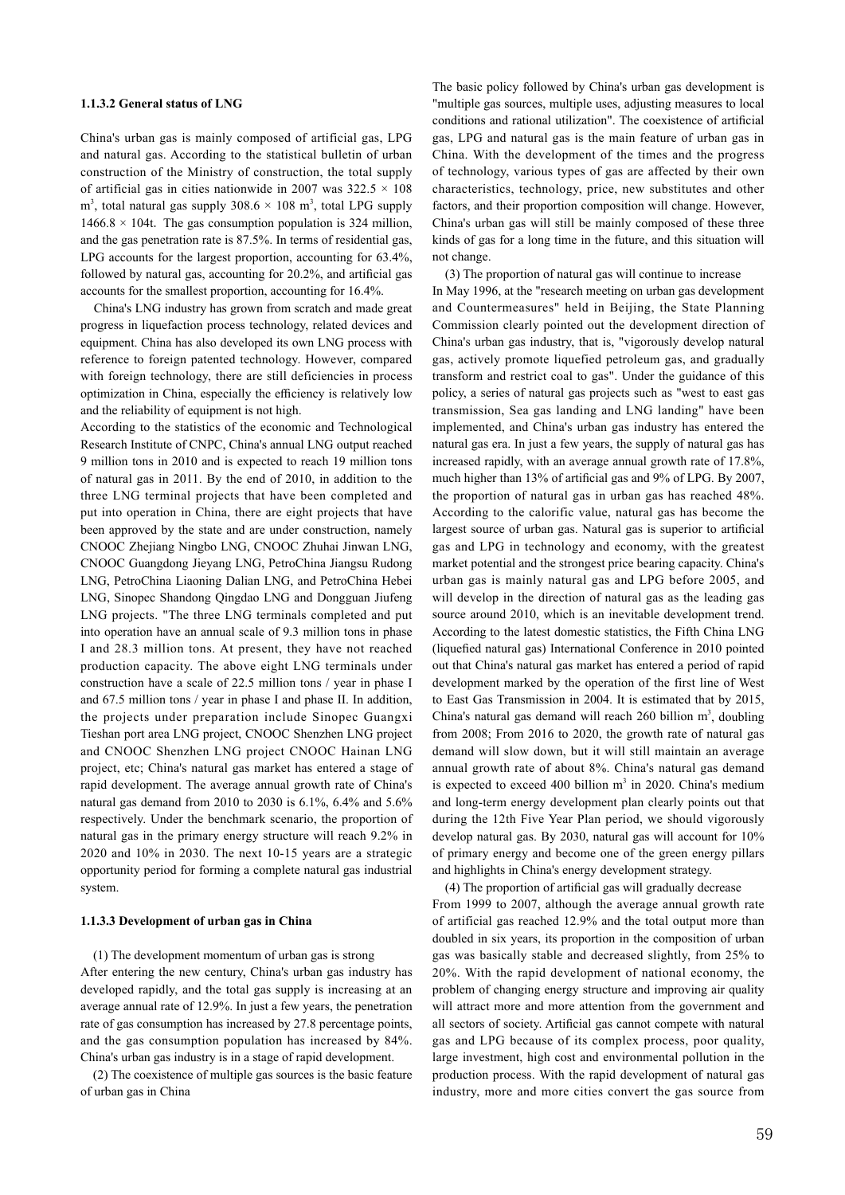#### 1.1.3.2 General status of LNG

China's urban gas is mainly composed of artificial gas, LPG and natural gas. According to the statistical bulletin of urban construction of the Ministry of construction, the total supply of artificial gas in cities nationwide in 2007 was $322.5 \times 10^8$ $m^3$, total natural gas supply $308.6 \times 10^8$ $m^3$, total LPG supply $1466.8 \times 10^4$t. The gas consumption population is 324 million, and the gas penetration rate is 87.5%. In terms of residential gas, LPG accounts for the largest proportion, accounting for 63.4%, followed by natural gas, accounting for 20.2%, and artificial gas accounts for the smallest proportion, accounting for 16.4%.

China's LNG industry has grown from scratch and made great progress in liquefaction process technology, related devices and equipment. China has also developed its own LNG process with reference to foreign patented technology. However, compared with foreign technology, there are still deficiencies in process optimization in China, especially the efficiency is relatively low and the reliability of equipment is not high.

According to the statistics of the economic and Technological Research Institute of CNPC, China's annual LNG output reached 9 million tons in 2010 and is expected to reach 19 million tons of natural gas in 2011. By the end of 2010, in addition to the three LNG terminal projects that have been completed and put into operation in China, there are eight projects that have been approved by the state and are under construction, namely CNOOC Zhejiang Ningbo LNG, CNOOC Zhuhai Jinwan LNG, CNOOC Guangdong Jieyang LNG, PetroChina Jiangsu Rudong LNG, PetroChina Liaoning Dalian LNG, and PetroChina Hebei LNG, Sinopec Shandong Qingdao LNG and Dongguan Jiufeng LNG projects. "The three LNG terminals completed and put into operation have an annual scale of 9.3 million tons in phase I and 28.3 million tons. At present, they have not reached production capacity. The above eight LNG terminals under construction have a scale of 22.5 million tons / year in phase I and 67.5 million tons / year in phase I and phase II. In addition, the projects under preparation include Sinopec Guangxi Tieshan port area LNG project, CNOOC Shenzhen LNG project and CNOOC Shenzhen LNG project CNOOC Hainan LNG project, etc; China's natural gas market has entered a stage of rapid development. The average annual growth rate of China's natural gas demand from 2010 to 2030 is 6.1%, 6.4% and 5.6% respectively. Under the benchmark scenario, the proportion of natural gas in the primary energy structure will reach 9.2% in 2020 and 10% in 2030. The next 10-15 years are a strategic opportunity period for forming a complete natural gas industrial system.

#### 1.1.3.3 Development of urban gas in China

(1) The development momentum of urban gas is strong

After entering the new century, China's urban gas industry has developed rapidly, and the total gas supply is increasing at an average annual rate of 12.9%. In just a few years, the penetration rate of gas consumption has increased by 27.8 percentage points, and the gas consumption population has increased by 84%. China's urban gas industry is in a stage of rapid development.

(2) The coexistence of multiple gas sources is the basic feature of urban gas in China

The basic policy followed by China's urban gas development is "multiple gas sources, multiple uses, adjusting measures to local conditions and rational utilization". The coexistence of artificial gas, LPG and natural gas is the main feature of urban gas in China. With the development of the times and the progress of technology, various types of gas are affected by their own characteristics, technology, price, new substitutes and other factors, and their proportion composition will change. However, China's urban gas will still be mainly composed of these three kinds of gas for a long time in the future, and this situation will not change.

(3) The proportion of natural gas will continue to increase

In May 1996, at the "research meeting on urban gas development and Countermeasures" held in Beijing, the State Planning Commission clearly pointed out the development direction of China's urban gas industry, that is, "vigorously develop natural gas, actively promote liquefied petroleum gas, and gradually transform and restrict coal to gas". Under the guidance of this policy, a series of natural gas projects such as "west to east gas transmission, Sea gas landing and LNG landing" have been implemented, and China's urban gas industry has entered the natural gas era. In just a few years, the supply of natural gas has increased rapidly, with an average annual growth rate of 17.8%, much higher than 13% of artificial gas and 9% of LPG. By 2007, the proportion of natural gas in urban gas has reached 48%. According to the calorific value, natural gas has become the largest source of urban gas. Natural gas is superior to artificial gas and LPG in technology and economy, with the greatest market potential and the strongest price bearing capacity. China's urban gas is mainly natural gas and LPG before 2005, and will develop in the direction of natural gas as the leading gas source around 2010, which is an inevitable development trend. According to the latest domestic statistics, the Fifth China LNG (liquefied natural gas) International Conference in 2010 pointed out that China's natural gas market has entered a period of rapid development marked by the operation of the first line of West to East Gas Transmission in 2004. It is estimated that by 2015, China's natural gas demand will reach 260 billion $m^3$, doubling from 2008; From 2016 to 2020, the growth rate of natural gas demand will slow down, but it will still maintain an average annual growth rate of about 8%. China's natural gas demand is expected to exceed 400 billion $m^3$ in 2020. China's medium and long-term energy development plan clearly points out that during the 12th Five Year Plan period, we should vigorously develop natural gas. By 2030, natural gas will account for 10% of primary energy and become one of the green energy pillars and highlights in China's energy development strategy.

(4) The proportion of artificial gas will gradually decrease

From 1999 to 2007, although the average annual growth rate of artificial gas reached 12.9% and the total output more than doubled in six years, its proportion in the composition of urban gas was basically stable and decreased slightly, from 25% to 20%. With the rapid development of national economy, the problem of changing energy structure and improving air quality will attract more and more attention from the government and all sectors of society. Artificial gas cannot compete with natural gas and LPG because of its complex process, poor quality, large investment, high cost and environmental pollution in the production process. With the rapid development of natural gas industry, more and more cities convert the gas source from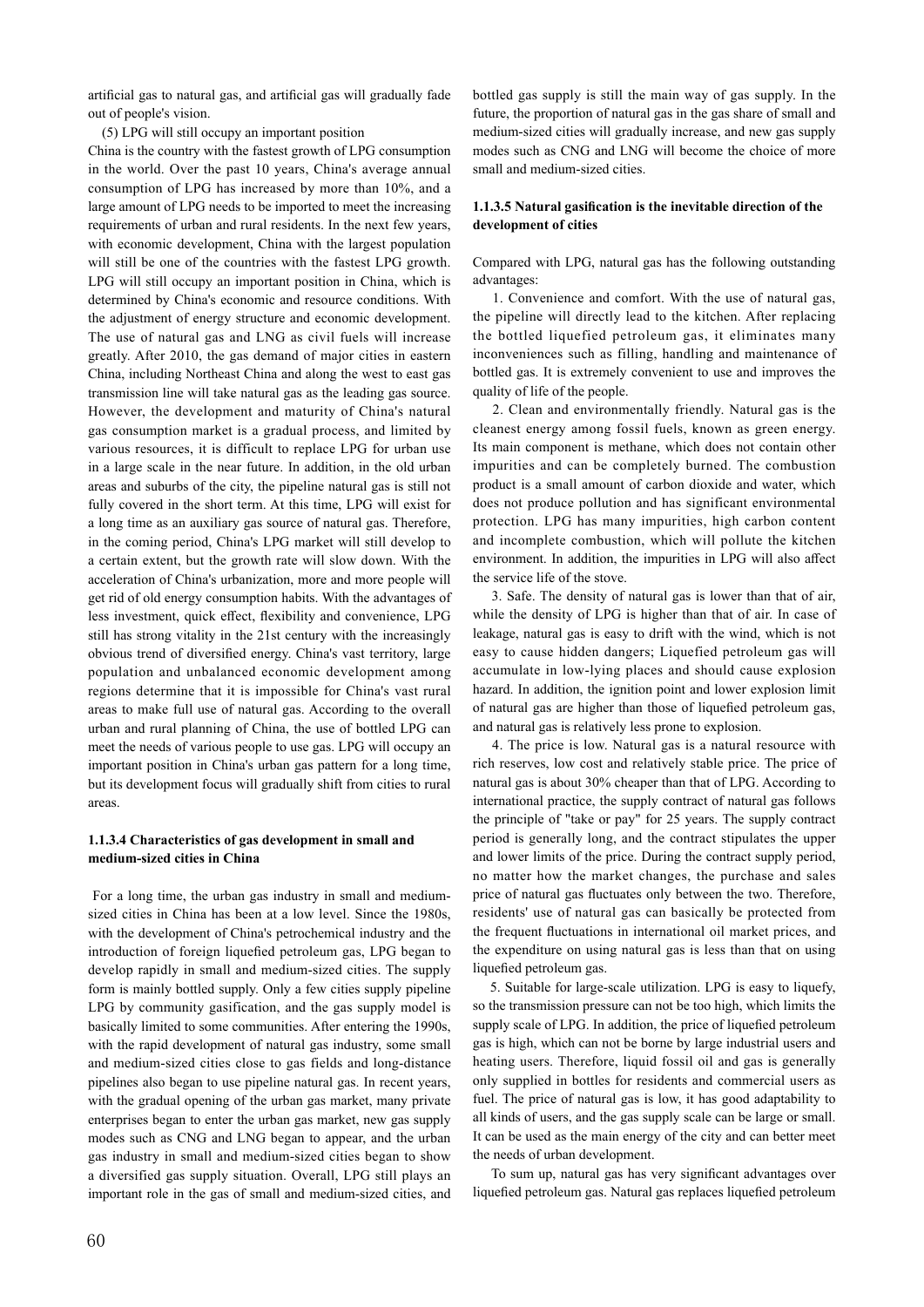artificial gas to natural gas, and artificial gas will gradually fade out of people's vision.

(5) LPG will still occupy an important position

China is the country with the fastest growth of LPG consumption in the world. Over the past 10 years, China's average annual consumption of LPG has increased by more than 10%, and a large amount of LPG needs to be imported to meet the increasing requirements of urban and rural residents. In the next few years, with economic development, China with the largest population will still be one of the countries with the fastest LPG growth. LPG will still occupy an important position in China, which is determined by China's economic and resource conditions. With the adjustment of energy structure and economic development. The use of natural gas and LNG as civil fuels will increase greatly. After 2010, the gas demand of major cities in eastern China, including Northeast China and along the west to east gas transmission line will take natural gas as the leading gas source. However, the development and maturity of China's natural gas consumption market is a gradual process, and limited by various resources, it is difficult to replace LPG for urban use in a large scale in the near future. In addition, in the old urban areas and suburbs of the city, the pipeline natural gas is still not fully covered in the short term. At this time, LPG will exist for a long time as an auxiliary gas source of natural gas. Therefore, in the coming period, China's LPG market will still develop to a certain extent, but the growth rate will slow down. With the acceleration of China's urbanization, more and more people will get rid of old energy consumption habits. With the advantages of less investment, quick effect, flexibility and convenience, LPG still has strong vitality in the 21st century with the increasingly obvious trend of diversified energy. China's vast territory, large population and unbalanced economic development among regions determine that it is impossible for China's vast rural areas to make full use of natural gas. According to the overall urban and rural planning of China, the use of bottled LPG can meet the needs of various people to use gas. LPG will occupy an important position in China's urban gas pattern for a long time, but its development focus will gradually shift from cities to rural areas.

#### 1.1.3.4 Characteristics of gas development in small and medium-sized cities in China

For a long time, the urban gas industry in small and medium-sized cities in China has been at a low level. Since the 1980s, with the development of China's petrochemical industry and the introduction of foreign liquefied petroleum gas, LPG began to develop rapidly in small and medium-sized cities. The supply form is mainly bottled supply. Only a few cities supply pipeline LPG by community gasification, and the gas supply model is basically limited to some communities. After entering the 1990s, with the rapid development of natural gas industry, some small and medium-sized cities close to gas fields and long-distance pipelines also began to use pipeline natural gas. In recent years, with the gradual opening of the urban gas market, many private enterprises began to enter the urban gas market, new gas supply modes such as CNG and LNG began to appear, and the urban gas industry in small and medium-sized cities began to show a diversified gas supply situation. Overall, LPG still plays an important role in the gas of small and medium-sized cities, and bottled gas supply is still the main way of gas supply. In the future, the proportion of natural gas in the gas share of small and medium-sized cities will gradually increase, and new gas supply modes such as CNG and LNG will become the choice of more small and medium-sized cities.

#### 1.1.3.5 Natural gasification is the inevitable direction of the development of cities

Compared with LPG, natural gas has the following outstanding advantages:

1. Convenience and comfort. With the use of natural gas, the pipeline will directly lead to the kitchen. After replacing the bottled liquefied petroleum gas, it eliminates many inconveniences such as filling, handling and maintenance of bottled gas. It is extremely convenient to use and improves the quality of life of the people.

2. Clean and environmentally friendly. Natural gas is the cleanest energy among fossil fuels, known as green energy. Its main component is methane, which does not contain other impurities and can be completely burned. The combustion product is a small amount of carbon dioxide and water, which does not produce pollution and has significant environmental protection. LPG has many impurities, high carbon content and incomplete combustion, which will pollute the kitchen environment. In addition, the impurities in LPG will also affect the service life of the stove.

3. Safe. The density of natural gas is lower than that of air, while the density of LPG is higher than that of air. In case of leakage, natural gas is easy to drift with the wind, which is not easy to cause hidden dangers; Liquefied petroleum gas will accumulate in low-lying places and should cause explosion hazard. In addition, the ignition point and lower explosion limit of natural gas are higher than those of liquefied petroleum gas, and natural gas is relatively less prone to explosion.

4. The price is low. Natural gas is a natural resource with rich reserves, low cost and relatively stable price. The price of natural gas is about 30% cheaper than that of LPG. According to international practice, the supply contract of natural gas follows the principle of "take or pay" for 25 years. The supply contract period is generally long, and the contract stipulates the upper and lower limits of the price. During the contract supply period, no matter how the market changes, the purchase and sales price of natural gas fluctuates only between the two. Therefore, residents' use of natural gas can basically be protected from the frequent fluctuations in international oil market prices, and the expenditure on using natural gas is less than that on using liquefied petroleum gas.

5. Suitable for large-scale utilization. LPG is easy to liquefy, so the transmission pressure can not be too high, which limits the supply scale of LPG. In addition, the price of liquefied petroleum gas is high, which can not be borne by large industrial users and heating users. Therefore, liquid fossil oil and gas is generally only supplied in bottles for residents and commercial users as fuel. The price of natural gas is low, it has good adaptability to all kinds of users, and the gas supply scale can be large or small. It can be used as the main energy of the city and can better meet the needs of urban development.

To sum up, natural gas has very significant advantages over liquefied petroleum gas. Natural gas replaces liquefied petroleum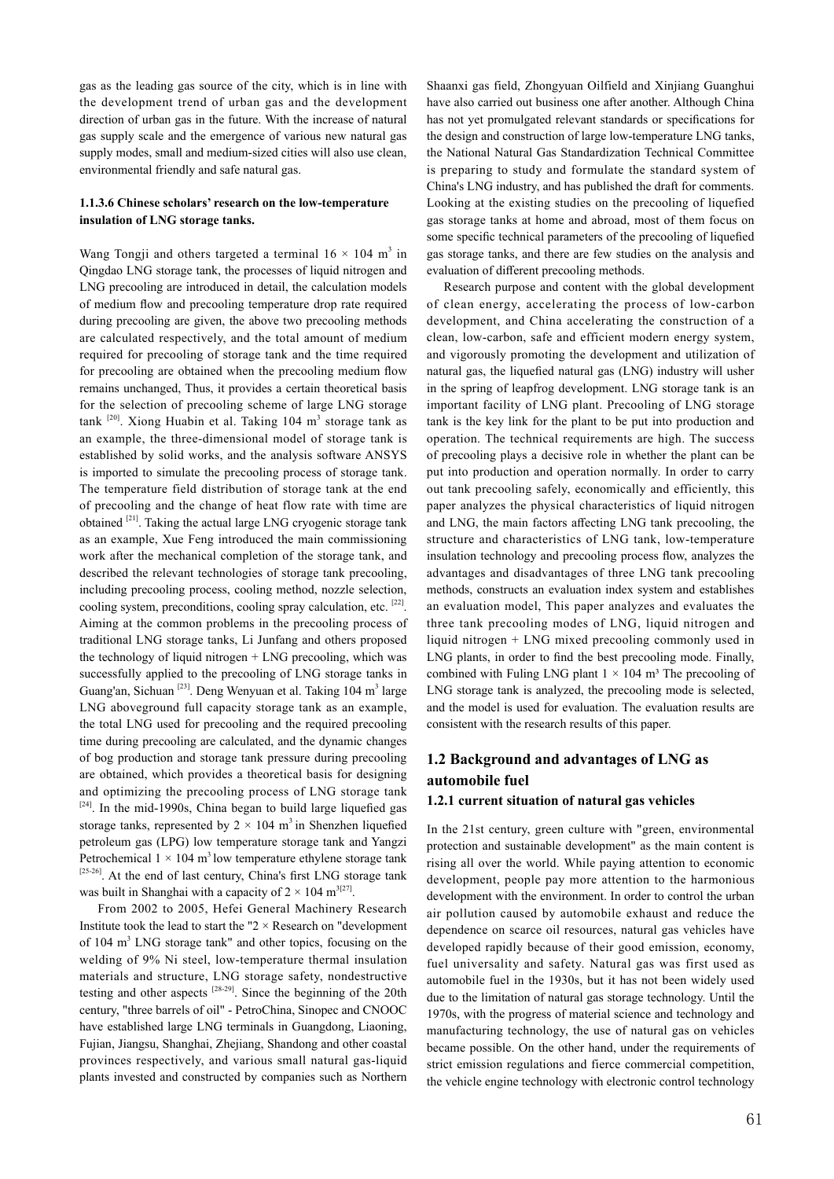gas as the leading gas source of the city, which is in line with the development trend of urban gas and the development direction of urban gas in the future. With the increase of natural gas supply scale and the emergence of various new natural gas supply modes, small and medium-sized cities will also use clean, environmental friendly and safe natural gas.

#### 1.1.3.6 Chinese scholars' research on the low-temperature insulation of LNG storage tanks.

Wang Tongji and others targeted a terminal $16 \times 104$ m$^3$ in Qingdao LNG storage tank, the processes of liquid nitrogen and LNG precooling are introduced in detail, the calculation models of medium flow and precooling temperature drop rate required during precooling are given, the above two precooling methods are calculated respectively, and the total amount of medium required for precooling of storage tank and the time required for precooling are obtained when the precooling medium flow remains unchanged, Thus, it provides a certain theoretical basis for the selection of precooling scheme of large LNG storage tank [20]. Xiong Huabin et al. Taking 104 m$^3$ storage tank as an example, the three-dimensional model of storage tank is established by solid works, and the analysis software ANSYS is imported to simulate the precooling process of storage tank. The temperature field distribution of storage tank at the end of precooling and the change of heat flow rate with time are obtained [21]. Taking the actual large LNG cryogenic storage tank as an example, Xue Feng introduced the main commissioning work after the mechanical completion of the storage tank, and described the relevant technologies of storage tank precooling, including precooling process, cooling method, nozzle selection, cooling system, preconditions, cooling spray calculation, etc. [22]. Aiming at the common problems in the precooling process of traditional LNG storage tanks, Li Junfang and others proposed the technology of liquid nitrogen + LNG precooling, which was successfully applied to the precooling of LNG storage tanks in Guang'an, Sichuan [23]. Deng Wenyuan et al. Taking 104 m$^3$ large LNG aboveground full capacity storage tank as an example, the total LNG used for precooling and the required precooling time during precooling are calculated, and the dynamic changes of bog production and storage tank pressure during precooling are obtained, which provides a theoretical basis for designing and optimizing the precooling process of LNG storage tank [24]. In the mid-1990s, China began to build large liquefied gas storage tanks, represented by $2 \times 104$ m$^3$ in Shenzhen liquefied petroleum gas (LPG) low temperature storage tank and Yangzi Petrochemical $1 \times 104$ m$^3$ low temperature ethylene storage tank [25-26]. At the end of last century, China's first LNG storage tank was built in Shanghai with a capacity of $2 \times 104$ m$^3$ [27].

From 2002 to 2005, Hefei General Machinery Research Institute took the lead to start the "$2 \times$ Research on "development of 104 m$^3$ LNG storage tank" and other topics, focusing on the welding of 9% Ni steel, low-temperature thermal insulation materials and structure, LNG storage safety, nondestructive testing and other aspects [28-29]. Since the beginning of the 20th century, "three barrels of oil" - PetroChina, Sinopec and CNOOC have established large LNG terminals in Guangdong, Liaoning, Fujian, Jiangsu, Shanghai, Zhejiang, Shandong and other coastal provinces respectively, and various small natural gas-liquid plants invested and constructed by companies such as Northern Shaanxi gas field, Zhongyuan Oilfield and Xinjiang Guanghui have also carried out business one after another. Although China has not yet promulgated relevant standards or specifications for the design and construction of large low-temperature LNG tanks, the National Natural Gas Standardization Technical Committee is preparing to study and formulate the standard system of China's LNG industry, and has published the draft for comments. Looking at the existing studies on the precooling of liquefied gas storage tanks at home and abroad, most of them focus on some specific technical parameters of the precooling of liquefied gas storage tanks, and there are few studies on the analysis and evaluation of different precooling methods.

Research purpose and content with the global development of clean energy, accelerating the process of low-carbon development, and China accelerating the construction of a clean, low-carbon, safe and efficient modern energy system, and vigorously promoting the development and utilization of natural gas, the liquefied natural gas (LNG) industry will usher in the spring of leapfrog development. LNG storage tank is an important facility of LNG plant. Precooling of LNG storage tank is the key link for the plant to be put into production and operation. The technical requirements are high. The success of precooling plays a decisive role in whether the plant can be put into production and operation normally. In order to carry out tank precooling safely, economically and efficiently, this paper analyzes the physical characteristics of liquid nitrogen and LNG, the main factors affecting LNG tank precooling, the structure and characteristics of LNG tank, low-temperature insulation technology and precooling process flow, analyzes the advantages and disadvantages of three LNG tank precooling methods, constructs an evaluation index system and establishes an evaluation model, This paper analyzes and evaluates the three tank precooling modes of LNG, liquid nitrogen and liquid nitrogen + LNG mixed precooling commonly used in LNG plants, in order to find the best precooling mode. Finally, combined with Fuling LNG plant $1 \times 104$ m³ The precooling of LNG storage tank is analyzed, the precooling mode is selected, and the model is used for evaluation. The evaluation results are consistent with the research results of this paper.

## 1.2 Background and advantages of LNG as automobile fuel

### 1.2.1 current situation of natural gas vehicles

In the 21st century, green culture with "green, environmental protection and sustainable development" as the main content is rising all over the world. While paying attention to economic development, people pay more attention to the harmonious development with the environment. In order to control the urban air pollution caused by automobile exhaust and reduce the dependence on scarce oil resources, natural gas vehicles have developed rapidly because of their good emission, economy, fuel universality and safety. Natural gas was first used as automobile fuel in the 1930s, but it has not been widely used due to the limitation of natural gas storage technology. Until the 1970s, with the progress of material science and technology and manufacturing technology, the use of natural gas on vehicles became possible. On the other hand, under the requirements of strict emission regulations and fierce commercial competition, the vehicle engine technology with electronic control technology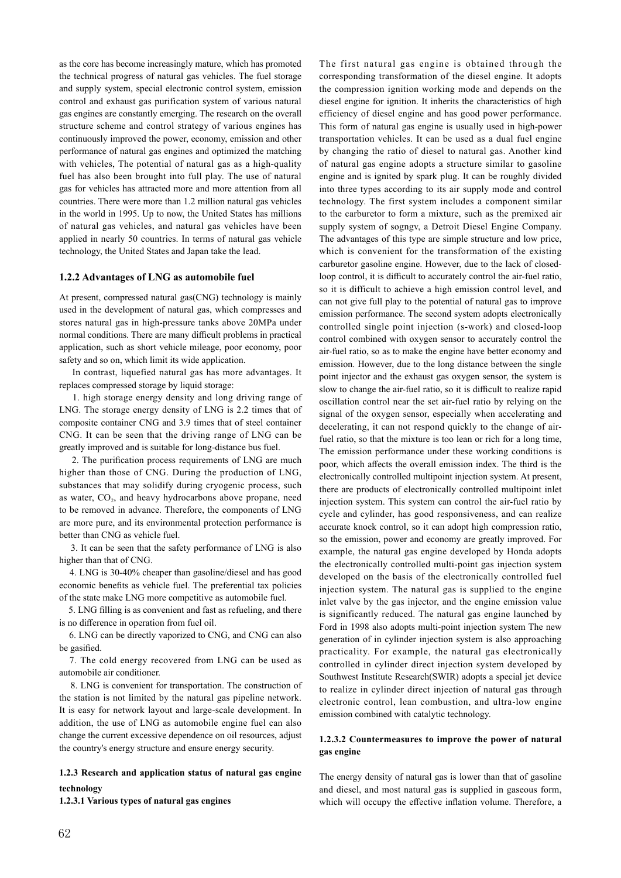as the core has become increasingly mature, which has promoted the technical progress of natural gas vehicles. The fuel storage and supply system, special electronic control system, emission control and exhaust gas purification system of various natural gas engines are constantly emerging. The research on the overall structure scheme and control strategy of various engines has continuously improved the power, economy, emission and other performance of natural gas engines and optimized the matching with vehicles, The potential of natural gas as a high-quality fuel has also been brought into full play. The use of natural gas for vehicles has attracted more and more attention from all countries. There were more than 1.2 million natural gas vehicles in the world in 1995. Up to now, the United States has millions of natural gas vehicles, and natural gas vehicles have been applied in nearly 50 countries. In terms of natural gas vehicle technology, the United States and Japan take the lead.

### 1.2.2 Advantages of LNG as automobile fuel

At present, compressed natural gas(CNG) technology is mainly used in the development of natural gas, which compresses and stores natural gas in high-pressure tanks above 20MPa under normal conditions. There are many difficult problems in practical application, such as short vehicle mileage, poor economy, poor safety and so on, which limit its wide application.

In contrast, liquefied natural gas has more advantages. It replaces compressed storage by liquid storage:

1. high storage energy density and long driving range of LNG. The storage energy density of LNG is 2.2 times that of composite container CNG and 3.9 times that of steel container CNG. It can be seen that the driving range of LNG can be greatly improved and is suitable for long-distance bus fuel.

2. The purification process requirements of LNG are much higher than those of CNG. During the production of LNG, substances that may solidify during cryogenic process, such as water, $CO_2$, and heavy hydrocarbons above propane, need to be removed in advance. Therefore, the components of LNG are more pure, and its environmental protection performance is better than CNG as vehicle fuel.

3. It can be seen that the safety performance of LNG is also higher than that of CNG.

4. LNG is 30-40% cheaper than gasoline/diesel and has good economic benefits as vehicle fuel. The preferential tax policies of the state make LNG more competitive as automobile fuel.

5. LNG filling is as convenient and fast as refueling, and there is no difference in operation from fuel oil.

6. LNG can be directly vaporized to CNG, and CNG can also be gasified.

7. The cold energy recovered from LNG can be used as automobile air conditioner.

8. LNG is convenient for transportation. The construction of the station is not limited by the natural gas pipeline network. It is easy for network layout and large-scale development. In addition, the use of LNG as automobile engine fuel can also change the current excessive dependence on oil resources, adjust the country's energy structure and ensure energy security.

### 1.2.3 Research and application status of natural gas engine technology

#### 1.2.3.1 Various types of natural gas engines

The first natural gas engine is obtained through the corresponding transformation of the diesel engine. It adopts the compression ignition working mode and depends on the diesel engine for ignition. It inherits the characteristics of high efficiency of diesel engine and has good power performance. This form of natural gas engine is usually used in high-power transportation vehicles. It can be used as a dual fuel engine by changing the ratio of diesel to natural gas. Another kind of natural gas engine adopts a structure similar to gasoline engine and is ignited by spark plug. It can be roughly divided into three types according to its air supply mode and control technology. The first system includes a component similar to the carburetor to form a mixture, such as the premixed air supply system of sogngv, a Detroit Diesel Engine Company. The advantages of this type are simple structure and low price, which is convenient for the transformation of the existing carburetor gasoline engine. However, due to the lack of closed-loop control, it is difficult to accurately control the air-fuel ratio, so it is difficult to achieve a high emission control level, and can not give full play to the potential of natural gas to improve emission performance. The second system adopts electronically controlled single point injection (s-work) and closed-loop control combined with oxygen sensor to accurately control the air-fuel ratio, so as to make the engine have better economy and emission. However, due to the long distance between the single point injector and the exhaust gas oxygen sensor, the system is slow to change the air-fuel ratio, so it is difficult to realize rapid oscillation control near the set air-fuel ratio by relying on the signal of the oxygen sensor, especially when accelerating and decelerating, it can not respond quickly to the change of air-fuel ratio, so that the mixture is too lean or rich for a long time, The emission performance under these working conditions is poor, which affects the overall emission index. The third is the electronically controlled multipoint injection system. At present, there are products of electronically controlled multipoint inlet injection system. This system can control the air-fuel ratio by cycle and cylinder, has good responsiveness, and can realize accurate knock control, so it can adopt high compression ratio, so the emission, power and economy are greatly improved. For example, the natural gas engine developed by Honda adopts the electronically controlled multi-point gas injection system developed on the basis of the electronically controlled fuel injection system. The natural gas is supplied to the engine inlet valve by the gas injector, and the engine emission value is significantly reduced. The natural gas engine launched by Ford in 1998 also adopts multi-point injection system The new generation of in cylinder injection system is also approaching practicality. For example, the natural gas electronically controlled in cylinder direct injection system developed by Southwest Institute Research(SWIR) adopts a special jet device to realize in cylinder direct injection of natural gas through electronic control, lean combustion, and ultra-low engine emission combined with catalytic technology.

#### 1.2.3.2 Countermeasures to improve the power of natural gas engine

The energy density of natural gas is lower than that of gasoline and diesel, and most natural gas is supplied in gaseous form, which will occupy the effective inflation volume. Therefore, a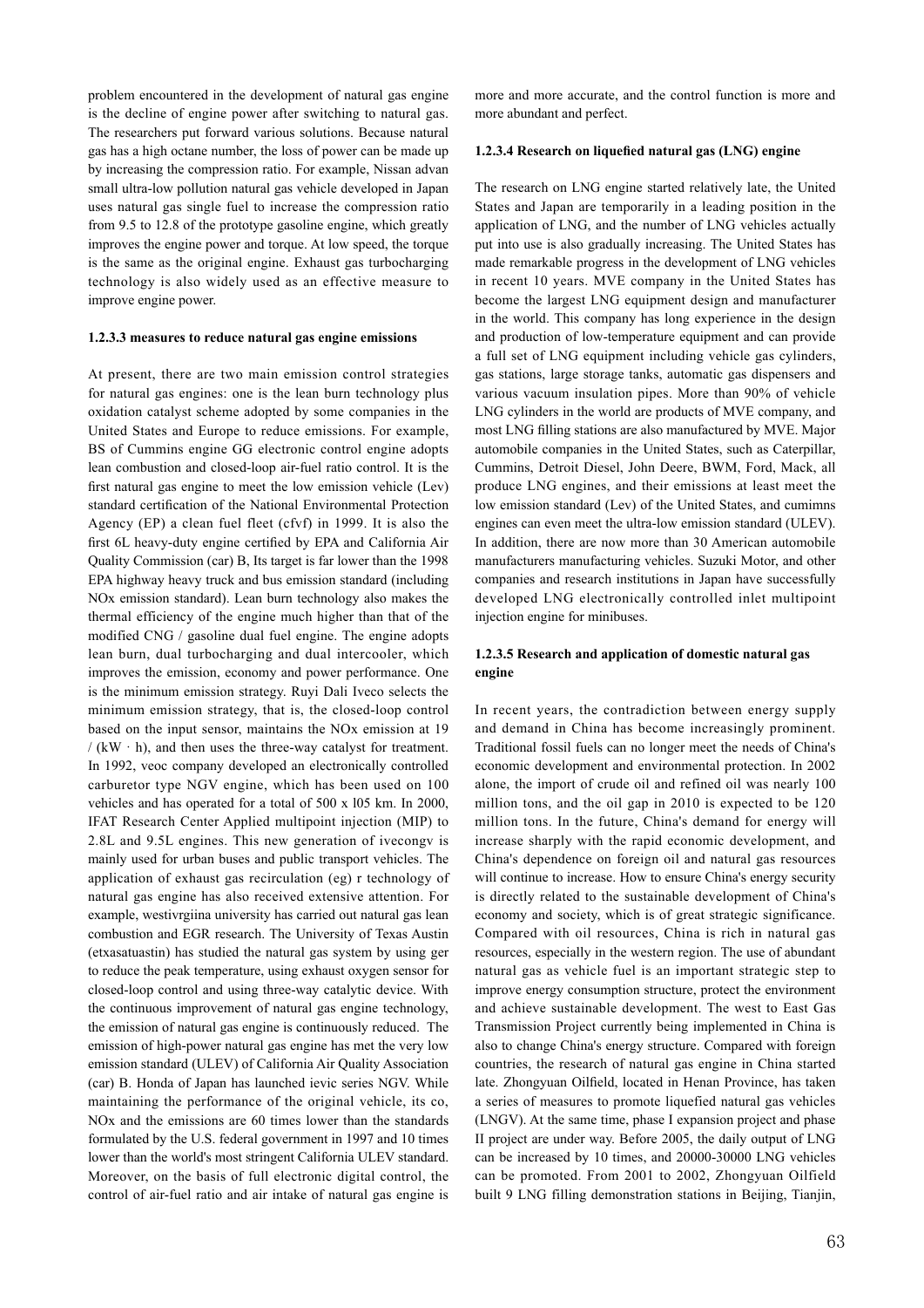problem encountered in the development of natural gas engine is the decline of engine power after switching to natural gas. The researchers put forward various solutions. Because natural gas has a high octane number, the loss of power can be made up by increasing the compression ratio. For example, Nissan advan small ultra-low pollution natural gas vehicle developed in Japan uses natural gas single fuel to increase the compression ratio from 9.5 to 12.8 of the prototype gasoline engine, which greatly improves the engine power and torque. At low speed, the torque is the same as the original engine. Exhaust gas turbocharging technology is also widely used as an effective measure to improve engine power.

#### 1.2.3.3 measures to reduce natural gas engine emissions

At present, there are two main emission control strategies for natural gas engines: one is the lean burn technology plus oxidation catalyst scheme adopted by some companies in the United States and Europe to reduce emissions. For example, BS of Cummins engine GG electronic control engine adopts lean combustion and closed-loop air-fuel ratio control. It is the first natural gas engine to meet the low emission vehicle (Lev) standard certification of the National Environmental Protection Agency (EP) a clean fuel fleet (cfvf) in 1999. It is also the first 6L heavy-duty engine certified by EPA and California Air Quality Commission (car) B, Its target is far lower than the 1998 EPA highway heavy truck and bus emission standard (including NOx emission standard). Lean burn technology also makes the thermal efficiency of the engine much higher than that of the modified CNG / gasoline dual fuel engine. The engine adopts lean burn, dual turbocharging and dual intercooler, which improves the emission, economy and power performance. One is the minimum emission strategy. Ruyi Dali Iveco selects the minimum emission strategy, that is, the closed-loop control based on the input sensor, maintains the NOx emission at 19 / (kW · h), and then uses the three-way catalyst for treatment. In 1992, veoc company developed an electronically controlled carburetor type NGV engine, which has been used on 100 vehicles and has operated for a total of 500 x l05 km. In 2000, IFAT Research Center Applied multipoint injection (MIP) to 2.8L and 9.5L engines. This new generation of ivecongv is mainly used for urban buses and public transport vehicles. The application of exhaust gas recirculation (eg) r technology of natural gas engine has also received extensive attention. For example, westivrgiina university has carried out natural gas lean combustion and EGR research. The University of Texas Austin (etxasatuastin) has studied the natural gas system by using ger to reduce the peak temperature, using exhaust oxygen sensor for closed-loop control and using three-way catalytic device. With the continuous improvement of natural gas engine technology, the emission of natural gas engine is continuously reduced. The emission of high-power natural gas engine has met the very low emission standard (ULEV) of California Air Quality Association (car) B. Honda of Japan has launched ievic series NGV. While maintaining the performance of the original vehicle, its co, NOx and the emissions are 60 times lower than the standards formulated by the U.S. federal government in 1997 and 10 times lower than the world's most stringent California ULEV standard. Moreover, on the basis of full electronic digital control, the control of air-fuel ratio and air intake of natural gas engine is more and more accurate, and the control function is more and more abundant and perfect.

#### 1.2.3.4 Research on liquefied natural gas (LNG) engine

The research on LNG engine started relatively late, the United States and Japan are temporarily in a leading position in the application of LNG, and the number of LNG vehicles actually put into use is also gradually increasing. The United States has made remarkable progress in the development of LNG vehicles in recent 10 years. MVE company in the United States has become the largest LNG equipment design and manufacturer in the world. This company has long experience in the design and production of low-temperature equipment and can provide a full set of LNG equipment including vehicle gas cylinders, gas stations, large storage tanks, automatic gas dispensers and various vacuum insulation pipes. More than 90% of vehicle LNG cylinders in the world are products of MVE company, and most LNG filling stations are also manufactured by MVE. Major automobile companies in the United States, such as Caterpillar, Cummins, Detroit Diesel, John Deere, BWM, Ford, Mack, all produce LNG engines, and their emissions at least meet the low emission standard (Lev) of the United States, and cumimns engines can even meet the ultra-low emission standard (ULEV). In addition, there are now more than 30 American automobile manufacturers manufacturing vehicles. Suzuki Motor, and other companies and research institutions in Japan have successfully developed LNG electronically controlled inlet multipoint injection engine for minibuses.

#### 1.2.3.5 Research and application of domestic natural gas engine

In recent years, the contradiction between energy supply and demand in China has become increasingly prominent. Traditional fossil fuels can no longer meet the needs of China's economic development and environmental protection. In 2002 alone, the import of crude oil and refined oil was nearly 100 million tons, and the oil gap in 2010 is expected to be 120 million tons. In the future, China's demand for energy will increase sharply with the rapid economic development, and China's dependence on foreign oil and natural gas resources will continue to increase. How to ensure China's energy security is directly related to the sustainable development of China's economy and society, which is of great strategic significance. Compared with oil resources, China is rich in natural gas resources, especially in the western region. The use of abundant natural gas as vehicle fuel is an important strategic step to improve energy consumption structure, protect the environment and achieve sustainable development. The west to East Gas Transmission Project currently being implemented in China is also to change China's energy structure. Compared with foreign countries, the research of natural gas engine in China started late. Zhongyuan Oilfield, located in Henan Province, has taken a series of measures to promote liquefied natural gas vehicles (LNGV). At the same time, phase I expansion project and phase II project are under way. Before 2005, the daily output of LNG can be increased by 10 times, and 20000-30000 LNG vehicles can be promoted. From 2001 to 2002, Zhongyuan Oilfield built 9 LNG filling demonstration stations in Beijing, Tianjin,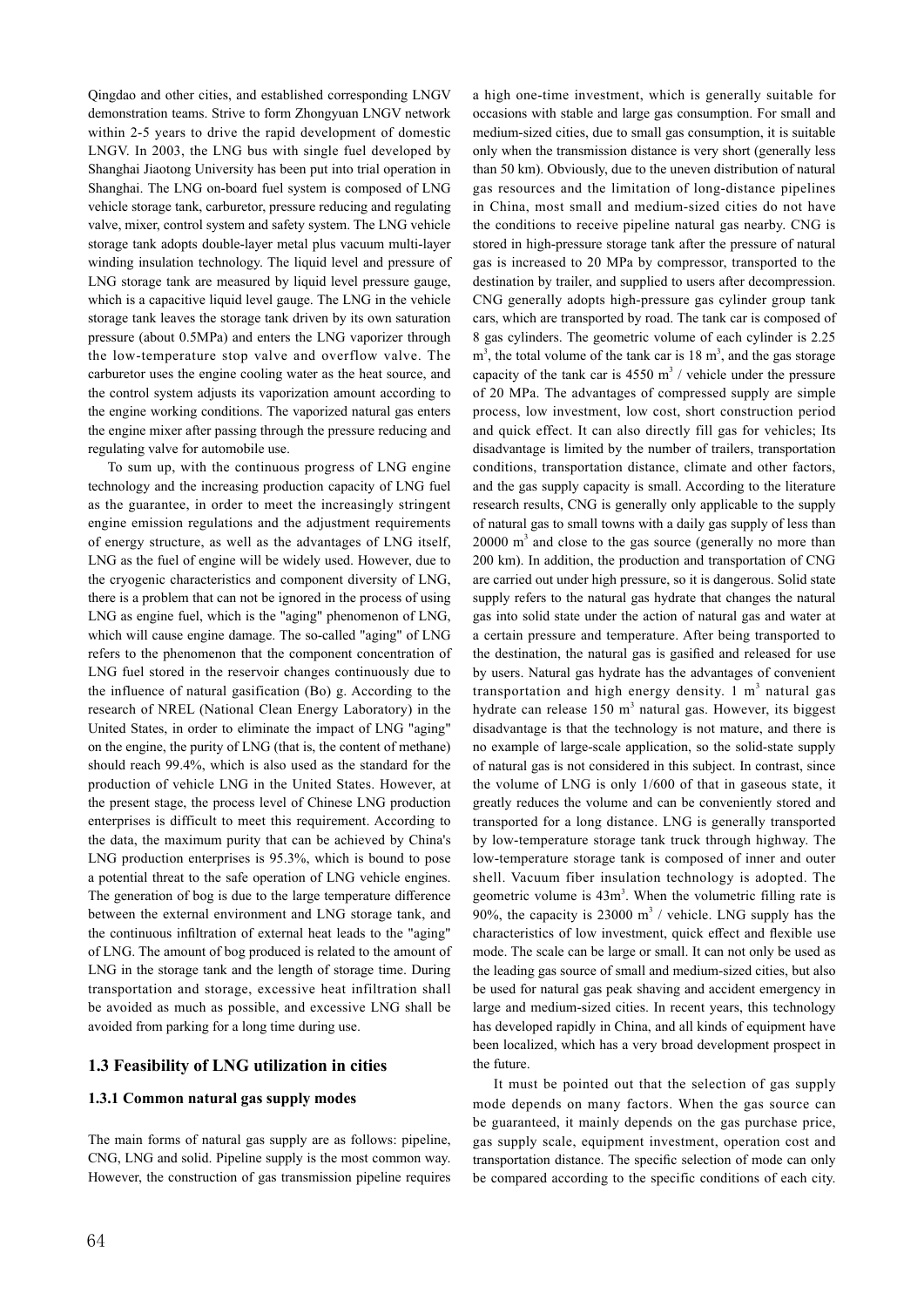Qingdao and other cities, and established corresponding LNGV demonstration teams. Strive to form Zhongyuan LNGV network within 2-5 years to drive the rapid development of domestic LNGV. In 2003, the LNG bus with single fuel developed by Shanghai Jiaotong University has been put into trial operation in Shanghai. The LNG on-board fuel system is composed of LNG vehicle storage tank, carburetor, pressure reducing and regulating valve, mixer, control system and safety system. The LNG vehicle storage tank adopts double-layer metal plus vacuum multi-layer winding insulation technology. The liquid level and pressure of LNG storage tank are measured by liquid level pressure gauge, which is a capacitive liquid level gauge. The LNG in the vehicle storage tank leaves the storage tank driven by its own saturation pressure (about 0.5MPa) and enters the LNG vaporizer through the low-temperature stop valve and overflow valve. The carburetor uses the engine cooling water as the heat source, and the control system adjusts its vaporization amount according to the engine working conditions. The vaporized natural gas enters the engine mixer after passing through the pressure reducing and regulating valve for automobile use.

To sum up, with the continuous progress of LNG engine technology and the increasing production capacity of LNG fuel as the guarantee, in order to meet the increasingly stringent engine emission regulations and the adjustment requirements of energy structure, as well as the advantages of LNG itself, LNG as the fuel of engine will be widely used. However, due to the cryogenic characteristics and component diversity of LNG, there is a problem that can not be ignored in the process of using LNG as engine fuel, which is the "aging" phenomenon of LNG, which will cause engine damage. The so-called "aging" of LNG refers to the phenomenon that the component concentration of LNG fuel stored in the reservoir changes continuously due to the influence of natural gasification (Bo) g. According to the research of NREL (National Clean Energy Laboratory) in the United States, in order to eliminate the impact of LNG "aging" on the engine, the purity of LNG (that is, the content of methane) should reach 99.4%, which is also used as the standard for the production of vehicle LNG in the United States. However, at the present stage, the process level of Chinese LNG production enterprises is difficult to meet this requirement. According to the data, the maximum purity that can be achieved by China's LNG production enterprises is 95.3%, which is bound to pose a potential threat to the safe operation of LNG vehicle engines. The generation of bog is due to the large temperature difference between the external environment and LNG storage tank, and the continuous infiltration of external heat leads to the "aging" of LNG. The amount of bog produced is related to the amount of LNG in the storage tank and the length of storage time. During transportation and storage, excessive heat infiltration shall be avoided as much as possible, and excessive LNG shall be avoided from parking for a long time during use.

### 1.3 Feasibility of LNG utilization in cities

#### 1.3.1 Common natural gas supply modes

The main forms of natural gas supply are as follows: pipeline, CNG, LNG and solid. Pipeline supply is the most common way. However, the construction of gas transmission pipeline requires a high one-time investment, which is generally suitable for occasions with stable and large gas consumption. For small and medium-sized cities, due to small gas consumption, it is suitable only when the transmission distance is very short (generally less than 50 km). Obviously, due to the uneven distribution of natural gas resources and the limitation of long-distance pipelines in China, most small and medium-sized cities do not have the conditions to receive pipeline natural gas nearby. CNG is stored in high-pressure storage tank after the pressure of natural gas is increased to 20 MPa by compressor, transported to the destination by trailer, and supplied to users after decompression. CNG generally adopts high-pressure gas cylinder group tank cars, which are transported by road. The tank car is composed of 8 gas cylinders. The geometric volume of each cylinder is 2.25 $m^3$, the total volume of the tank car is 18 $m^3$, and the gas storage capacity of the tank car is 4550 $m^3$ / vehicle under the pressure of 20 MPa. The advantages of compressed supply are simple process, low investment, low cost, short construction period and quick effect. It can also directly fill gas for vehicles; Its disadvantage is limited by the number of trailers, transportation conditions, transportation distance, climate and other factors, and the gas supply capacity is small. According to the literature research results, CNG is generally only applicable to the supply of natural gas to small towns with a daily gas supply of less than 20000 $m^3$ and close to the gas source (generally no more than 200 km). In addition, the production and transportation of CNG are carried out under high pressure, so it is dangerous. Solid state supply refers to the natural gas hydrate that changes the natural gas into solid state under the action of natural gas and water at a certain pressure and temperature. After being transported to the destination, the natural gas is gasified and released for use by users. Natural gas hydrate has the advantages of convenient transportation and high energy density. 1 $m^3$ natural gas hydrate can release 150 $m^3$ natural gas. However, its biggest disadvantage is that the technology is not mature, and there is no example of large-scale application, so the solid-state supply of natural gas is not considered in this subject. In contrast, since the volume of LNG is only 1/600 of that in gaseous state, it greatly reduces the volume and can be conveniently stored and transported for a long distance. LNG is generally transported by low-temperature storage tank truck through highway. The low-temperature storage tank is composed of inner and outer shell. Vacuum fiber insulation technology is adopted. The geometric volume is 43$m^3$. When the volumetric filling rate is 90%, the capacity is 23000 $m^3$ / vehicle. LNG supply has the characteristics of low investment, quick effect and flexible use mode. The scale can be large or small. It can not only be used as the leading gas source of small and medium-sized cities, but also be used for natural gas peak shaving and accident emergency in large and medium-sized cities. In recent years, this technology has developed rapidly in China, and all kinds of equipment have been localized, which has a very broad development prospect in the future.

It must be pointed out that the selection of gas supply mode depends on many factors. When the gas source can be guaranteed, it mainly depends on the gas purchase price, gas supply scale, equipment investment, operation cost and transportation distance. The specific selection of mode can only be compared according to the specific conditions of each city.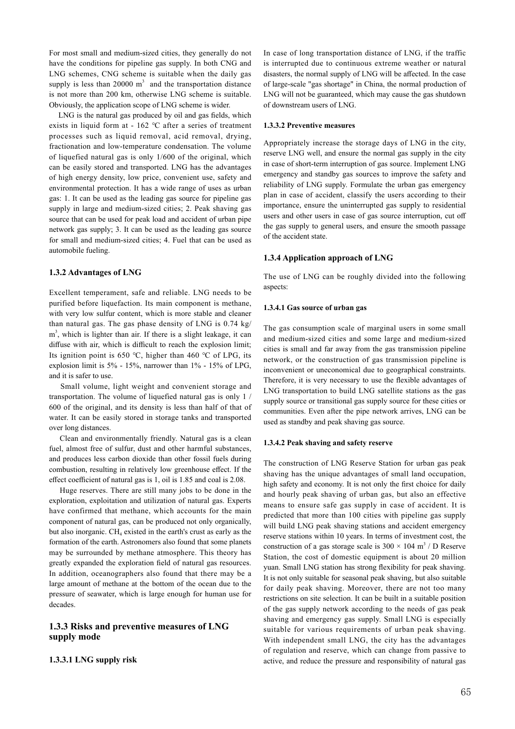For most small and medium-sized cities, they generally do not have the conditions for pipeline gas supply. In both CNG and LNG schemes, CNG scheme is suitable when the daily gas supply is less than 20000 $m^3$ and the transportation distance is not more than 200 km, otherwise LNG scheme is suitable. Obviously, the application scope of LNG scheme is wider.

LNG is the natural gas produced by oil and gas fields, which exists in liquid form at - 162 ℃ after a series of treatment processes such as liquid removal, acid removal, drying, fractionation and low-temperature condensation. The volume of liquefied natural gas is only 1/600 of the original, which can be easily stored and transported. LNG has the advantages of high energy density, low price, convenient use, safety and environmental protection. It has a wide range of uses as urban gas: 1. It can be used as the leading gas source for pipeline gas supply in large and medium-sized cities; 2. Peak shaving gas source that can be used for peak load and accident of urban pipe network gas supply; 3. It can be used as the leading gas source for small and medium-sized cities; 4. Fuel that can be used as automobile fueling.

### 1.3.2 Advantages of LNG

Excellent temperament, safe and reliable. LNG needs to be purified before liquefaction. Its main component is methane, with very low sulfur content, which is more stable and cleaner than natural gas. The gas phase density of LNG is 0.74 kg/ $m^3$, which is lighter than air. If there is a slight leakage, it can diffuse with air, which is difficult to reach the explosion limit; Its ignition point is 650 ℃, higher than 460 ℃ of LPG, its explosion limit is 5% - 15%, narrower than 1% - 15% of LPG, and it is safer to use.

Small volume, light weight and convenient storage and transportation. The volume of liquefied natural gas is only 1 / 600 of the original, and its density is less than half of that of water. It can be easily stored in storage tanks and transported over long distances.

Clean and environmentally friendly. Natural gas is a clean fuel, almost free of sulfur, dust and other harmful substances, and produces less carbon dioxide than other fossil fuels during combustion, resulting in relatively low greenhouse effect. If the effect coefficient of natural gas is 1, oil is 1.85 and coal is 2.08.

Huge reserves. There are still many jobs to be done in the exploration, exploitation and utilization of natural gas. Experts have confirmed that methane, which accounts for the main component of natural gas, can be produced not only organically, but also inorganic. $CH_4$ existed in the earth's crust as early as the formation of the earth. Astronomers also found that some planets may be surrounded by methane atmosphere. This theory has greatly expanded the exploration field of natural gas resources. In addition, oceanographers also found that there may be a large amount of methane at the bottom of the ocean due to the pressure of seawater, which is large enough for human use for decades.

## 1.3.3 Risks and preventive measures of LNG supply mode

### 1.3.3.1 LNG supply risk

In case of long transportation distance of LNG, if the traffic is interrupted due to continuous extreme weather or natural disasters, the normal supply of LNG will be affected. In the case of large-scale "gas shortage" in China, the normal production of LNG will not be guaranteed, which may cause the gas shutdown of downstream users of LNG.

#### 1.3.3.2 Preventive measures

Appropriately increase the storage days of LNG in the city, reserve LNG well, and ensure the normal gas supply in the city in case of short-term interruption of gas source. Implement LNG emergency and standby gas sources to improve the safety and reliability of LNG supply. Formulate the urban gas emergency plan in case of accident, classify the users according to their importance, ensure the uninterrupted gas supply to residential users and other users in case of gas source interruption, cut off the gas supply to general users, and ensure the smooth passage of the accident state.

### 1.3.4 Application approach of LNG

The use of LNG can be roughly divided into the following aspects:

#### 1.3.4.1 Gas source of urban gas

The gas consumption scale of marginal users in some small and medium-sized cities and some large and medium-sized cities is small and far away from the gas transmission pipeline network, or the construction of gas transmission pipeline is inconvenient or uneconomical due to geographical constraints. Therefore, it is very necessary to use the flexible advantages of LNG transportation to build LNG satellite stations as the gas supply source or transitional gas supply source for these cities or communities. Even after the pipe network arrives, LNG can be used as standby and peak shaving gas source.

#### 1.3.4.2 Peak shaving and safety reserve

The construction of LNG Reserve Station for urban gas peak shaving has the unique advantages of small land occupation, high safety and economy. It is not only the first choice for daily and hourly peak shaving of urban gas, but also an effective means to ensure safe gas supply in case of accident. It is predicted that more than 100 cities with pipeline gas supply will build LNG peak shaving stations and accident emergency reserve stations within 10 years. In terms of investment cost, the construction of a gas storage scale is $300 \times 104$ $m^3$ / D Reserve Station, the cost of domestic equipment is about 20 million yuan. Small LNG station has strong flexibility for peak shaving. It is not only suitable for seasonal peak shaving, but also suitable for daily peak shaving. Moreover, there are not too many restrictions on site selection. It can be built in a suitable position of the gas supply network according to the needs of gas peak shaving and emergency gas supply. Small LNG is especially suitable for various requirements of urban peak shaving. With independent small LNG, the city has the advantages of regulation and reserve, which can change from passive to active, and reduce the pressure and responsibility of natural gas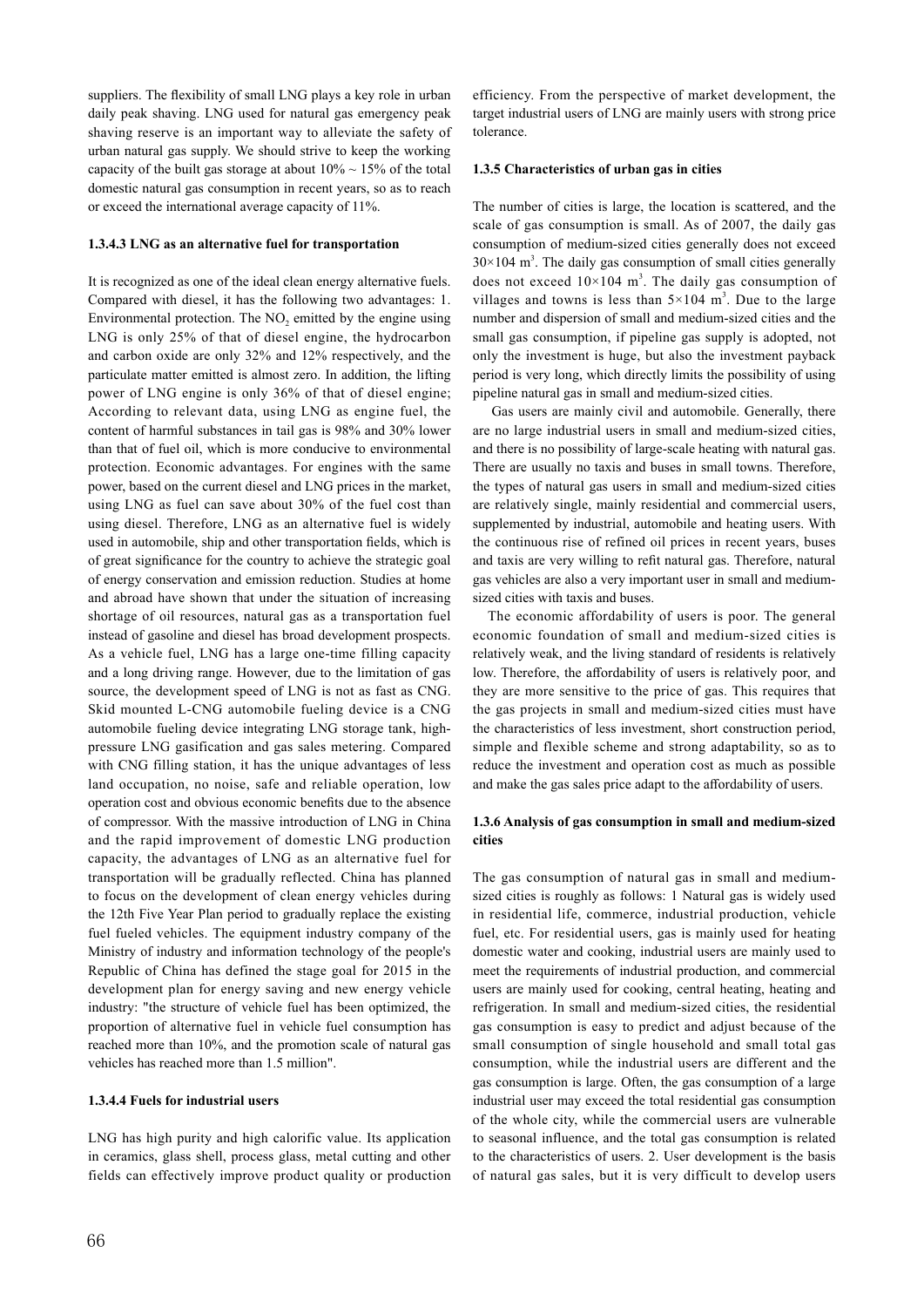suppliers. The flexibility of small LNG plays a key role in urban daily peak shaving. LNG used for natural gas emergency peak shaving reserve is an important way to alleviate the safety of urban natural gas supply. We should strive to keep the working capacity of the built gas storage at about 10% ~ 15% of the total domestic natural gas consumption in recent years, so as to reach or exceed the international average capacity of 11%.

#### 1.3.4.3 LNG as an alternative fuel for transportation

It is recognized as one of the ideal clean energy alternative fuels. Compared with diesel, it has the following two advantages: 1. Environmental protection. The $NO_2$ emitted by the engine using LNG is only 25% of that of diesel engine, the hydrocarbon and carbon oxide are only 32% and 12% respectively, and the particulate matter emitted is almost zero. In addition, the lifting power of LNG engine is only 36% of that of diesel engine; According to relevant data, using LNG as engine fuel, the content of harmful substances in tail gas is 98% and 30% lower than that of fuel oil, which is more conducive to environmental protection. Economic advantages. For engines with the same power, based on the current diesel and LNG prices in the market, using LNG as fuel can save about 30% of the fuel cost than using diesel. Therefore, LNG as an alternative fuel is widely used in automobile, ship and other transportation fields, which is of great significance for the country to achieve the strategic goal of energy conservation and emission reduction. Studies at home and abroad have shown that under the situation of increasing shortage of oil resources, natural gas as a transportation fuel instead of gasoline and diesel has broad development prospects. As a vehicle fuel, LNG has a large one-time filling capacity and a long driving range. However, due to the limitation of gas source, the development speed of LNG is not as fast as CNG. Skid mounted L-CNG automobile fueling device is a CNG automobile fueling device integrating LNG storage tank, high-pressure LNG gasification and gas sales metering. Compared with CNG filling station, it has the unique advantages of less land occupation, no noise, safe and reliable operation, low operation cost and obvious economic benefits due to the absence of compressor. With the massive introduction of LNG in China and the rapid improvement of domestic LNG production capacity, the advantages of LNG as an alternative fuel for transportation will be gradually reflected. China has planned to focus on the development of clean energy vehicles during the 12th Five Year Plan period to gradually replace the existing fuel fueled vehicles. The equipment industry company of the Ministry of industry and information technology of the people's Republic of China has defined the stage goal for 2015 in the development plan for energy saving and new energy vehicle industry: "the structure of vehicle fuel has been optimized, the proportion of alternative fuel in vehicle fuel consumption has reached more than 10%, and the promotion scale of natural gas vehicles has reached more than 1.5 million".

#### 1.3.4.4 Fuels for industrial users

LNG has high purity and high calorific value. Its application in ceramics, glass shell, process glass, metal cutting and other fields can effectively improve product quality or production efficiency. From the perspective of market development, the target industrial users of LNG are mainly users with strong price tolerance.

### 1.3.5 Characteristics of urban gas in cities

The number of cities is large, the location is scattered, and the scale of gas consumption is small. As of 2007, the daily gas consumption of medium-sized cities generally does not exceed $30\times104$ $m^3$. The daily gas consumption of small cities generally does not exceed $10\times104$ $m^3$. The daily gas consumption of villages and towns is less than $5\times104$ $m^3$. Due to the large number and dispersion of small and medium-sized cities and the small gas consumption, if pipeline gas supply is adopted, not only the investment is huge, but also the investment payback period is very long, which directly limits the possibility of using pipeline natural gas in small and medium-sized cities.

Gas users are mainly civil and automobile. Generally, there are no large industrial users in small and medium-sized cities, and there is no possibility of large-scale heating with natural gas. There are usually no taxis and buses in small towns. Therefore, the types of natural gas users in small and medium-sized cities are relatively single, mainly residential and commercial users, supplemented by industrial, automobile and heating users. With the continuous rise of refined oil prices in recent years, buses and taxis are very willing to refit natural gas. Therefore, natural gas vehicles are also a very important user in small and medium-sized cities with taxis and buses.

The economic affordability of users is poor. The general economic foundation of small and medium-sized cities is relatively weak, and the living standard of residents is relatively low. Therefore, the affordability of users is relatively poor, and they are more sensitive to the price of gas. This requires that the gas projects in small and medium-sized cities must have the characteristics of less investment, short construction period, simple and flexible scheme and strong adaptability, so as to reduce the investment and operation cost as much as possible and make the gas sales price adapt to the affordability of users.

### 1.3.6 Analysis of gas consumption in small and medium-sized cities

The gas consumption of natural gas in small and medium-sized cities is roughly as follows: 1 Natural gas is widely used in residential life, commerce, industrial production, vehicle fuel, etc. For residential users, gas is mainly used for heating domestic water and cooking, industrial users are mainly used to meet the requirements of industrial production, and commercial users are mainly used for cooking, central heating, heating and refrigeration. In small and medium-sized cities, the residential gas consumption is easy to predict and adjust because of the small consumption of single household and small total gas consumption, while the industrial users are different and the gas consumption is large. Often, the gas consumption of a large industrial user may exceed the total residential gas consumption of the whole city, while the commercial users are vulnerable to seasonal influence, and the total gas consumption is related to the characteristics of users. 2. User development is the basis of natural gas sales, but it is very difficult to develop users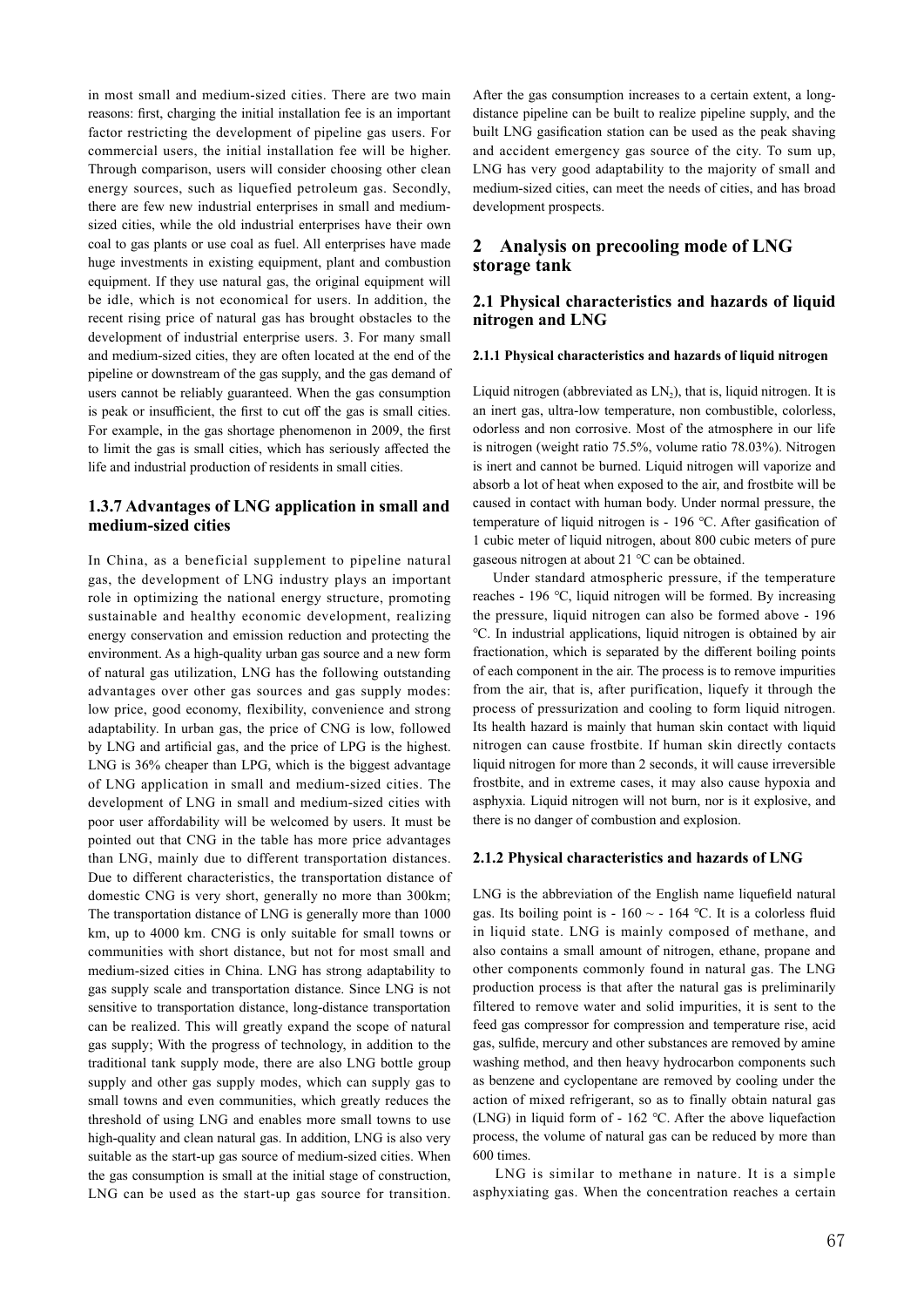in most small and medium-sized cities. There are two main reasons: first, charging the initial installation fee is an important factor restricting the development of pipeline gas users. For commercial users, the initial installation fee will be higher. Through comparison, users will consider choosing other clean energy sources, such as liquefied petroleum gas. Secondly, there are few new industrial enterprises in small and medium-sized cities, while the old industrial enterprises have their own coal to gas plants or use coal as fuel. All enterprises have made huge investments in existing equipment, plant and combustion equipment. If they use natural gas, the original equipment will be idle, which is not economical for users. In addition, the recent rising price of natural gas has brought obstacles to the development of industrial enterprise users. 3. For many small and medium-sized cities, they are often located at the end of the pipeline or downstream of the gas supply, and the gas demand of users cannot be reliably guaranteed. When the gas consumption is peak or insufficient, the first to cut off the gas is small cities. For example, in the gas shortage phenomenon in 2009, the first to limit the gas is small cities, which has seriously affected the life and industrial production of residents in small cities.

### 1.3.7 Advantages of LNG application in small and medium-sized cities

In China, as a beneficial supplement to pipeline natural gas, the development of LNG industry plays an important role in optimizing the national energy structure, promoting sustainable and healthy economic development, realizing energy conservation and emission reduction and protecting the environment. As a high-quality urban gas source and a new form of natural gas utilization, LNG has the following outstanding advantages over other gas sources and gas supply modes: low price, good economy, flexibility, convenience and strong adaptability. In urban gas, the price of CNG is low, followed by LNG and artificial gas, and the price of LPG is the highest. LNG is 36% cheaper than LPG, which is the biggest advantage of LNG application in small and medium-sized cities. The development of LNG in small and medium-sized cities with poor user affordability will be welcomed by users. It must be pointed out that CNG in the table has more price advantages than LNG, mainly due to different transportation distances. Due to different characteristics, the transportation distance of domestic CNG is very short, generally no more than 300km; The transportation distance of LNG is generally more than 1000 km, up to 4000 km. CNG is only suitable for small towns or communities with short distance, but not for most small and medium-sized cities in China. LNG has strong adaptability to gas supply scale and transportation distance. Since LNG is not sensitive to transportation distance, long-distance transportation can be realized. This will greatly expand the scope of natural gas supply; With the progress of technology, in addition to the traditional tank supply mode, there are also LNG bottle group supply and other gas supply modes, which can supply gas to small towns and even communities, which greatly reduces the threshold of using LNG and enables more small towns to use high-quality and clean natural gas. In addition, LNG is also very suitable as the start-up gas source of medium-sized cities. When the gas consumption is small at the initial stage of construction, LNG can be used as the start-up gas source for transition. After the gas consumption increases to a certain extent, a long-distance pipeline can be built to realize pipeline supply, and the built LNG gasification station can be used as the peak shaving and accident emergency gas source of the city. To sum up, LNG has very good adaptability to the majority of small and medium-sized cities, can meet the needs of cities, and has broad development prospects.

## 2 Analysis on precooling mode of LNG storage tank

### 2.1 Physical characteristics and hazards of liquid nitrogen and LNG

#### 2.1.1 Physical characteristics and hazards of liquid nitrogen

Liquid nitrogen (abbreviated as $LN_2$), that is, liquid nitrogen. It is an inert gas, ultra-low temperature, non combustible, colorless, odorless and non corrosive. Most of the atmosphere in our life is nitrogen (weight ratio 75.5%, volume ratio 78.03%). Nitrogen is inert and cannot be burned. Liquid nitrogen will vaporize and absorb a lot of heat when exposed to the air, and frostbite will be caused in contact with human body. Under normal pressure, the temperature of liquid nitrogen is - 196 ℃. After gasification of 1 cubic meter of liquid nitrogen, about 800 cubic meters of pure gaseous nitrogen at about 21 ℃ can be obtained.

Under standard atmospheric pressure, if the temperature reaches - 196 ℃, liquid nitrogen will be formed. By increasing the pressure, liquid nitrogen can also be formed above - 196 ℃. In industrial applications, liquid nitrogen is obtained by air fractionation, which is separated by the different boiling points of each component in the air. The process is to remove impurities from the air, that is, after purification, liquefy it through the process of pressurization and cooling to form liquid nitrogen. Its health hazard is mainly that human skin contact with liquid nitrogen can cause frostbite. If human skin directly contacts liquid nitrogen for more than 2 seconds, it will cause irreversible frostbite, and in extreme cases, it may also cause hypoxia and asphyxia. Liquid nitrogen will not burn, nor is it explosive, and there is no danger of combustion and explosion.

#### 2.1.2 Physical characteristics and hazards of LNG

LNG is the abbreviation of the English name liquefield natural gas. Its boiling point is - 160 ~ - 164 ℃. It is a colorless fluid in liquid state. LNG is mainly composed of methane, and also contains a small amount of nitrogen, ethane, propane and other components commonly found in natural gas. The LNG production process is that after the natural gas is preliminarily filtered to remove water and solid impurities, it is sent to the feed gas compressor for compression and temperature rise, acid gas, sulfide, mercury and other substances are removed by amine washing method, and then heavy hydrocarbon components such as benzene and cyclopentane are removed by cooling under the action of mixed refrigerant, so as to finally obtain natural gas (LNG) in liquid form of - 162 ℃. After the above liquefaction process, the volume of natural gas can be reduced by more than 600 times.

LNG is similar to methane in nature. It is a simple asphyxiating gas. When the concentration reaches a certain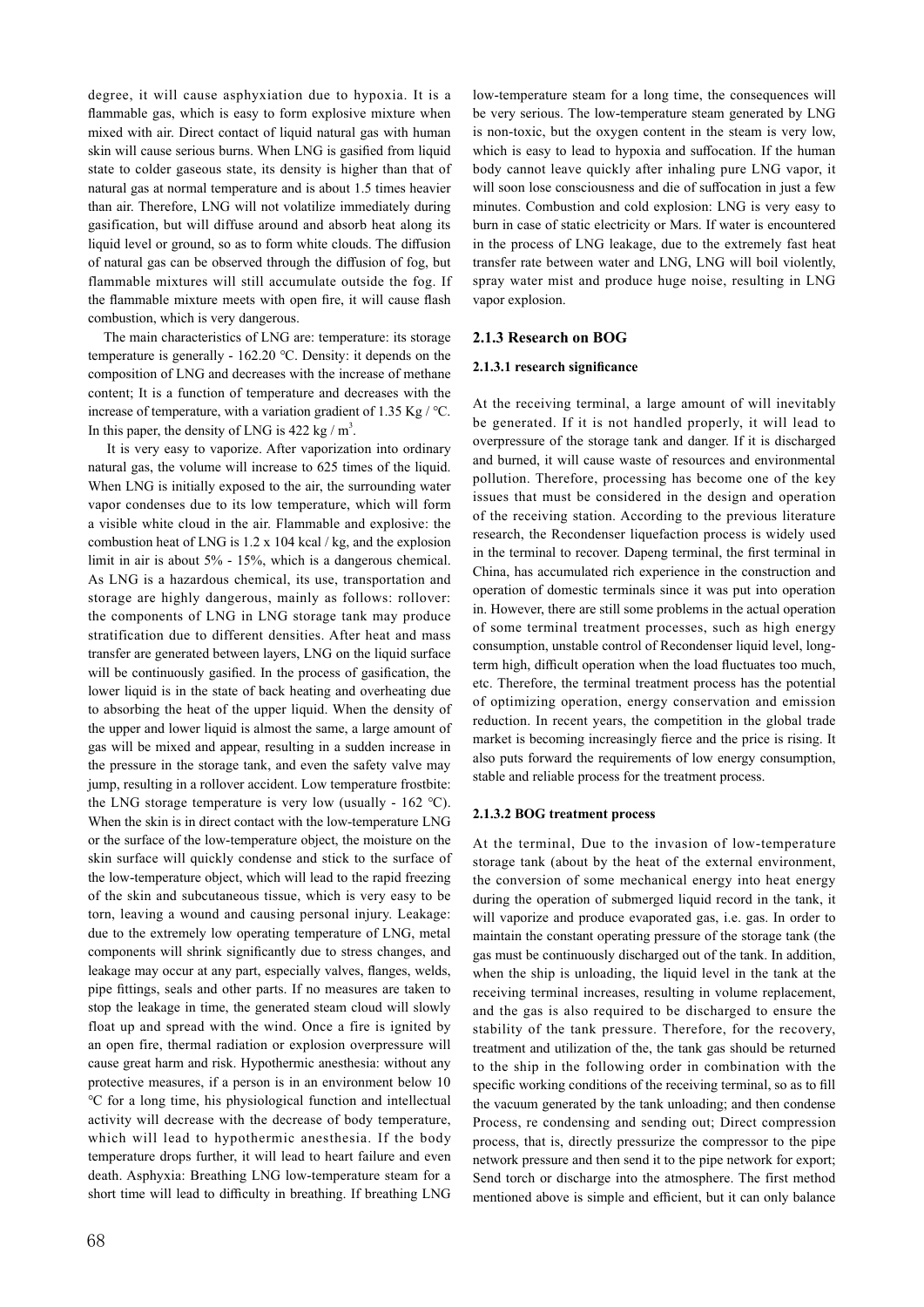degree, it will cause asphyxiation due to hypoxia. It is a flammable gas, which is easy to form explosive mixture when mixed with air. Direct contact of liquid natural gas with human skin will cause serious burns. When LNG is gasified from liquid state to colder gaseous state, its density is higher than that of natural gas at normal temperature and is about 1.5 times heavier than air. Therefore, LNG will not volatilize immediately during gasification, but will diffuse around and absorb heat along its liquid level or ground, so as to form white clouds. The diffusion of natural gas can be observed through the diffusion of fog, but flammable mixtures will still accumulate outside the fog. If the flammable mixture meets with open fire, it will cause flash combustion, which is very dangerous.

The main characteristics of LNG are: temperature: its storage temperature is generally - 162.20 °C. Density: it depends on the composition of LNG and decreases with the increase of methane content; It is a function of temperature and decreases with the increase of temperature, with a variation gradient of 1.35 Kg / ℃. In this paper, the density of LNG is 422 kg / $m^3$.

It is very easy to vaporize. After vaporization into ordinary natural gas, the volume will increase to 625 times of the liquid. When LNG is initially exposed to the air, the surrounding water vapor condenses due to its low temperature, which will form a visible white cloud in the air. Flammable and explosive: the combustion heat of LNG is 1.2 x 104 kcal / kg, and the explosion limit in air is about 5% - 15%, which is a dangerous chemical. As LNG is a hazardous chemical, its use, transportation and storage are highly dangerous, mainly as follows: rollover: the components of LNG in LNG storage tank may produce stratification due to different densities. After heat and mass transfer are generated between layers, LNG on the liquid surface will be continuously gasified. In the process of gasification, the lower liquid is in the state of back heating and overheating due to absorbing the heat of the upper liquid. When the density of the upper and lower liquid is almost the same, a large amount of gas will be mixed and appear, resulting in a sudden increase in the pressure in the storage tank, and even the safety valve may jump, resulting in a rollover accident. Low temperature frostbite: the LNG storage temperature is very low (usually - 162 ℃). When the skin is in direct contact with the low-temperature LNG or the surface of the low-temperature object, the moisture on the skin surface will quickly condense and stick to the surface of the low-temperature object, which will lead to the rapid freezing of the skin and subcutaneous tissue, which is very easy to be torn, leaving a wound and causing personal injury. Leakage: due to the extremely low operating temperature of LNG, metal components will shrink significantly due to stress changes, and leakage may occur at any part, especially valves, flanges, welds, pipe fittings, seals and other parts. If no measures are taken to stop the leakage in time, the generated steam cloud will slowly float up and spread with the wind. Once a fire is ignited by an open fire, thermal radiation or explosion overpressure will cause great harm and risk. Hypothermic anesthesia: without any protective measures, if a person is in an environment below 10 ℃ for a long time, his physiological function and intellectual activity will decrease with the decrease of body temperature, which will lead to hypothermic anesthesia. If the body temperature drops further, it will lead to heart failure and even death. Asphyxia: Breathing LNG low-temperature steam for a short time will lead to difficulty in breathing. If breathing LNG low-temperature steam for a long time, the consequences will be very serious. The low-temperature steam generated by LNG is non-toxic, but the oxygen content in the steam is very low, which is easy to lead to hypoxia and suffocation. If the human body cannot leave quickly after inhaling pure LNG vapor, it will soon lose consciousness and die of suffocation in just a few minutes. Combustion and cold explosion: LNG is very easy to burn in case of static electricity or Mars. If water is encountered in the process of LNG leakage, due to the extremely fast heat transfer rate between water and LNG, LNG will boil violently, spray water mist and produce huge noise, resulting in LNG vapor explosion.

### 2.1.3 Research on BOG

#### 2.1.3.1 research significance

At the receiving terminal, a large amount of will inevitably be generated. If it is not handled properly, it will lead to overpressure of the storage tank and danger. If it is discharged and burned, it will cause waste of resources and environmental pollution. Therefore, processing has become one of the key issues that must be considered in the design and operation of the receiving station. According to the previous literature research, the Recondenser liquefaction process is widely used in the terminal to recover. Dapeng terminal, the first terminal in China, has accumulated rich experience in the construction and operation of domestic terminals since it was put into operation in. However, there are still some problems in the actual operation of some terminal treatment processes, such as high energy consumption, unstable control of Recondenser liquid level, long-term high, difficult operation when the load fluctuates too much, etc. Therefore, the terminal treatment process has the potential of optimizing operation, energy conservation and emission reduction. In recent years, the competition in the global trade market is becoming increasingly fierce and the price is rising. It also puts forward the requirements of low energy consumption, stable and reliable process for the treatment process.

#### 2.1.3.2 BOG treatment process

At the terminal, Due to the invasion of low-temperature storage tank (about by the heat of the external environment, the conversion of some mechanical energy into heat energy during the operation of submerged liquid record in the tank, it will vaporize and produce evaporated gas, i.e. gas. In order to maintain the constant operating pressure of the storage tank (the gas must be continuously discharged out of the tank. In addition, when the ship is unloading, the liquid level in the tank at the receiving terminal increases, resulting in volume replacement, and the gas is also required to be discharged to ensure the stability of the tank pressure. Therefore, for the recovery, treatment and utilization of the, the tank gas should be returned to the ship in the following order in combination with the specific working conditions of the receiving terminal, so as to fill the vacuum generated by the tank unloading; and then condense Process, re condensing and sending out; Direct compression process, that is, directly pressurize the compressor to the pipe network pressure and then send it to the pipe network for export; Send torch or discharge into the atmosphere. The first method mentioned above is simple and efficient, but it can only balance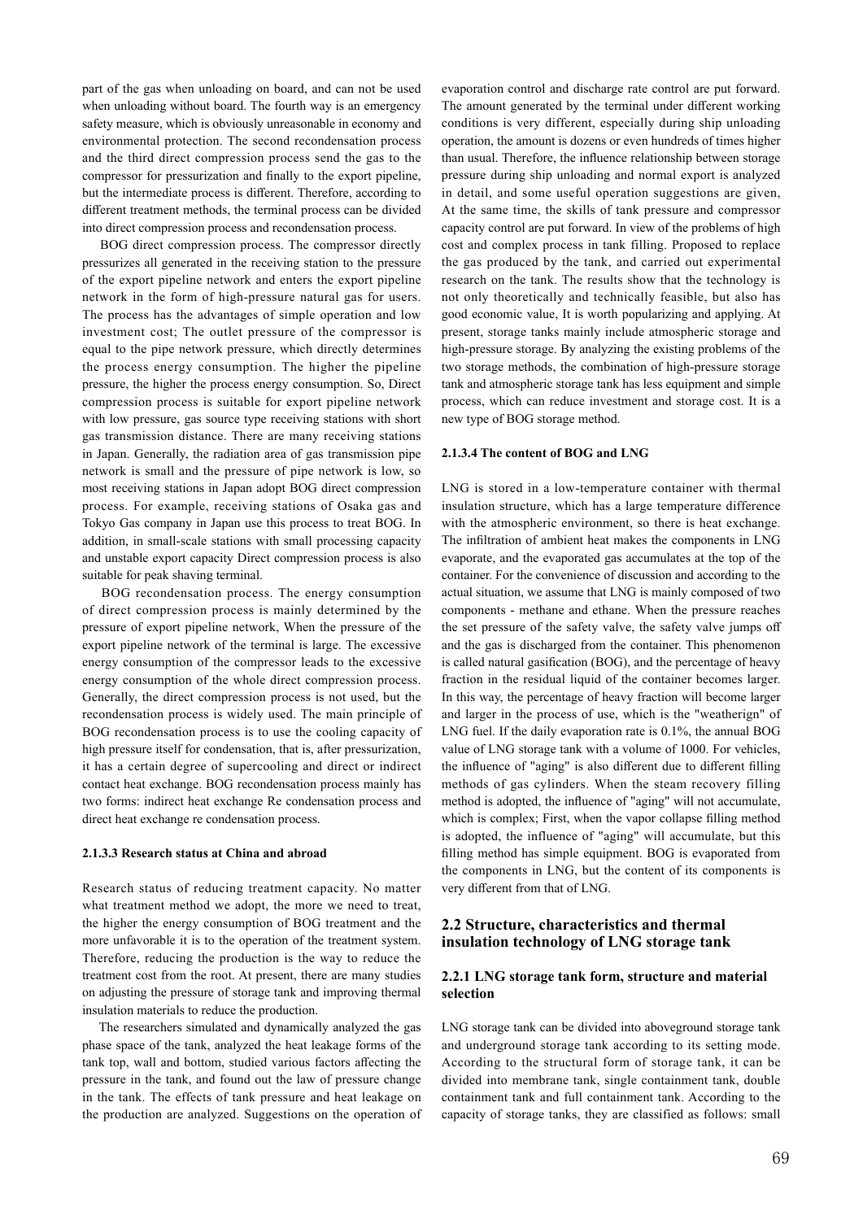part of the gas when unloading on board, and can not be used when unloading without board. The fourth way is an emergency safety measure, which is obviously unreasonable in economy and environmental protection. The second recondensation process and the third direct compression process send the gas to the compressor for pressurization and finally to the export pipeline, but the intermediate process is different. Therefore, according to different treatment methods, the terminal process can be divided into direct compression process and recondensation process.

BOG direct compression process. The compressor directly pressurizes all generated in the receiving station to the pressure of the export pipeline network and enters the export pipeline network in the form of high-pressure natural gas for users. The process has the advantages of simple operation and low investment cost; The outlet pressure of the compressor is equal to the pipe network pressure, which directly determines the process energy consumption. The higher the pipeline pressure, the higher the process energy consumption. So, Direct compression process is suitable for export pipeline network with low pressure, gas source type receiving stations with short gas transmission distance. There are many receiving stations in Japan. Generally, the radiation area of gas transmission pipe network is small and the pressure of pipe network is low, so most receiving stations in Japan adopt BOG direct compression process. For example, receiving stations of Osaka gas and Tokyo Gas company in Japan use this process to treat BOG. In addition, in small-scale stations with small processing capacity and unstable export capacity Direct compression process is also suitable for peak shaving terminal.

BOG recondensation process. The energy consumption of direct compression process is mainly determined by the pressure of export pipeline network, When the pressure of the export pipeline network of the terminal is large. The excessive energy consumption of the compressor leads to the excessive energy consumption of the whole direct compression process. Generally, the direct compression process is not used, but the recondensation process is widely used. The main principle of BOG recondensation process is to use the cooling capacity of high pressure itself for condensation, that is, after pressurization, it has a certain degree of supercooling and direct or indirect contact heat exchange. BOG recondensation process mainly has two forms: indirect heat exchange Re condensation process and direct heat exchange re condensation process.

#### 2.1.3.3 Research status at China and abroad

Research status of reducing treatment capacity. No matter what treatment method we adopt, the more we need to treat, the higher the energy consumption of BOG treatment and the more unfavorable it is to the operation of the treatment system. Therefore, reducing the production is the way to reduce the treatment cost from the root. At present, there are many studies on adjusting the pressure of storage tank and improving thermal insulation materials to reduce the production.

The researchers simulated and dynamically analyzed the gas phase space of the tank, analyzed the heat leakage forms of the tank top, wall and bottom, studied various factors affecting the pressure in the tank, and found out the law of pressure change in the tank. The effects of tank pressure and heat leakage on the production are analyzed. Suggestions on the operation of evaporation control and discharge rate control are put forward. The amount generated by the terminal under different working conditions is very different, especially during ship unloading operation, the amount is dozens or even hundreds of times higher than usual. Therefore, the influence relationship between storage pressure during ship unloading and normal export is analyzed in detail, and some useful operation suggestions are given, At the same time, the skills of tank pressure and compressor capacity control are put forward. In view of the problems of high cost and complex process in tank filling. Proposed to replace the gas produced by the tank, and carried out experimental research on the tank. The results show that the technology is not only theoretically and technically feasible, but also has good economic value, It is worth popularizing and applying. At present, storage tanks mainly include atmospheric storage and high-pressure storage. By analyzing the existing problems of the two storage methods, the combination of high-pressure storage tank and atmospheric storage tank has less equipment and simple process, which can reduce investment and storage cost. It is a new type of BOG storage method.

#### 2.1.3.4 The content of BOG and LNG

LNG is stored in a low-temperature container with thermal insulation structure, which has a large temperature difference with the atmospheric environment, so there is heat exchange. The infiltration of ambient heat makes the components in LNG evaporate, and the evaporated gas accumulates at the top of the container. For the convenience of discussion and according to the actual situation, we assume that LNG is mainly composed of two components - methane and ethane. When the pressure reaches the set pressure of the safety valve, the safety valve jumps off and the gas is discharged from the container. This phenomenon is called natural gasification (BOG), and the percentage of heavy fraction in the residual liquid of the container becomes larger. In this way, the percentage of heavy fraction will become larger and larger in the process of use, which is the "weatherign" of LNG fuel. If the daily evaporation rate is 0.1%, the annual BOG value of LNG storage tank with a volume of 1000. For vehicles, the influence of "aging" is also different due to different filling methods of gas cylinders. When the steam recovery filling method is adopted, the influence of "aging" will not accumulate, which is complex; First, when the vapor collapse filling method is adopted, the influence of "aging" will accumulate, but this filling method has simple equipment. BOG is evaporated from the components in LNG, but the content of its components is very different from that of LNG.

## 2.2 Structure, characteristics and thermal insulation technology of LNG storage tank

### 2.2.1 LNG storage tank form, structure and material selection

LNG storage tank can be divided into aboveground storage tank and underground storage tank according to its setting mode. According to the structural form of storage tank, it can be divided into membrane tank, single containment tank, double containment tank and full containment tank. According to the capacity of storage tanks, they are classified as follows: small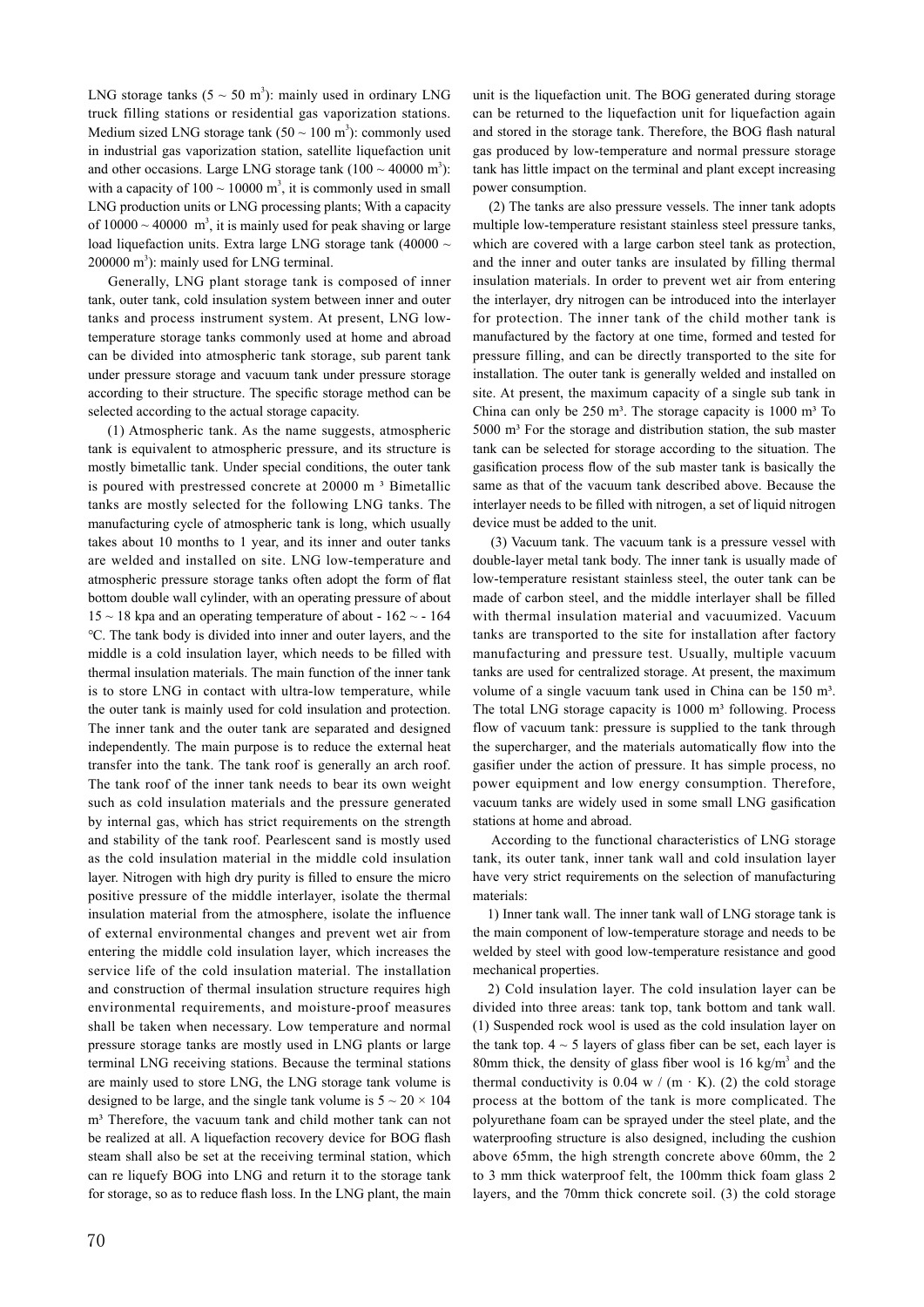LNG storage tanks (5 ~ 50 $m^3$): mainly used in ordinary LNG truck filling stations or residential gas vaporization stations. Medium sized LNG storage tank (50 ~ 100 $m^3$): commonly used in industrial gas vaporization station, satellite liquefaction unit and other occasions. Large LNG storage tank (100 ~ 40000 $m^3$): with a capacity of 100 ~ 10000 $m^3$, it is commonly used in small LNG production units or LNG processing plants; With a capacity of 10000 ~ 40000 $m^3$, it is mainly used for peak shaving or large load liquefaction units. Extra large LNG storage tank (40000 ~ 200000 $m^3$): mainly used for LNG terminal.

Generally, LNG plant storage tank is composed of inner tank, outer tank, cold insulation system between inner and outer tanks and process instrument system. At present, LNG low-temperature storage tanks commonly used at home and abroad can be divided into atmospheric tank storage, sub parent tank under pressure storage and vacuum tank under pressure storage according to their structure. The specific storage method can be selected according to the actual storage capacity.

(1) Atmospheric tank. As the name suggests, atmospheric tank is equivalent to atmospheric pressure, and its structure is mostly bimetallic tank. Under special conditions, the outer tank is poured with prestressed concrete at 20000 m ³ Bimetallic tanks are mostly selected for the following LNG tanks. The manufacturing cycle of atmospheric tank is long, which usually takes about 10 months to 1 year, and its inner and outer tanks are welded and installed on site. LNG low-temperature and atmospheric pressure storage tanks often adopt the form of flat bottom double wall cylinder, with an operating pressure of about 15 ~ 18 kpa and an operating temperature of about - 162 ~ - 164 °C. The tank body is divided into inner and outer layers, and the middle is a cold insulation layer, which needs to be filled with thermal insulation materials. The main function of the inner tank is to store LNG in contact with ultra-low temperature, while the outer tank is mainly used for cold insulation and protection. The inner tank and the outer tank are separated and designed independently. The main purpose is to reduce the external heat transfer into the tank. The tank roof is generally an arch roof. The tank roof of the inner tank needs to bear its own weight such as cold insulation materials and the pressure generated by internal gas, which has strict requirements on the strength and stability of the tank roof. Pearlescent sand is mostly used as the cold insulation material in the middle cold insulation layer. Nitrogen with high dry purity is filled to ensure the micro positive pressure of the middle interlayer, isolate the thermal insulation material from the atmosphere, isolate the influence of external environmental changes and prevent wet air from entering the middle cold insulation layer, which increases the service life of the cold insulation material. The installation and construction of thermal insulation structure requires high environmental requirements, and moisture-proof measures shall be taken when necessary. Low temperature and normal pressure storage tanks are mostly used in LNG plants or large terminal LNG receiving stations. Because the terminal stations are mainly used to store LNG, the LNG storage tank volume is designed to be large, and the single tank volume is 5 ~ 20 × 104 m³ Therefore, the vacuum tank and child mother tank can not be realized at all. A liquefaction recovery device for BOG flash steam shall also be set at the receiving terminal station, which can re liquefy BOG into LNG and return it to the storage tank for storage, so as to reduce flash loss. In the LNG plant, the main unit is the liquefaction unit. The BOG generated during storage can be returned to the liquefaction unit for liquefaction again and stored in the storage tank. Therefore, the BOG flash natural gas produced by low-temperature and normal pressure storage tank has little impact on the terminal and plant except increasing power consumption.

(2) The tanks are also pressure vessels. The inner tank adopts multiple low-temperature resistant stainless steel pressure tanks, which are covered with a large carbon steel tank as protection, and the inner and outer tanks are insulated by filling thermal insulation materials. In order to prevent wet air from entering the interlayer, dry nitrogen can be introduced into the interlayer for protection. The inner tank of the child mother tank is manufactured by the factory at one time, formed and tested for pressure filling, and can be directly transported to the site for installation. The outer tank is generally welded and installed on site. At present, the maximum capacity of a single sub tank in China can only be 250 m³. The storage capacity is 1000 m³ To 5000 m³ For the storage and distribution station, the sub master tank can be selected for storage according to the situation. The gasification process flow of the sub master tank is basically the same as that of the vacuum tank described above. Because the interlayer needs to be filled with nitrogen, a set of liquid nitrogen device must be added to the unit.

(3) Vacuum tank. The vacuum tank is a pressure vessel with double-layer metal tank body. The inner tank is usually made of low-temperature resistant stainless steel, the outer tank can be made of carbon steel, and the middle interlayer shall be filled with thermal insulation material and vacuumized. Vacuum tanks are transported to the site for installation after factory manufacturing and pressure test. Usually, multiple vacuum tanks are used for centralized storage. At present, the maximum volume of a single vacuum tank used in China can be 150 m³. The total LNG storage capacity is 1000 m³ following. Process flow of vacuum tank: pressure is supplied to the tank through the supercharger, and the materials automatically flow into the gasifier under the action of pressure. It has simple process, no power equipment and low energy consumption. Therefore, vacuum tanks are widely used in some small LNG gasification stations at home and abroad.

According to the functional characteristics of LNG storage tank, its outer tank, inner tank wall and cold insulation layer have very strict requirements on the selection of manufacturing materials:

1) Inner tank wall. The inner tank wall of LNG storage tank is the main component of low-temperature storage and needs to be welded by steel with good low-temperature resistance and good mechanical properties.

2) Cold insulation layer. The cold insulation layer can be divided into three areas: tank top, tank bottom and tank wall. (1) Suspended rock wool is used as the cold insulation layer on the tank top. 4 ~ 5 layers of glass fiber can be set, each layer is 80mm thick, the density of glass fiber wool is 16 kg/$m^3$ and the thermal conductivity is 0.04 w / (m · K). (2) the cold storage process at the bottom of the tank is more complicated. The polyurethane foam can be sprayed under the steel plate, and the waterproofing structure is also designed, including the cushion above 65mm, the high strength concrete above 60mm, the 2 to 3 mm thick waterproof felt, the 100mm thick foam glass 2 layers, and the 70mm thick concrete soil. (3) the cold storage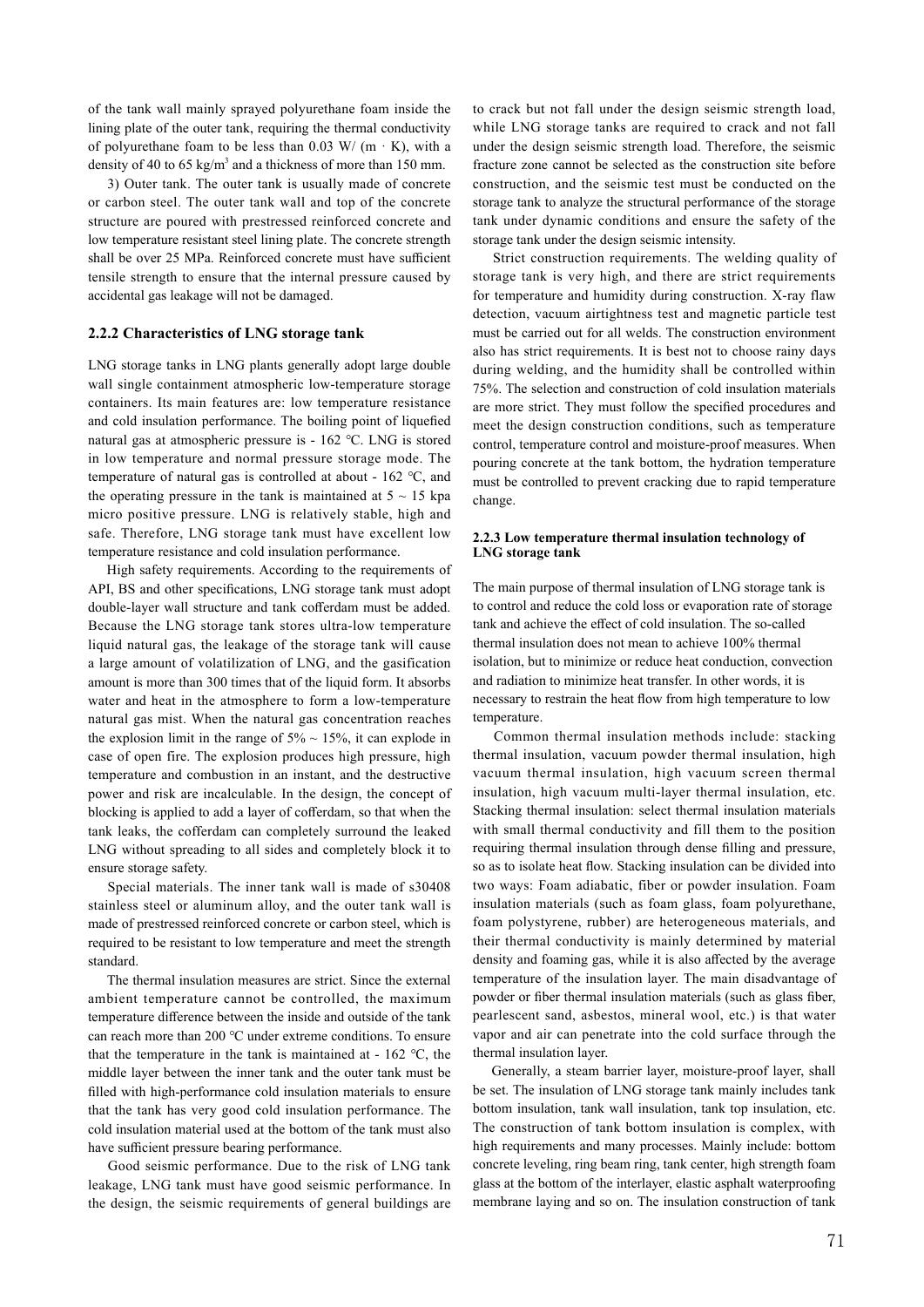of the tank wall mainly sprayed polyurethane foam inside the lining plate of the outer tank, requiring the thermal conductivity of polyurethane foam to be less than 0.03 W/ (m · K), with a density of 40 to 65 kg/m$^3$ and a thickness of more than 150 mm.

3) Outer tank. The outer tank is usually made of concrete or carbon steel. The outer tank wall and top of the concrete structure are poured with prestressed reinforced concrete and low temperature resistant steel lining plate. The concrete strength shall be over 25 MPa. Reinforced concrete must have sufficient tensile strength to ensure that the internal pressure caused by accidental gas leakage will not be damaged.

### 2.2.2 Characteristics of LNG storage tank

LNG storage tanks in LNG plants generally adopt large double wall single containment atmospheric low-temperature storage containers. Its main features are: low temperature resistance and cold insulation performance. The boiling point of liquefied natural gas at atmospheric pressure is - 162 ℃. LNG is stored in low temperature and normal pressure storage mode. The temperature of natural gas is controlled at about - 162 ℃, and the operating pressure in the tank is maintained at 5 ~ 15 kpa micro positive pressure. LNG is relatively stable, high and safe. Therefore, LNG storage tank must have excellent low temperature resistance and cold insulation performance.

High safety requirements. According to the requirements of API, BS and other specifications, LNG storage tank must adopt double-layer wall structure and tank cofferdam must be added. Because the LNG storage tank stores ultra-low temperature liquid natural gas, the leakage of the storage tank will cause a large amount of volatilization of LNG, and the gasification amount is more than 300 times that of the liquid form. It absorbs water and heat in the atmosphere to form a low-temperature natural gas mist. When the natural gas concentration reaches the explosion limit in the range of 5% ~ 15%, it can explode in case of open fire. The explosion produces high pressure, high temperature and combustion in an instant, and the destructive power and risk are incalculable. In the design, the concept of blocking is applied to add a layer of cofferdam, so that when the tank leaks, the cofferdam can completely surround the leaked LNG without spreading to all sides and completely block it to ensure storage safety.

Special materials. The inner tank wall is made of s30408 stainless steel or aluminum alloy, and the outer tank wall is made of prestressed reinforced concrete or carbon steel, which is required to be resistant to low temperature and meet the strength standard.

The thermal insulation measures are strict. Since the external ambient temperature cannot be controlled, the maximum temperature difference between the inside and outside of the tank can reach more than 200 ℃ under extreme conditions. To ensure that the temperature in the tank is maintained at - 162 ℃, the middle layer between the inner tank and the outer tank must be filled with high-performance cold insulation materials to ensure that the tank has very good cold insulation performance. The cold insulation material used at the bottom of the tank must also have sufficient pressure bearing performance.

Good seismic performance. Due to the risk of LNG tank leakage, LNG tank must have good seismic performance. In the design, the seismic requirements of general buildings are to crack but not fall under the design seismic strength load, while LNG storage tanks are required to crack and not fall under the design seismic strength load. Therefore, the seismic fracture zone cannot be selected as the construction site before construction, and the seismic test must be conducted on the storage tank to analyze the structural performance of the storage tank under dynamic conditions and ensure the safety of the storage tank under the design seismic intensity.

Strict construction requirements. The welding quality of storage tank is very high, and there are strict requirements for temperature and humidity during construction. X-ray flaw detection, vacuum airtightness test and magnetic particle test must be carried out for all welds. The construction environment also has strict requirements. It is best not to choose rainy days during welding, and the humidity shall be controlled within 75%. The selection and construction of cold insulation materials are more strict. They must follow the specified procedures and meet the design construction conditions, such as temperature control, temperature control and moisture-proof measures. When pouring concrete at the tank bottom, the hydration temperature must be controlled to prevent cracking due to rapid temperature change.

#### 2.2.3 Low temperature thermal insulation technology of LNG storage tank

The main purpose of thermal insulation of LNG storage tank is to control and reduce the cold loss or evaporation rate of storage tank and achieve the effect of cold insulation. The so-called thermal insulation does not mean to achieve 100% thermal isolation, but to minimize or reduce heat conduction, convection and radiation to minimize heat transfer. In other words, it is necessary to restrain the heat flow from high temperature to low temperature.

Common thermal insulation methods include: stacking thermal insulation, vacuum powder thermal insulation, high vacuum thermal insulation, high vacuum screen thermal insulation, high vacuum multi-layer thermal insulation, etc. Stacking thermal insulation: select thermal insulation materials with small thermal conductivity and fill them to the position requiring thermal insulation through dense filling and pressure, so as to isolate heat flow. Stacking insulation can be divided into two ways: Foam adiabatic, fiber or powder insulation. Foam insulation materials (such as foam glass, foam polyurethane, foam polystyrene, rubber) are heterogeneous materials, and their thermal conductivity is mainly determined by material density and foaming gas, while it is also affected by the average temperature of the insulation layer. The main disadvantage of powder or fiber thermal insulation materials (such as glass fiber, pearlescent sand, asbestos, mineral wool, etc.) is that water vapor and air can penetrate into the cold surface through the thermal insulation layer.

Generally, a steam barrier layer, moisture-proof layer, shall be set. The insulation of LNG storage tank mainly includes tank bottom insulation, tank wall insulation, tank top insulation, etc. The construction of tank bottom insulation is complex, with high requirements and many processes. Mainly include: bottom concrete leveling, ring beam ring, tank center, high strength foam glass at the bottom of the interlayer, elastic asphalt waterproofing membrane laying and so on. The insulation construction of tank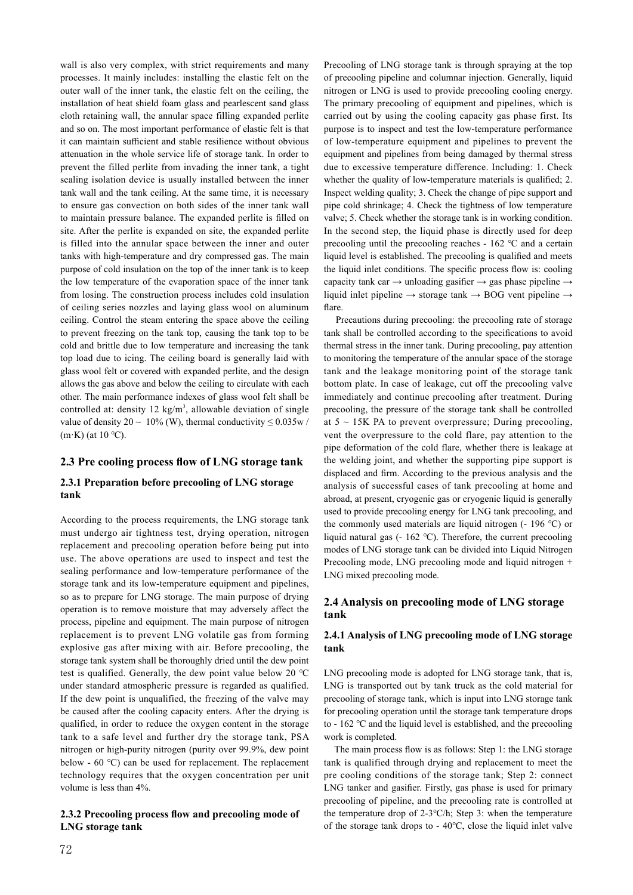wall is also very complex, with strict requirements and many processes. It mainly includes: installing the elastic felt on the outer wall of the inner tank, the elastic felt on the ceiling, the installation of heat shield foam glass and pearlescent sand glass cloth retaining wall, the annular space filling expanded perlite and so on. The most important performance of elastic felt is that it can maintain sufficient and stable resilience without obvious attenuation in the whole service life of storage tank. In order to prevent the filled perlite from invading the inner tank, a tight sealing isolation device is usually installed between the inner tank wall and the tank ceiling. At the same time, it is necessary to ensure gas convection on both sides of the inner tank wall to maintain pressure balance. The expanded perlite is filled on site. After the perlite is expanded on site, the expanded perlite is filled into the annular space between the inner and outer tanks with high-temperature and dry compressed gas. The main purpose of cold insulation on the top of the inner tank is to keep the low temperature of the evaporation space of the inner tank from losing. The construction process includes cold insulation of ceiling series nozzles and laying glass wool on aluminum ceiling. Control the steam entering the space above the ceiling to prevent freezing on the tank top, causing the tank top to be cold and brittle due to low temperature and increasing the tank top load due to icing. The ceiling board is generally laid with glass wool felt or covered with expanded perlite, and the design allows the gas above and below the ceiling to circulate with each other. The main performance indexes of glass wool felt shall be controlled at: density 12 kg/m$^3$, allowable deviation of single value of density 20 ~ 10% (W), thermal conductivity ≤ 0.035w / (m·K) (at 10 ℃).

## 2.3 Pre cooling process flow of LNG storage tank

### 2.3.1 Preparation before precooling of LNG storage tank

According to the process requirements, the LNG storage tank must undergo air tightness test, drying operation, nitrogen replacement and precooling operation before being put into use. The above operations are used to inspect and test the sealing performance and low-temperature performance of the storage tank and its low-temperature equipment and pipelines, so as to prepare for LNG storage. The main purpose of drying operation is to remove moisture that may adversely affect the process, pipeline and equipment. The main purpose of nitrogen replacement is to prevent LNG volatile gas from forming explosive gas after mixing with air. Before precooling, the storage tank system shall be thoroughly dried until the dew point test is qualified. Generally, the dew point value below 20 ℃ under standard atmospheric pressure is regarded as qualified. If the dew point is unqualified, the freezing of the valve may be caused after the cooling capacity enters. After the drying is qualified, in order to reduce the oxygen content in the storage tank to a safe level and further dry the storage tank, PSA nitrogen or high-purity nitrogen (purity over 99.9%, dew point below - 60 ℃) can be used for replacement. The replacement technology requires that the oxygen concentration per unit volume is less than 4%.

### 2.3.2 Precooling process flow and precooling mode of LNG storage tank

Precooling of LNG storage tank is through spraying at the top of precooling pipeline and columnar injection. Generally, liquid nitrogen or LNG is used to provide precooling cooling energy. The primary precooling of equipment and pipelines, which is carried out by using the cooling capacity gas phase first. Its purpose is to inspect and test the low-temperature performance of low-temperature equipment and pipelines to prevent the equipment and pipelines from being damaged by thermal stress due to excessive temperature difference. Including: 1. Check whether the quality of low-temperature materials is qualified; 2. Inspect welding quality; 3. Check the change of pipe support and pipe cold shrinkage; 4. Check the tightness of low temperature valve; 5. Check whether the storage tank is in working condition. In the second step, the liquid phase is directly used for deep precooling until the precooling reaches - 162 ℃ and a certain liquid level is established. The precooling is qualified and meets the liquid inlet conditions. The specific process flow is: cooling capacity tank car → unloading gasifier → gas phase pipeline → liquid inlet pipeline → storage tank → BOG vent pipeline → flare.

Precautions during precooling: the precooling rate of storage tank shall be controlled according to the specifications to avoid thermal stress in the inner tank. During precooling, pay attention to monitoring the temperature of the annular space of the storage tank and the leakage monitoring point of the storage tank bottom plate. In case of leakage, cut off the precooling valve immediately and continue precooling after treatment. During precooling, the pressure of the storage tank shall be controlled at 5 ~ 15K PA to prevent overpressure; During precooling, vent the overpressure to the cold flare, pay attention to the pipe deformation of the cold flare, whether there is leakage at the welding joint, and whether the supporting pipe support is displaced and firm. According to the previous analysis and the analysis of successful cases of tank precooling at home and abroad, at present, cryogenic gas or cryogenic liquid is generally used to provide precooling energy for LNG tank precooling, and the commonly used materials are liquid nitrogen (- 196 ℃) or liquid natural gas (- 162 ℃). Therefore, the current precooling modes of LNG storage tank can be divided into Liquid Nitrogen Precooling mode, LNG precooling mode and liquid nitrogen + LNG mixed precooling mode.

## 2.4 Analysis on precooling mode of LNG storage tank

### 2.4.1 Analysis of LNG precooling mode of LNG storage tank

LNG precooling mode is adopted for LNG storage tank, that is, LNG is transported out by tank truck as the cold material for precooling of storage tank, which is input into LNG storage tank for precooling operation until the storage tank temperature drops to - 162 ℃ and the liquid level is established, and the precooling work is completed.

The main process flow is as follows: Step 1: the LNG storage tank is qualified through drying and replacement to meet the pre cooling conditions of the storage tank; Step 2: connect LNG tanker and gasifier. Firstly, gas phase is used for primary precooling of pipeline, and the precooling rate is controlled at the temperature drop of 2-3℃/h; Step 3: when the temperature of the storage tank drops to - 40℃, close the liquid inlet valve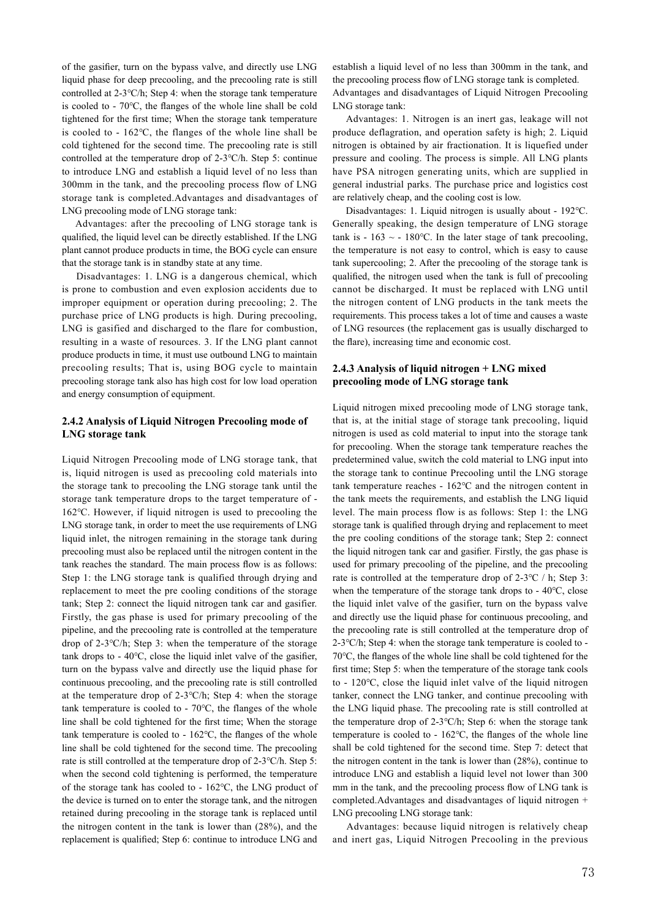of the gasifier, turn on the bypass valve, and directly use LNG liquid phase for deep precooling, and the precooling rate is still controlled at 2-3℃/h; Step 4: when the storage tank temperature is cooled to - 70℃, the flanges of the whole line shall be cold tightened for the first time; When the storage tank temperature is cooled to - 162℃, the flanges of the whole line shall be cold tightened for the second time. The precooling rate is still controlled at the temperature drop of 2-3℃/h. Step 5: continue to introduce LNG and establish a liquid level of no less than 300mm in the tank, and the precooling process flow of LNG storage tank is completed.Advantages and disadvantages of LNG precooling mode of LNG storage tank:

Advantages: after the precooling of LNG storage tank is qualified, the liquid level can be directly established. If the LNG plant cannot produce products in time, the BOG cycle can ensure that the storage tank is in standby state at any time.

Disadvantages: 1. LNG is a dangerous chemical, which is prone to combustion and even explosion accidents due to improper equipment or operation during precooling; 2. The purchase price of LNG products is high. During precooling, LNG is gasified and discharged to the flare for combustion, resulting in a waste of resources. 3. If the LNG plant cannot produce products in time, it must use outbound LNG to maintain precooling results; That is, using BOG cycle to maintain precooling storage tank also has high cost for low load operation and energy consumption of equipment.

### 2.4.2 Analysis of Liquid Nitrogen Precooling mode of LNG storage tank

Liquid Nitrogen Precooling mode of LNG storage tank, that is, liquid nitrogen is used as precooling cold materials into the storage tank to precooling the LNG storage tank until the storage tank temperature drops to the target temperature of - 162℃. However, if liquid nitrogen is used to precooling the LNG storage tank, in order to meet the use requirements of LNG liquid inlet, the nitrogen remaining in the storage tank during precooling must also be replaced until the nitrogen content in the tank reaches the standard. The main process flow is as follows: Step 1: the LNG storage tank is qualified through drying and replacement to meet the pre cooling conditions of the storage tank; Step 2: connect the liquid nitrogen tank car and gasifier. Firstly, the gas phase is used for primary precooling of the pipeline, and the precooling rate is controlled at the temperature drop of 2-3℃/h; Step 3: when the temperature of the storage tank drops to - 40℃, close the liquid inlet valve of the gasifier, turn on the bypass valve and directly use the liquid phase for continuous precooling, and the precooling rate is still controlled at the temperature drop of 2-3℃/h; Step 4: when the storage tank temperature is cooled to - 70℃, the flanges of the whole line shall be cold tightened for the first time; When the storage tank temperature is cooled to - 162℃, the flanges of the whole line shall be cold tightened for the second time. The precooling rate is still controlled at the temperature drop of 2-3℃/h. Step 5: when the second cold tightening is performed, the temperature of the storage tank has cooled to - 162℃, the LNG product of the device is turned on to enter the storage tank, and the nitrogen retained during precooling in the storage tank is replaced until the nitrogen content in the tank is lower than (28%), and the replacement is qualified; Step 6: continue to introduce LNG and establish a liquid level of no less than 300mm in the tank, and the precooling process flow of LNG storage tank is completed. Advantages and disadvantages of Liquid Nitrogen Precooling LNG storage tank:

Advantages: 1. Nitrogen is an inert gas, leakage will not produce deflagration, and operation safety is high; 2. Liquid nitrogen is obtained by air fractionation. It is liquefied under pressure and cooling. The process is simple. All LNG plants have PSA nitrogen generating units, which are supplied in general industrial parks. The purchase price and logistics cost are relatively cheap, and the cooling cost is low.

Disadvantages: 1. Liquid nitrogen is usually about - 192℃. Generally speaking, the design temperature of LNG storage tank is - 163 ~ - 180℃. In the later stage of tank precooling, the temperature is not easy to control, which is easy to cause tank supercooling; 2. After the precooling of the storage tank is qualified, the nitrogen used when the tank is full of precooling cannot be discharged. It must be replaced with LNG until the nitrogen content of LNG products in the tank meets the requirements. This process takes a lot of time and causes a waste of LNG resources (the replacement gas is usually discharged to the flare), increasing time and economic cost.

### 2.4.3 Analysis of liquid nitrogen + LNG mixed precooling mode of LNG storage tank

Liquid nitrogen mixed precooling mode of LNG storage tank, that is, at the initial stage of storage tank precooling, liquid nitrogen is used as cold material to input into the storage tank for precooling. When the storage tank temperature reaches the predetermined value, switch the cold material to LNG input into the storage tank to continue Precooling until the LNG storage tank temperature reaches - 162℃ and the nitrogen content in the tank meets the requirements, and establish the LNG liquid level. The main process flow is as follows: Step 1: the LNG storage tank is qualified through drying and replacement to meet the pre cooling conditions of the storage tank; Step 2: connect the liquid nitrogen tank car and gasifier. Firstly, the gas phase is used for primary precooling of the pipeline, and the precooling rate is controlled at the temperature drop of 2-3℃ / h; Step 3: when the temperature of the storage tank drops to - 40℃, close the liquid inlet valve of the gasifier, turn on the bypass valve and directly use the liquid phase for continuous precooling, and the precooling rate is still controlled at the temperature drop of 2-3℃/h; Step 4: when the storage tank temperature is cooled to - 70℃, the flanges of the whole line shall be cold tightened for the first time; Step 5: when the temperature of the storage tank cools to - 120℃, close the liquid inlet valve of the liquid nitrogen tanker, connect the LNG tanker, and continue precooling with the LNG liquid phase. The precooling rate is still controlled at the temperature drop of 2-3℃/h; Step 6: when the storage tank temperature is cooled to - 162℃, the flanges of the whole line shall be cold tightened for the second time. Step 7: detect that the nitrogen content in the tank is lower than (28%), continue to introduce LNG and establish a liquid level not lower than 300 mm in the tank, and the precooling process flow of LNG tank is completed.Advantages and disadvantages of liquid nitrogen + LNG precooling LNG storage tank:

Advantages: because liquid nitrogen is relatively cheap and inert gas, Liquid Nitrogen Precooling in the previous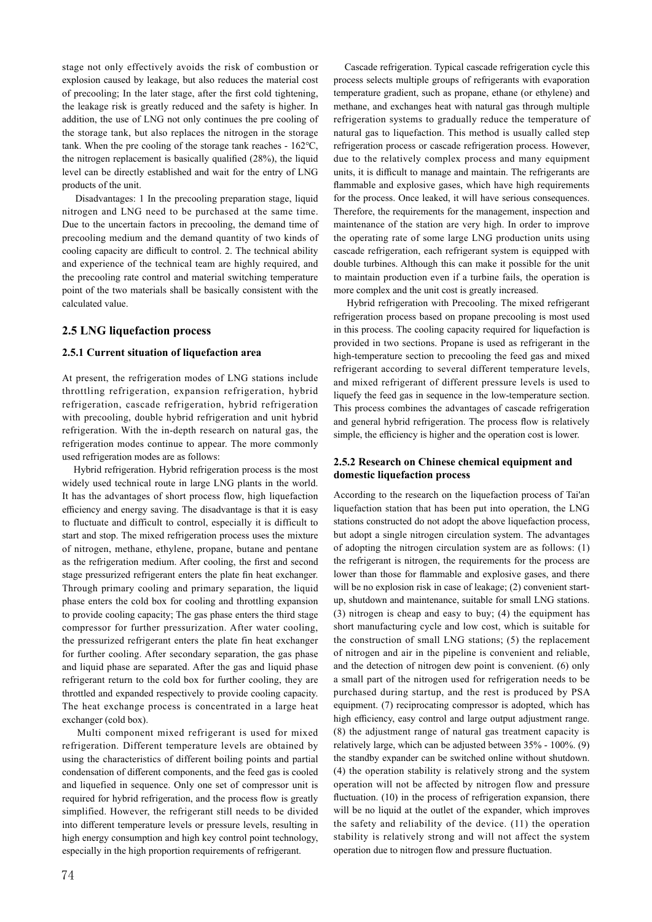stage not only effectively avoids the risk of combustion or explosion caused by leakage, but also reduces the material cost of precooling; In the later stage, after the first cold tightening, the leakage risk is greatly reduced and the safety is higher. In addition, the use of LNG not only continues the pre cooling of the storage tank, but also replaces the nitrogen in the storage tank. When the pre cooling of the storage tank reaches - 162℃, the nitrogen replacement is basically qualified (28%), the liquid level can be directly established and wait for the entry of LNG products of the unit.

Disadvantages: 1 In the precooling preparation stage, liquid nitrogen and LNG need to be purchased at the same time. Due to the uncertain factors in precooling, the demand time of precooling medium and the demand quantity of two kinds of cooling capacity are difficult to control. 2. The technical ability and experience of the technical team are highly required, and the precooling rate control and material switching temperature point of the two materials shall be basically consistent with the calculated value.

## 2.5 LNG liquefaction process

### 2.5.1 Current situation of liquefaction area

At present, the refrigeration modes of LNG stations include throttling refrigeration, expansion refrigeration, hybrid refrigeration, cascade refrigeration, hybrid refrigeration with precooling, double hybrid refrigeration and unit hybrid refrigeration. With the in-depth research on natural gas, the refrigeration modes continue to appear. The more commonly used refrigeration modes are as follows:

Hybrid refrigeration. Hybrid refrigeration process is the most widely used technical route in large LNG plants in the world. It has the advantages of short process flow, high liquefaction efficiency and energy saving. The disadvantage is that it is easy to fluctuate and difficult to control, especially it is difficult to start and stop. The mixed refrigeration process uses the mixture of nitrogen, methane, ethylene, propane, butane and pentane as the refrigeration medium. After cooling, the first and second stage pressurized refrigerant enters the plate fin heat exchanger. Through primary cooling and primary separation, the liquid phase enters the cold box for cooling and throttling expansion to provide cooling capacity; The gas phase enters the third stage compressor for further pressurization. After water cooling, the pressurized refrigerant enters the plate fin heat exchanger for further cooling. After secondary separation, the gas phase and liquid phase are separated. After the gas and liquid phase refrigerant return to the cold box for further cooling, they are throttled and expanded respectively to provide cooling capacity. The heat exchange process is concentrated in a large heat exchanger (cold box).

Multi component mixed refrigerant is used for mixed refrigeration. Different temperature levels are obtained by using the characteristics of different boiling points and partial condensation of different components, and the feed gas is cooled and liquefied in sequence. Only one set of compressor unit is required for hybrid refrigeration, and the process flow is greatly simplified. However, the refrigerant still needs to be divided into different temperature levels or pressure levels, resulting in high energy consumption and high key control point technology, especially in the high proportion requirements of refrigerant.

Cascade refrigeration. Typical cascade refrigeration cycle this process selects multiple groups of refrigerants with evaporation temperature gradient, such as propane, ethane (or ethylene) and methane, and exchanges heat with natural gas through multiple refrigeration systems to gradually reduce the temperature of natural gas to liquefaction. This method is usually called step refrigeration process or cascade refrigeration process. However, due to the relatively complex process and many equipment units, it is difficult to manage and maintain. The refrigerants are flammable and explosive gases, which have high requirements for the process. Once leaked, it will have serious consequences. Therefore, the requirements for the management, inspection and maintenance of the station are very high. In order to improve the operating rate of some large LNG production units using cascade refrigeration, each refrigerant system is equipped with double turbines. Although this can make it possible for the unit to maintain production even if a turbine fails, the operation is more complex and the unit cost is greatly increased.

Hybrid refrigeration with Precooling. The mixed refrigerant refrigeration process based on propane precooling is most used in this process. The cooling capacity required for liquefaction is provided in two sections. Propane is used as refrigerant in the high-temperature section to precooling the feed gas and mixed refrigerant according to several different temperature levels, and mixed refrigerant of different pressure levels is used to liquefy the feed gas in sequence in the low-temperature section. This process combines the advantages of cascade refrigeration and general hybrid refrigeration. The process flow is relatively simple, the efficiency is higher and the operation cost is lower.

### 2.5.2 Research on Chinese chemical equipment and domestic liquefaction process

According to the research on the liquefaction process of Tai'an liquefaction station that has been put into operation, the LNG stations constructed do not adopt the above liquefaction process, but adopt a single nitrogen circulation system. The advantages of adopting the nitrogen circulation system are as follows: (1) the refrigerant is nitrogen, the requirements for the process are lower than those for flammable and explosive gases, and there will be no explosion risk in case of leakage; (2) convenient start-up, shutdown and maintenance, suitable for small LNG stations. (3) nitrogen is cheap and easy to buy; (4) the equipment has short manufacturing cycle and low cost, which is suitable for the construction of small LNG stations; (5) the replacement of nitrogen and air in the pipeline is convenient and reliable, and the detection of nitrogen dew point is convenient. (6) only a small part of the nitrogen used for refrigeration needs to be purchased during startup, and the rest is produced by PSA equipment. (7) reciprocating compressor is adopted, which has high efficiency, easy control and large output adjustment range. (8) the adjustment range of natural gas treatment capacity is relatively large, which can be adjusted between 35% - 100%. (9) the standby expander can be switched online without shutdown. (4) the operation stability is relatively strong and the system operation will not be affected by nitrogen flow and pressure fluctuation. (10) in the process of refrigeration expansion, there will be no liquid at the outlet of the expander, which improves the safety and reliability of the device. (11) the operation stability is relatively strong and will not affect the system operation due to nitrogen flow and pressure fluctuation.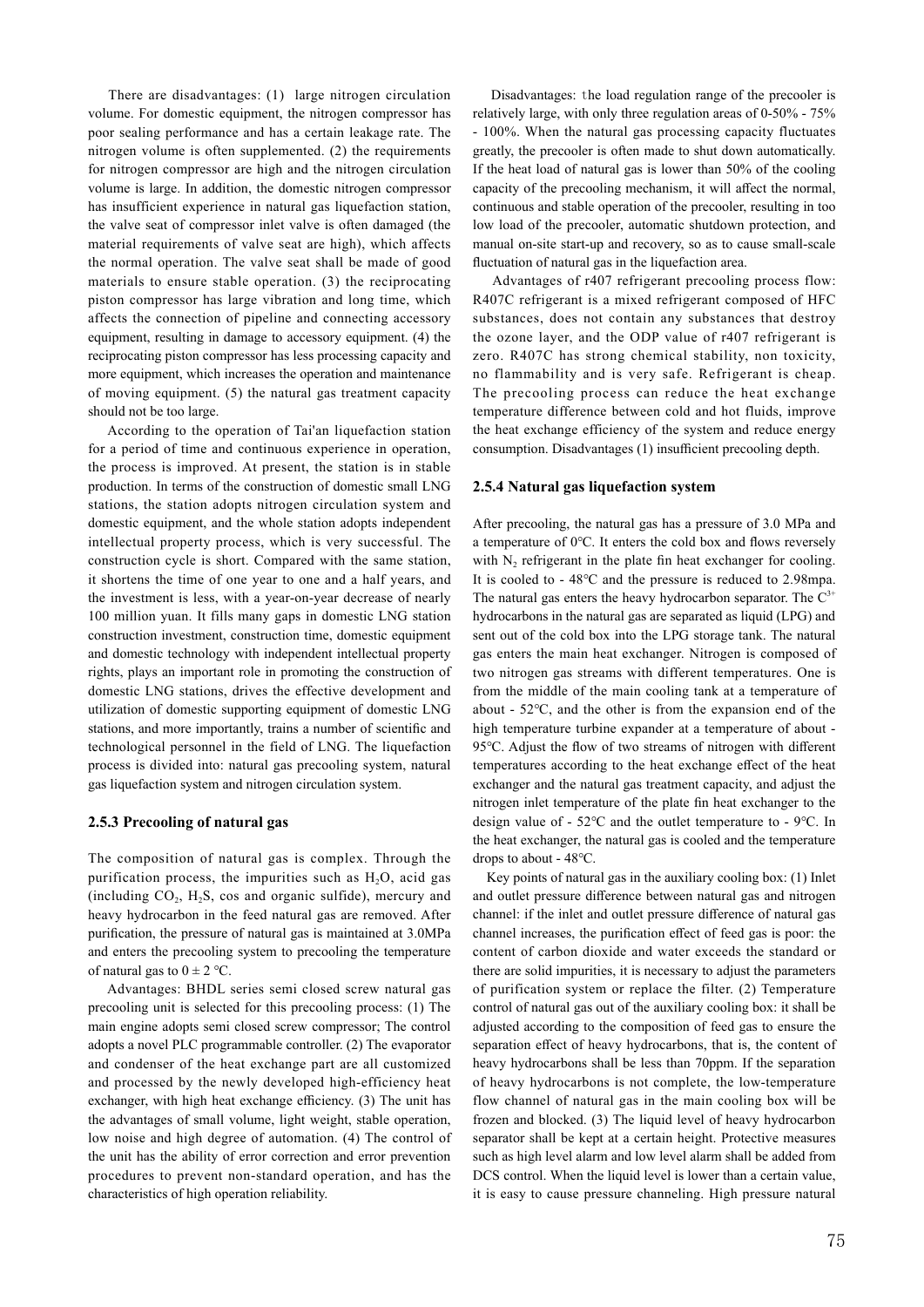There are disadvantages: (1) large nitrogen circulation volume. For domestic equipment, the nitrogen compressor has poor sealing performance and has a certain leakage rate. The nitrogen volume is often supplemented. (2) the requirements for nitrogen compressor are high and the nitrogen circulation volume is large. In addition, the domestic nitrogen compressor has insufficient experience in natural gas liquefaction station, the valve seat of compressor inlet valve is often damaged (the material requirements of valve seat are high), which affects the normal operation. The valve seat shall be made of good materials to ensure stable operation. (3) the reciprocating piston compressor has large vibration and long time, which affects the connection of pipeline and connecting accessory equipment, resulting in damage to accessory equipment. (4) the reciprocating piston compressor has less processing capacity and more equipment, which increases the operation and maintenance of moving equipment. (5) the natural gas treatment capacity should not be too large.

According to the operation of Tai'an liquefaction station for a period of time and continuous experience in operation, the process is improved. At present, the station is in stable production. In terms of the construction of domestic small LNG stations, the station adopts nitrogen circulation system and domestic equipment, and the whole station adopts independent intellectual property process, which is very successful. The construction cycle is short. Compared with the same station, it shortens the time of one year to one and a half years, and the investment is less, with a year-on-year decrease of nearly 100 million yuan. It fills many gaps in domestic LNG station construction investment, construction time, domestic equipment and domestic technology with independent intellectual property rights, plays an important role in promoting the construction of domestic LNG stations, drives the effective development and utilization of domestic supporting equipment of domestic LNG stations, and more importantly, trains a number of scientific and technological personnel in the field of LNG. The liquefaction process is divided into: natural gas precooling system, natural gas liquefaction system and nitrogen circulation system.

### 2.5.3 Precooling of natural gas

The composition of natural gas is complex. Through the purification process, the impurities such as $H_2O$, acid gas (including $CO_2$, $H_2S$, cos and organic sulfide), mercury and heavy hydrocarbon in the feed natural gas are removed. After purification, the pressure of natural gas is maintained at 3.0MPa and enters the precooling system to precooling the temperature of natural gas to $0 \pm 2$ ℃.

Advantages: BHDL series semi closed screw natural gas precooling unit is selected for this precooling process: (1) The main engine adopts semi closed screw compressor; The control adopts a novel PLC programmable controller. (2) The evaporator and condenser of the heat exchange part are all customized and processed by the newly developed high-efficiency heat exchanger, with high heat exchange efficiency. (3) The unit has the advantages of small volume, light weight, stable operation, low noise and high degree of automation. (4) The control of the unit has the ability of error correction and error prevention procedures to prevent non-standard operation, and has the characteristics of high operation reliability.

Disadvantages: the load regulation range of the precooler is relatively large, with only three regulation areas of 0-50% - 75% - 100%. When the natural gas processing capacity fluctuates greatly, the precooler is often made to shut down automatically. If the heat load of natural gas is lower than 50% of the cooling capacity of the precooling mechanism, it will affect the normal, continuous and stable operation of the precooler, resulting in too low load of the precooler, automatic shutdown protection, and manual on-site start-up and recovery, so as to cause small-scale fluctuation of natural gas in the liquefaction area.

Advantages of r407 refrigerant precooling process flow: R407C refrigerant is a mixed refrigerant composed of HFC substances, does not contain any substances that destroy the ozone layer, and the ODP value of r407 refrigerant is zero. R407C has strong chemical stability, non toxicity, no flammability and is very safe. Refrigerant is cheap. The precooling process can reduce the heat exchange temperature difference between cold and hot fluids, improve the heat exchange efficiency of the system and reduce energy consumption. Disadvantages (1) insufficient precooling depth.

### 2.5.4 Natural gas liquefaction system

After precooling, the natural gas has a pressure of 3.0 MPa and a temperature of 0℃. It enters the cold box and flows reversely with $N_2$ refrigerant in the plate fin heat exchanger for cooling. It is cooled to - 48℃ and the pressure is reduced to 2.98mpa. The natural gas enters the heavy hydrocarbon separator. The $C^{3+}$ hydrocarbons in the natural gas are separated as liquid (LPG) and sent out of the cold box into the LPG storage tank. The natural gas enters the main heat exchanger. Nitrogen is composed of two nitrogen gas streams with different temperatures. One is from the middle of the main cooling tank at a temperature of about - 52℃, and the other is from the expansion end of the high temperature turbine expander at a temperature of about - 95℃. Adjust the flow of two streams of nitrogen with different temperatures according to the heat exchange effect of the heat exchanger and the natural gas treatment capacity, and adjust the nitrogen inlet temperature of the plate fin heat exchanger to the design value of - 52℃ and the outlet temperature to - 9℃. In the heat exchanger, the natural gas is cooled and the temperature drops to about - 48℃.

Key points of natural gas in the auxiliary cooling box: (1) Inlet and outlet pressure difference between natural gas and nitrogen channel: if the inlet and outlet pressure difference of natural gas channel increases, the purification effect of feed gas is poor: the content of carbon dioxide and water exceeds the standard or there are solid impurities, it is necessary to adjust the parameters of purification system or replace the filter. (2) Temperature control of natural gas out of the auxiliary cooling box: it shall be adjusted according to the composition of feed gas to ensure the separation effect of heavy hydrocarbons, that is, the content of heavy hydrocarbons shall be less than 70ppm. If the separation of heavy hydrocarbons is not complete, the low-temperature flow channel of natural gas in the main cooling box will be frozen and blocked. (3) The liquid level of heavy hydrocarbon separator shall be kept at a certain height. Protective measures such as high level alarm and low level alarm shall be added from DCS control. When the liquid level is lower than a certain value, it is easy to cause pressure channeling. High pressure natural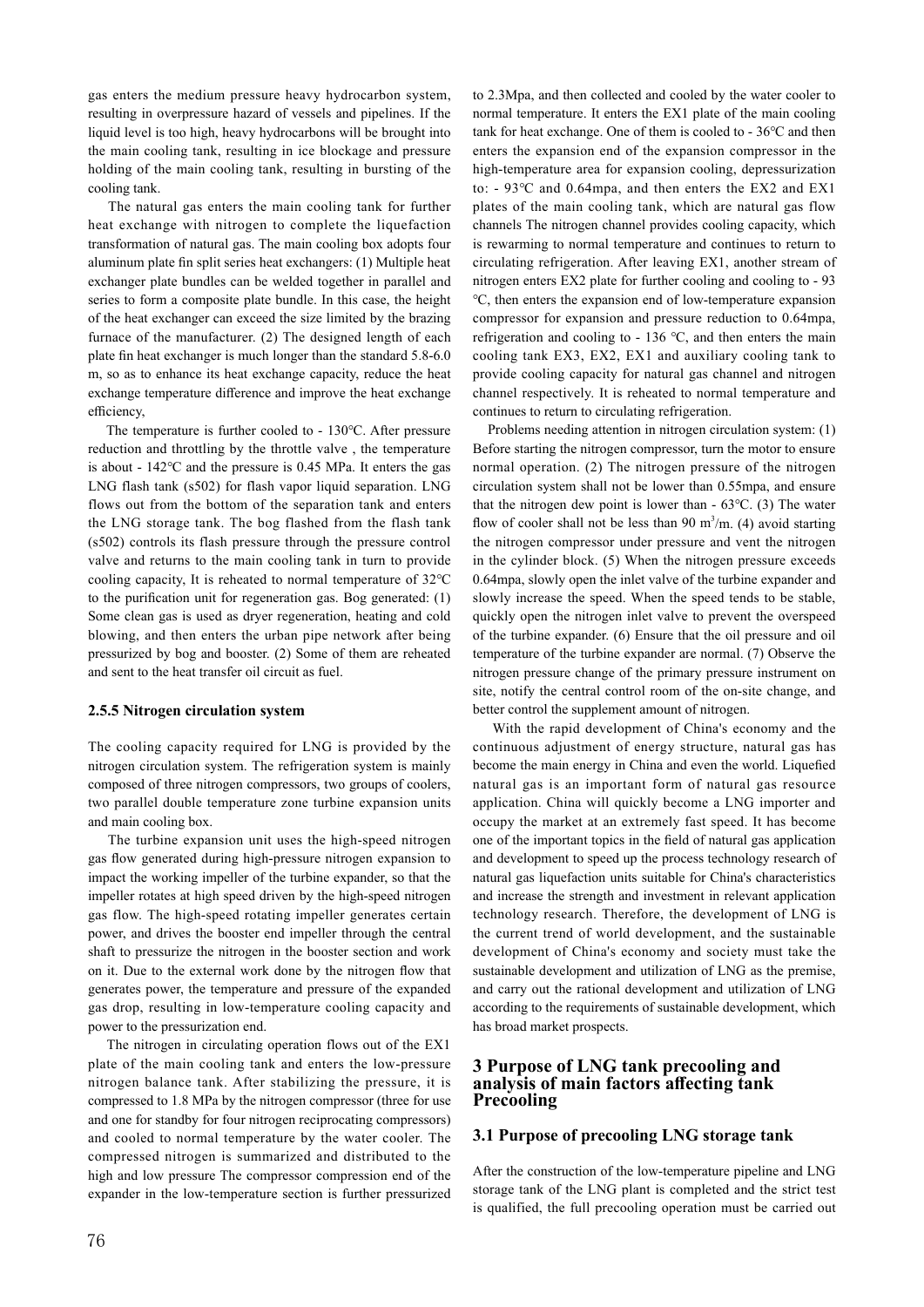gas enters the medium pressure heavy hydrocarbon system, resulting in overpressure hazard of vessels and pipelines. If the liquid level is too high, heavy hydrocarbons will be brought into the main cooling tank, resulting in ice blockage and pressure holding of the main cooling tank, resulting in bursting of the cooling tank.

The natural gas enters the main cooling tank for further heat exchange with nitrogen to complete the liquefaction transformation of natural gas. The main cooling box adopts four aluminum plate fin split series heat exchangers: (1) Multiple heat exchanger plate bundles can be welded together in parallel and series to form a composite plate bundle. In this case, the height of the heat exchanger can exceed the size limited by the brazing furnace of the manufacturer. (2) The designed length of each plate fin heat exchanger is much longer than the standard 5.8-6.0 m, so as to enhance its heat exchange capacity, reduce the heat exchange temperature difference and improve the heat exchange efficiency,

The temperature is further cooled to - 130°C. After pressure reduction and throttling by the throttle valve , the temperature is about - 142°C and the pressure is 0.45 MPa. It enters the gas LNG flash tank (s502) for flash vapor liquid separation. LNG flows out from the bottom of the separation tank and enters the LNG storage tank. The bog flashed from the flash tank (s502) controls its flash pressure through the pressure control valve and returns to the main cooling tank in turn to provide cooling capacity, It is reheated to normal temperature of 32°C to the purification unit for regeneration gas. Bog generated: (1) Some clean gas is used as dryer regeneration, heating and cold blowing, and then enters the urban pipe network after being pressurized by bog and booster. (2) Some of them are reheated and sent to the heat transfer oil circuit as fuel.

### 2.5.5 Nitrogen circulation system

The cooling capacity required for LNG is provided by the nitrogen circulation system. The refrigeration system is mainly composed of three nitrogen compressors, two groups of coolers, two parallel double temperature zone turbine expansion units and main cooling box.

The turbine expansion unit uses the high-speed nitrogen gas flow generated during high-pressure nitrogen expansion to impact the working impeller of the turbine expander, so that the impeller rotates at high speed driven by the high-speed nitrogen gas flow. The high-speed rotating impeller generates certain power, and drives the booster end impeller through the central shaft to pressurize the nitrogen in the booster section and work on it. Due to the external work done by the nitrogen flow that generates power, the temperature and pressure of the expanded gas drop, resulting in low-temperature cooling capacity and power to the pressurization end.

The nitrogen in circulating operation flows out of the EX1 plate of the main cooling tank and enters the low-pressure nitrogen balance tank. After stabilizing the pressure, it is compressed to 1.8 MPa by the nitrogen compressor (three for use and one for standby for four nitrogen reciprocating compressors) and cooled to normal temperature by the water cooler. The compressed nitrogen is summarized and distributed to the high and low pressure The compressor compression end of the expander in the low-temperature section is further pressurized to 2.3Mpa, and then collected and cooled by the water cooler to normal temperature. It enters the EX1 plate of the main cooling tank for heat exchange. One of them is cooled to - 36°C and then enters the expansion end of the expansion compressor in the high-temperature area for expansion cooling, depressurization to: - 93°C and 0.64mpa, and then enters the EX2 and EX1 plates of the main cooling tank, which are natural gas flow channels The nitrogen channel provides cooling capacity, which is rewarming to normal temperature and continues to return to circulating refrigeration. After leaving EX1, another stream of nitrogen enters EX2 plate for further cooling and cooling to - 93 °C, then enters the expansion end of low-temperature expansion compressor for expansion and pressure reduction to 0.64mpa, refrigeration and cooling to - 136 °C, and then enters the main cooling tank EX3, EX2, EX1 and auxiliary cooling tank to provide cooling capacity for natural gas channel and nitrogen channel respectively. It is reheated to normal temperature and continues to return to circulating refrigeration.

Problems needing attention in nitrogen circulation system: (1) Before starting the nitrogen compressor, turn the motor to ensure normal operation. (2) The nitrogen pressure of the nitrogen circulation system shall not be lower than 0.55mpa, and ensure that the nitrogen dew point is lower than - 63°C. (3) The water flow of cooler shall not be less than 90 $m^3$/m. (4) avoid starting the nitrogen compressor under pressure and vent the nitrogen in the cylinder block. (5) When the nitrogen pressure exceeds 0.64mpa, slowly open the inlet valve of the turbine expander and slowly increase the speed. When the speed tends to be stable, quickly open the nitrogen inlet valve to prevent the overspeed of the turbine expander. (6) Ensure that the oil pressure and oil temperature of the turbine expander are normal. (7) Observe the nitrogen pressure change of the primary pressure instrument on site, notify the central control room of the on-site change, and better control the supplement amount of nitrogen.

With the rapid development of China's economy and the continuous adjustment of energy structure, natural gas has become the main energy in China and even the world. Liquefied natural gas is an important form of natural gas resource application. China will quickly become a LNG importer and occupy the market at an extremely fast speed. It has become one of the important topics in the field of natural gas application and development to speed up the process technology research of natural gas liquefaction units suitable for China's characteristics and increase the strength and investment in relevant application technology research. Therefore, the development of LNG is the current trend of world development, and the sustainable development of China's economy and society must take the sustainable development and utilization of LNG as the premise, and carry out the rational development and utilization of LNG according to the requirements of sustainable development, which has broad market prospects.

## 3 Purpose of LNG tank precooling and analysis of main factors affecting tank Precooling

### 3.1 Purpose of precooling LNG storage tank

After the construction of the low-temperature pipeline and LNG storage tank of the LNG plant is completed and the strict test is qualified, the full precooling operation must be carried out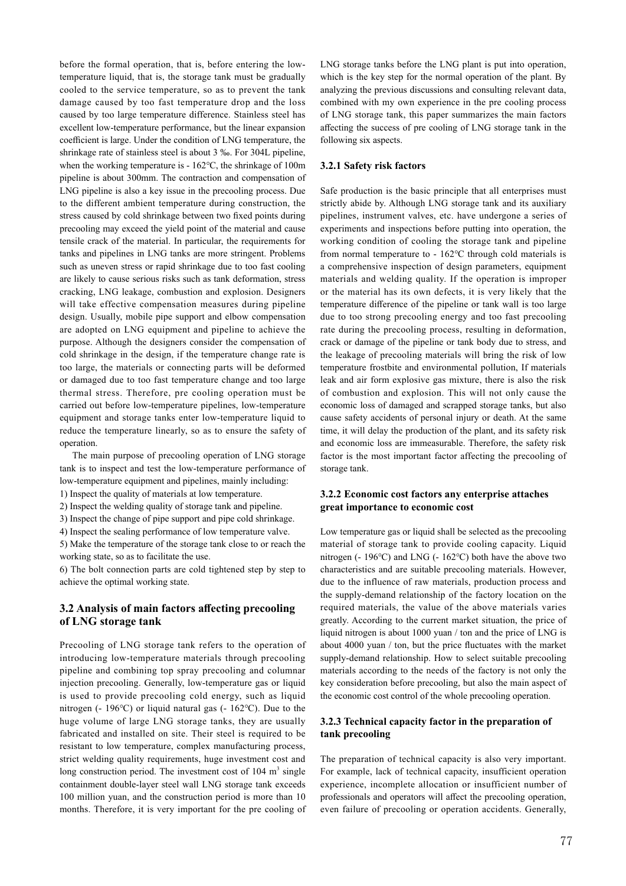before the formal operation, that is, before entering the low-temperature liquid, that is, the storage tank must be gradually cooled to the service temperature, so as to prevent the tank damage caused by too fast temperature drop and the loss caused by too large temperature difference. Stainless steel has excellent low-temperature performance, but the linear expansion coefficient is large. Under the condition of LNG temperature, the shrinkage rate of stainless steel is about 3 ‰. For 304L pipeline, when the working temperature is - 162℃, the shrinkage of 100m pipeline is about 300mm. The contraction and compensation of LNG pipeline is also a key issue in the precooling process. Due to the different ambient temperature during construction, the stress caused by cold shrinkage between two fixed points during precooling may exceed the yield point of the material and cause tensile crack of the material. In particular, the requirements for tanks and pipelines in LNG tanks are more stringent. Problems such as uneven stress or rapid shrinkage due to too fast cooling are likely to cause serious risks such as tank deformation, stress cracking, LNG leakage, combustion and explosion. Designers will take effective compensation measures during pipeline design. Usually, mobile pipe support and elbow compensation are adopted on LNG equipment and pipeline to achieve the purpose. Although the designers consider the compensation of cold shrinkage in the design, if the temperature change rate is too large, the materials or connecting parts will be deformed or damaged due to too fast temperature change and too large thermal stress. Therefore, pre cooling operation must be carried out before low-temperature pipelines, low-temperature equipment and storage tanks enter low-temperature liquid to reduce the temperature linearly, so as to ensure the safety of operation.

The main purpose of precooling operation of LNG storage tank is to inspect and test the low-temperature performance of low-temperature equipment and pipelines, mainly including:

1) Inspect the quality of materials at low temperature.
2) Inspect the welding quality of storage tank and pipeline.
3) Inspect the change of pipe support and pipe cold shrinkage.
4) Inspect the sealing performance of low temperature valve.
5) Make the temperature of the storage tank close to or reach the working state, so as to facilitate the use.
6) The bolt connection parts are cold tightened step by step to achieve the optimal working state.

## 3.2 Analysis of main factors affecting precooling of LNG storage tank

Precooling of LNG storage tank refers to the operation of introducing low-temperature materials through precooling pipeline and combining top spray precooling and columnar injection precooling. Generally, low-temperature gas or liquid is used to provide precooling cold energy, such as liquid nitrogen (- 196℃) or liquid natural gas (- 162℃). Due to the huge volume of large LNG storage tanks, they are usually fabricated and installed on site. Their steel is required to be resistant to low temperature, complex manufacturing process, strict welding quality requirements, huge investment cost and long construction period. The investment cost of 104 $m^3$ single containment double-layer steel wall LNG storage tank exceeds 100 million yuan, and the construction period is more than 10 months. Therefore, it is very important for the pre cooling of LNG storage tanks before the LNG plant is put into operation, which is the key step for the normal operation of the plant. By analyzing the previous discussions and consulting relevant data, combined with my own experience in the pre cooling process of LNG storage tank, this paper summarizes the main factors affecting the success of pre cooling of LNG storage tank in the following six aspects.

### 3.2.1 Safety risk factors

Safe production is the basic principle that all enterprises must strictly abide by. Although LNG storage tank and its auxiliary pipelines, instrument valves, etc. have undergone a series of experiments and inspections before putting into operation, the working condition of cooling the storage tank and pipeline from normal temperature to - 162℃ through cold materials is a comprehensive inspection of design parameters, equipment materials and welding quality. If the operation is improper or the material has its own defects, it is very likely that the temperature difference of the pipeline or tank wall is too large due to too strong precooling energy and too fast precooling rate during the precooling process, resulting in deformation, crack or damage of the pipeline or tank body due to stress, and the leakage of precooling materials will bring the risk of low temperature frostbite and environmental pollution, If materials leak and air form explosive gas mixture, there is also the risk of combustion and explosion. This will not only cause the economic loss of damaged and scrapped storage tanks, but also cause safety accidents of personal injury or death. At the same time, it will delay the production of the plant, and its safety risk and economic loss are immeasurable. Therefore, the safety risk factor is the most important factor affecting the precooling of storage tank.

### 3.2.2 Economic cost factors any enterprise attaches great importance to economic cost

Low temperature gas or liquid shall be selected as the precooling material of storage tank to provide cooling capacity. Liquid nitrogen (- 196℃) and LNG (- 162℃) both have the above two characteristics and are suitable precooling materials. However, due to the influence of raw materials, production process and the supply-demand relationship of the factory location on the required materials, the value of the above materials varies greatly. According to the current market situation, the price of liquid nitrogen is about 1000 yuan / ton and the price of LNG is about 4000 yuan / ton, but the price fluctuates with the market supply-demand relationship. How to select suitable precooling materials according to the needs of the factory is not only the key consideration before precooling, but also the main aspect of the economic cost control of the whole precooling operation.

### 3.2.3 Technical capacity factor in the preparation of tank precooling

The preparation of technical capacity is also very important. For example, lack of technical capacity, insufficient operation experience, incomplete allocation or insufficient number of professionals and operators will affect the precooling operation, even failure of precooling or operation accidents. Generally,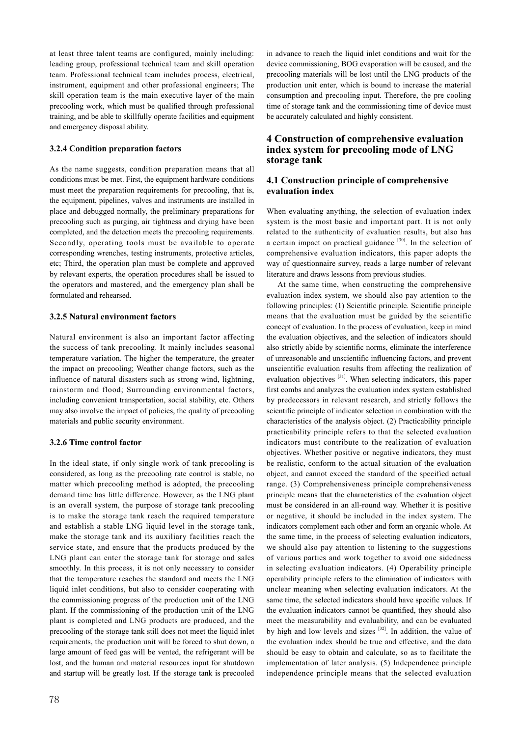at least three talent teams are configured, mainly including: leading group, professional technical team and skill operation team. Professional technical team includes process, electrical, instrument, equipment and other professional engineers; The skill operation team is the main executive layer of the main precooling work, which must be qualified through professional training, and be able to skillfully operate facilities and equipment and emergency disposal ability.

### 3.2.4 Condition preparation factors

As the name suggests, condition preparation means that all conditions must be met. First, the equipment hardware conditions must meet the preparation requirements for precooling, that is, the equipment, pipelines, valves and instruments are installed in place and debugged normally, the preliminary preparations for precooling such as purging, air tightness and drying have been completed, and the detection meets the precooling requirements. Secondly, operating tools must be available to operate corresponding wrenches, testing instruments, protective articles, etc; Third, the operation plan must be complete and approved by relevant experts, the operation procedures shall be issued to the operators and mastered, and the emergency plan shall be formulated and rehearsed.

### 3.2.5 Natural environment factors

Natural environment is also an important factor affecting the success of tank precooling. It mainly includes seasonal temperature variation. The higher the temperature, the greater the impact on precooling; Weather change factors, such as the influence of natural disasters such as strong wind, lightning, rainstorm and flood; Surrounding environmental factors, including convenient transportation, social stability, etc. Others may also involve the impact of policies, the quality of precooling materials and public security environment.

### 3.2.6 Time control factor

In the ideal state, if only single work of tank precooling is considered, as long as the precooling rate control is stable, no matter which precooling method is adopted, the precooling demand time has little difference. However, as the LNG plant is an overall system, the purpose of storage tank precooling is to make the storage tank reach the required temperature and establish a stable LNG liquid level in the storage tank, make the storage tank and its auxiliary facilities reach the service state, and ensure that the products produced by the LNG plant can enter the storage tank for storage and sales smoothly. In this process, it is not only necessary to consider that the temperature reaches the standard and meets the LNG liquid inlet conditions, but also to consider cooperating with the commissioning progress of the production unit of the LNG plant. If the commissioning of the production unit of the LNG plant is completed and LNG products are produced, and the precooling of the storage tank still does not meet the liquid inlet requirements, the production unit will be forced to shut down, a large amount of feed gas will be vented, the refrigerant will be lost, and the human and material resources input for shutdown and startup will be greatly lost. If the storage tank is precooled in advance to reach the liquid inlet conditions and wait for the device commissioning, BOG evaporation will be caused, and the precooling materials will be lost until the LNG products of the production unit enter, which is bound to increase the material consumption and precooling input. Therefore, the pre cooling time of storage tank and the commissioning time of device must be accurately calculated and highly consistent.

## 4 Construction of comprehensive evaluation index system for precooling mode of LNG storage tank

### 4.1 Construction principle of comprehensive evaluation index

When evaluating anything, the selection of evaluation index system is the most basic and important part. It is not only related to the authenticity of evaluation results, but also has a certain impact on practical guidance [30]. In the selection of comprehensive evaluation indicators, this paper adopts the way of questionnaire survey, reads a large number of relevant literature and draws lessons from previous studies.

At the same time, when constructing the comprehensive evaluation index system, we should also pay attention to the following principles: (1) Scientific principle. Scientific principle means that the evaluation must be guided by the scientific concept of evaluation. In the process of evaluation, keep in mind the evaluation objectives, and the selection of indicators should also strictly abide by scientific norms, eliminate the interference of unreasonable and unscientific influencing factors, and prevent unscientific evaluation results from affecting the realization of evaluation objectives [31]. When selecting indicators, this paper first combs and analyzes the evaluation index system established by predecessors in relevant research, and strictly follows the scientific principle of indicator selection in combination with the characteristics of the analysis object. (2) Practicability principle practicability principle refers to that the selected evaluation indicators must contribute to the realization of evaluation objectives. Whether positive or negative indicators, they must be realistic, conform to the actual situation of the evaluation object, and cannot exceed the standard of the specified actual range. (3) Comprehensiveness principle comprehensiveness principle means that the characteristics of the evaluation object must be considered in an all-round way. Whether it is positive or negative, it should be included in the index system. The indicators complement each other and form an organic whole. At the same time, in the process of selecting evaluation indicators, we should also pay attention to listening to the suggestions of various parties and work together to avoid one sidedness in selecting evaluation indicators. (4) Operability principle operability principle refers to the elimination of indicators with unclear meaning when selecting evaluation indicators. At the same time, the selected indicators should have specific values. If the evaluation indicators cannot be quantified, they should also meet the measurability and evaluability, and can be evaluated by high and low levels and sizes [32]. In addition, the value of the evaluation index should be true and effective, and the data should be easy to obtain and calculate, so as to facilitate the implementation of later analysis. (5) Independence principle independence principle means that the selected evaluation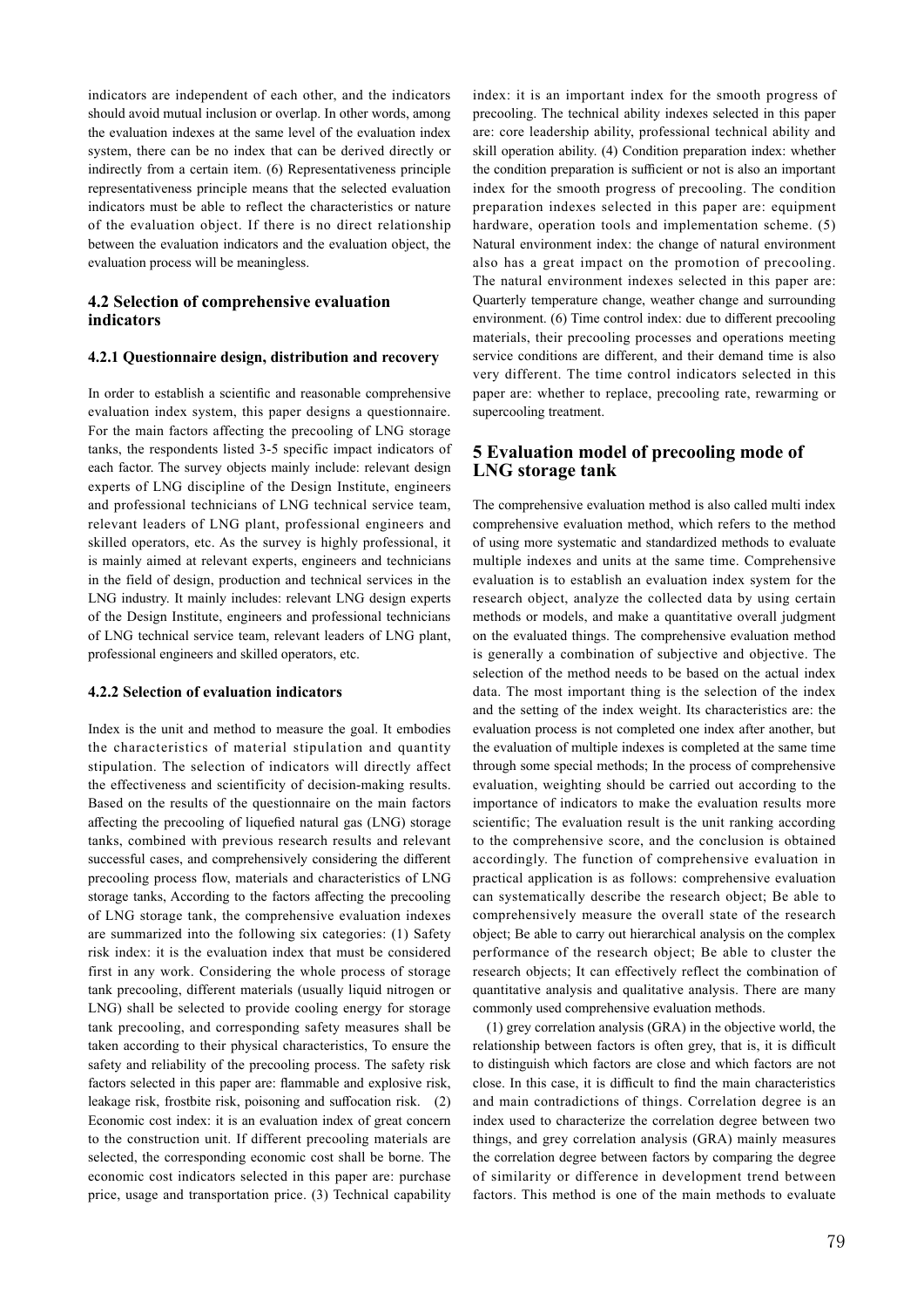indicators are independent of each other, and the indicators should avoid mutual inclusion or overlap. In other words, among the evaluation indexes at the same level of the evaluation index system, there can be no index that can be derived directly or indirectly from a certain item. (6) Representativeness principle representativeness principle means that the selected evaluation indicators must be able to reflect the characteristics or nature of the evaluation object. If there is no direct relationship between the evaluation indicators and the evaluation object, the evaluation process will be meaningless.

## 4.2 Selection of comprehensive evaluation indicators

### 4.2.1 Questionnaire design, distribution and recovery

In order to establish a scientific and reasonable comprehensive evaluation index system, this paper designs a questionnaire. For the main factors affecting the precooling of LNG storage tanks, the respondents listed 3-5 specific impact indicators of each factor. The survey objects mainly include: relevant design experts of LNG discipline of the Design Institute, engineers and professional technicians of LNG technical service team, relevant leaders of LNG plant, professional engineers and skilled operators, etc. As the survey is highly professional, it is mainly aimed at relevant experts, engineers and technicians in the field of design, production and technical services in the LNG industry. It mainly includes: relevant LNG design experts of the Design Institute, engineers and professional technicians of LNG technical service team, relevant leaders of LNG plant, professional engineers and skilled operators, etc.

### 4.2.2 Selection of evaluation indicators

Index is the unit and method to measure the goal. It embodies the characteristics of material stipulation and quantity stipulation. The selection of indicators will directly affect the effectiveness and scientificity of decision-making results. Based on the results of the questionnaire on the main factors affecting the precooling of liquefied natural gas (LNG) storage tanks, combined with previous research results and relevant successful cases, and comprehensively considering the different precooling process flow, materials and characteristics of LNG storage tanks, According to the factors affecting the precooling of LNG storage tank, the comprehensive evaluation indexes are summarized into the following six categories: (1) Safety risk index: it is the evaluation index that must be considered first in any work. Considering the whole process of storage tank precooling, different materials (usually liquid nitrogen or LNG) shall be selected to provide cooling energy for storage tank precooling, and corresponding safety measures shall be taken according to their physical characteristics, To ensure the safety and reliability of the precooling process. The safety risk factors selected in this paper are: flammable and explosive risk, leakage risk, frostbite risk, poisoning and suffocation risk. (2) Economic cost index: it is an evaluation index of great concern to the construction unit. If different precooling materials are selected, the corresponding economic cost shall be borne. The economic cost indicators selected in this paper are: purchase price, usage and transportation price. (3) Technical capability index: it is an important index for the smooth progress of precooling. The technical ability indexes selected in this paper are: core leadership ability, professional technical ability and skill operation ability. (4) Condition preparation index: whether the condition preparation is sufficient or not is also an important index for the smooth progress of precooling. The condition preparation indexes selected in this paper are: equipment hardware, operation tools and implementation scheme. (5) Natural environment index: the change of natural environment also has a great impact on the promotion of precooling. The natural environment indexes selected in this paper are: Quarterly temperature change, weather change and surrounding environment. (6) Time control index: due to different precooling materials, their precooling processes and operations meeting service conditions are different, and their demand time is also very different. The time control indicators selected in this paper are: whether to replace, precooling rate, rewarming or supercooling treatment.

# 5 Evaluation model of precooling mode of LNG storage tank

The comprehensive evaluation method is also called multi index comprehensive evaluation method, which refers to the method of using more systematic and standardized methods to evaluate multiple indexes and units at the same time. Comprehensive evaluation is to establish an evaluation index system for the research object, analyze the collected data by using certain methods or models, and make a quantitative overall judgment on the evaluated things. The comprehensive evaluation method is generally a combination of subjective and objective. The selection of the method needs to be based on the actual index data. The most important thing is the selection of the index and the setting of the index weight. Its characteristics are: the evaluation process is not completed one index after another, but the evaluation of multiple indexes is completed at the same time through some special methods; In the process of comprehensive evaluation, weighting should be carried out according to the importance of indicators to make the evaluation results more scientific; The evaluation result is the unit ranking according to the comprehensive score, and the conclusion is obtained accordingly. The function of comprehensive evaluation in practical application is as follows: comprehensive evaluation can systematically describe the research object; Be able to comprehensively measure the overall state of the research object; Be able to carry out hierarchical analysis on the complex performance of the research object; Be able to cluster the research objects; It can effectively reflect the combination of quantitative analysis and qualitative analysis. There are many commonly used comprehensive evaluation methods.

(1) grey correlation analysis (GRA) in the objective world, the relationship between factors is often grey, that is, it is difficult to distinguish which factors are close and which factors are not close. In this case, it is difficult to find the main characteristics and main contradictions of things. Correlation degree is an index used to characterize the correlation degree between two things, and grey correlation analysis (GRA) mainly measures the correlation degree between factors by comparing the degree of similarity or difference in development trend between factors. This method is one of the main methods to evaluate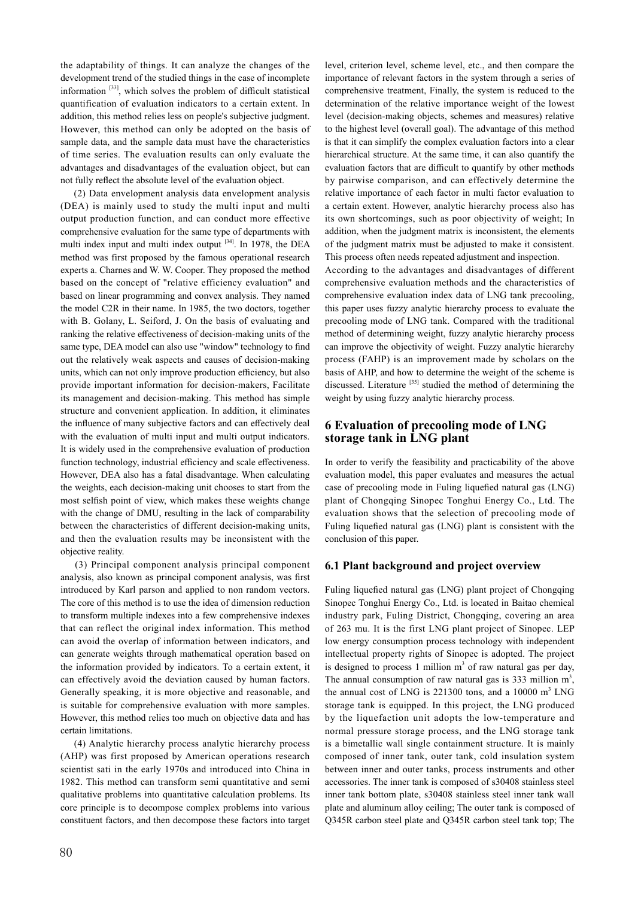the adaptability of things. It can analyze the changes of the development trend of the studied things in the case of incomplete information [33], which solves the problem of difficult statistical quantification of evaluation indicators to a certain extent. In addition, this method relies less on people's subjective judgment. However, this method can only be adopted on the basis of sample data, and the sample data must have the characteristics of time series. The evaluation results can only evaluate the advantages and disadvantages of the evaluation object, but can not fully reflect the absolute level of the evaluation object.

(2) Data envelopment analysis data envelopment analysis (DEA) is mainly used to study the multi input and multi output production function, and can conduct more effective comprehensive evaluation for the same type of departments with multi index input and multi index output [34]. In 1978, the DEA method was first proposed by the famous operational research experts a. Charnes and W. W. Cooper. They proposed the method based on the concept of "relative efficiency evaluation" and based on linear programming and convex analysis. They named the model C2R in their name. In 1985, the two doctors, together with B. Golany, L. Seiford, J. On the basis of evaluating and ranking the relative effectiveness of decision-making units of the same type, DEA model can also use "window" technology to find out the relatively weak aspects and causes of decision-making units, which can not only improve production efficiency, but also provide important information for decision-makers, Facilitate its management and decision-making. This method has simple structure and convenient application. In addition, it eliminates the influence of many subjective factors and can effectively deal with the evaluation of multi input and multi output indicators. It is widely used in the comprehensive evaluation of production function technology, industrial efficiency and scale effectiveness. However, DEA also has a fatal disadvantage. When calculating the weights, each decision-making unit chooses to start from the most selfish point of view, which makes these weights change with the change of DMU, resulting in the lack of comparability between the characteristics of different decision-making units, and then the evaluation results may be inconsistent with the objective reality.

(3) Principal component analysis principal component analysis, also known as principal component analysis, was first introduced by Karl parson and applied to non random vectors. The core of this method is to use the idea of dimension reduction to transform multiple indexes into a few comprehensive indexes that can reflect the original index information. This method can avoid the overlap of information between indicators, and can generate weights through mathematical operation based on the information provided by indicators. To a certain extent, it can effectively avoid the deviation caused by human factors. Generally speaking, it is more objective and reasonable, and is suitable for comprehensive evaluation with more samples. However, this method relies too much on objective data and has certain limitations.

(4) Analytic hierarchy process analytic hierarchy process (AHP) was first proposed by American operations research scientist sati in the early 1970s and introduced into China in 1982. This method can transform semi quantitative and semi qualitative problems into quantitative calculation problems. Its core principle is to decompose complex problems into various constituent factors, and then decompose these factors into target level, criterion level, scheme level, etc., and then compare the importance of relevant factors in the system through a series of comprehensive treatment, Finally, the system is reduced to the determination of the relative importance weight of the lowest level (decision-making objects, schemes and measures) relative to the highest level (overall goal). The advantage of this method is that it can simplify the complex evaluation factors into a clear hierarchical structure. At the same time, it can also quantify the evaluation factors that are difficult to quantify by other methods by pairwise comparison, and can effectively determine the relative importance of each factor in multi factor evaluation to a certain extent. However, analytic hierarchy process also has its own shortcomings, such as poor objectivity of weight; In addition, when the judgment matrix is inconsistent, the elements of the judgment matrix must be adjusted to make it consistent. This process often needs repeated adjustment and inspection.

According to the advantages and disadvantages of different comprehensive evaluation methods and the characteristics of comprehensive evaluation index data of LNG tank precooling, this paper uses fuzzy analytic hierarchy process to evaluate the precooling mode of LNG tank. Compared with the traditional method of determining weight, fuzzy analytic hierarchy process can improve the objectivity of weight. Fuzzy analytic hierarchy process (FAHP) is an improvement made by scholars on the basis of AHP, and how to determine the weight of the scheme is discussed. Literature [35] studied the method of determining the weight by using fuzzy analytic hierarchy process.

## 6 Evaluation of precooling mode of LNG storage tank in LNG plant

In order to verify the feasibility and practicability of the above evaluation model, this paper evaluates and measures the actual case of precooling mode in Fuling liquefied natural gas (LNG) plant of Chongqing Sinopec Tonghui Energy Co., Ltd. The evaluation shows that the selection of precooling mode of Fuling liquefied natural gas (LNG) plant is consistent with the conclusion of this paper.

### 6.1 Plant background and project overview

Fuling liquefied natural gas (LNG) plant project of Chongqing Sinopec Tonghui Energy Co., Ltd. is located in Baitao chemical industry park, Fuling District, Chongqing, covering an area of 263 mu. It is the first LNG plant project of Sinopec. LEP low energy consumption process technology with independent intellectual property rights of Sinopec is adopted. The project is designed to process 1 million $m^3$ of raw natural gas per day, The annual consumption of raw natural gas is 333 million $m^3$, the annual cost of LNG is 221300 tons, and a 10000 $m^3$ LNG storage tank is equipped. In this project, the LNG produced by the liquefaction unit adopts the low-temperature and normal pressure storage process, and the LNG storage tank is a bimetallic wall single containment structure. It is mainly composed of inner tank, outer tank, cold insulation system between inner and outer tanks, process instruments and other accessories. The inner tank is composed of s30408 stainless steel inner tank bottom plate, s30408 stainless steel inner tank wall plate and aluminum alloy ceiling; The outer tank is composed of Q345R carbon steel plate and Q345R carbon steel tank top; The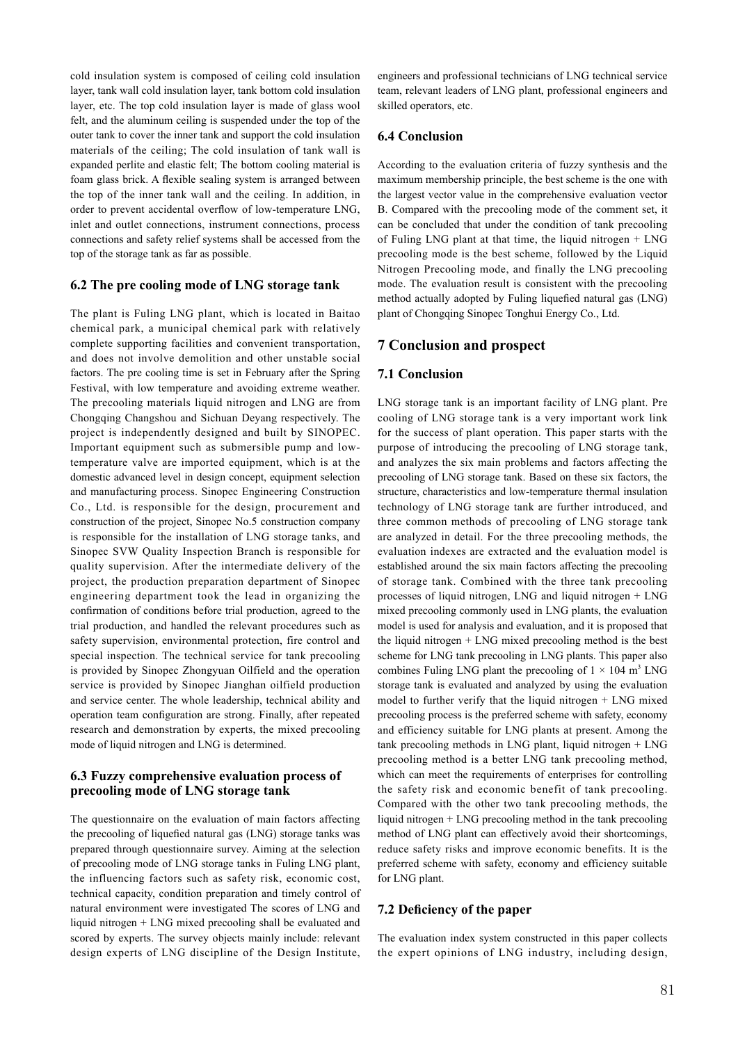cold insulation system is composed of ceiling cold insulation layer, tank wall cold insulation layer, tank bottom cold insulation layer, etc. The top cold insulation layer is made of glass wool felt, and the aluminum ceiling is suspended under the top of the outer tank to cover the inner tank and support the cold insulation materials of the ceiling; The cold insulation of tank wall is expanded perlite and elastic felt; The bottom cooling material is foam glass brick. A flexible sealing system is arranged between the top of the inner tank wall and the ceiling. In addition, in order to prevent accidental overflow of low-temperature LNG, inlet and outlet connections, instrument connections, process connections and safety relief systems shall be accessed from the top of the storage tank as far as possible.

### 6.2 The pre cooling mode of LNG storage tank

The plant is Fuling LNG plant, which is located in Baitao chemical park, a municipal chemical park with relatively complete supporting facilities and convenient transportation, and does not involve demolition and other unstable social factors. The pre cooling time is set in February after the Spring Festival, with low temperature and avoiding extreme weather. The precooling materials liquid nitrogen and LNG are from Chongqing Changshou and Sichuan Deyang respectively. The project is independently designed and built by SINOPEC. Important equipment such as submersible pump and low-temperature valve are imported equipment, which is at the domestic advanced level in design concept, equipment selection and manufacturing process. Sinopec Engineering Construction Co., Ltd. is responsible for the design, procurement and construction of the project, Sinopec No.5 construction company is responsible for the installation of LNG storage tanks, and Sinopec SVW Quality Inspection Branch is responsible for quality supervision. After the intermediate delivery of the project, the production preparation department of Sinopec engineering department took the lead in organizing the confirmation of conditions before trial production, agreed to the trial production, and handled the relevant procedures such as safety supervision, environmental protection, fire control and special inspection. The technical service for tank precooling is provided by Sinopec Zhongyuan Oilfield and the operation service is provided by Sinopec Jianghan oilfield production and service center. The whole leadership, technical ability and operation team configuration are strong. Finally, after repeated research and demonstration by experts, the mixed precooling mode of liquid nitrogen and LNG is determined.

### 6.3 Fuzzy comprehensive evaluation process of precooling mode of LNG storage tank

The questionnaire on the evaluation of main factors affecting the precooling of liquefied natural gas (LNG) storage tanks was prepared through questionnaire survey. Aiming at the selection of precooling mode of LNG storage tanks in Fuling LNG plant, the influencing factors such as safety risk, economic cost, technical capacity, condition preparation and timely control of natural environment were investigated The scores of LNG and liquid nitrogen + LNG mixed precooling shall be evaluated and scored by experts. The survey objects mainly include: relevant design experts of LNG discipline of the Design Institute, engineers and professional technicians of LNG technical service team, relevant leaders of LNG plant, professional engineers and skilled operators, etc.

### 6.4 Conclusion

According to the evaluation criteria of fuzzy synthesis and the maximum membership principle, the best scheme is the one with the largest vector value in the comprehensive evaluation vector B. Compared with the precooling mode of the comment set, it can be concluded that under the condition of tank precooling of Fuling LNG plant at that time, the liquid nitrogen + LNG precooling mode is the best scheme, followed by the Liquid Nitrogen Precooling mode, and finally the LNG precooling mode. The evaluation result is consistent with the precooling method actually adopted by Fuling liquefied natural gas (LNG) plant of Chongqing Sinopec Tonghui Energy Co., Ltd.

## 7 Conclusion and prospect

### 7.1 Conclusion

LNG storage tank is an important facility of LNG plant. Pre cooling of LNG storage tank is a very important work link for the success of plant operation. This paper starts with the purpose of introducing the precooling of LNG storage tank, and analyzes the six main problems and factors affecting the precooling of LNG storage tank. Based on these six factors, the structure, characteristics and low-temperature thermal insulation technology of LNG storage tank are further introduced, and three common methods of precooling of LNG storage tank are analyzed in detail. For the three precooling methods, the evaluation indexes are extracted and the evaluation model is established around the six main factors affecting the precooling of storage tank. Combined with the three tank precooling processes of liquid nitrogen, LNG and liquid nitrogen + LNG mixed precooling commonly used in LNG plants, the evaluation model is used for analysis and evaluation, and it is proposed that the liquid nitrogen + LNG mixed precooling method is the best scheme for LNG tank precooling in LNG plants. This paper also combines Fuling LNG plant the precooling of $1 \times 104$ $m^3$ LNG storage tank is evaluated and analyzed by using the evaluation model to further verify that the liquid nitrogen + LNG mixed precooling process is the preferred scheme with safety, economy and efficiency suitable for LNG plants at present. Among the tank precooling methods in LNG plant, liquid nitrogen + LNG precooling method is a better LNG tank precooling method, which can meet the requirements of enterprises for controlling the safety risk and economic benefit of tank precooling. Compared with the other two tank precooling methods, the liquid nitrogen + LNG precooling method in the tank precooling method of LNG plant can effectively avoid their shortcomings, reduce safety risks and improve economic benefits. It is the preferred scheme with safety, economy and efficiency suitable for LNG plant.

### 7.2 Deficiency of the paper

The evaluation index system constructed in this paper collects the expert opinions of LNG industry, including design,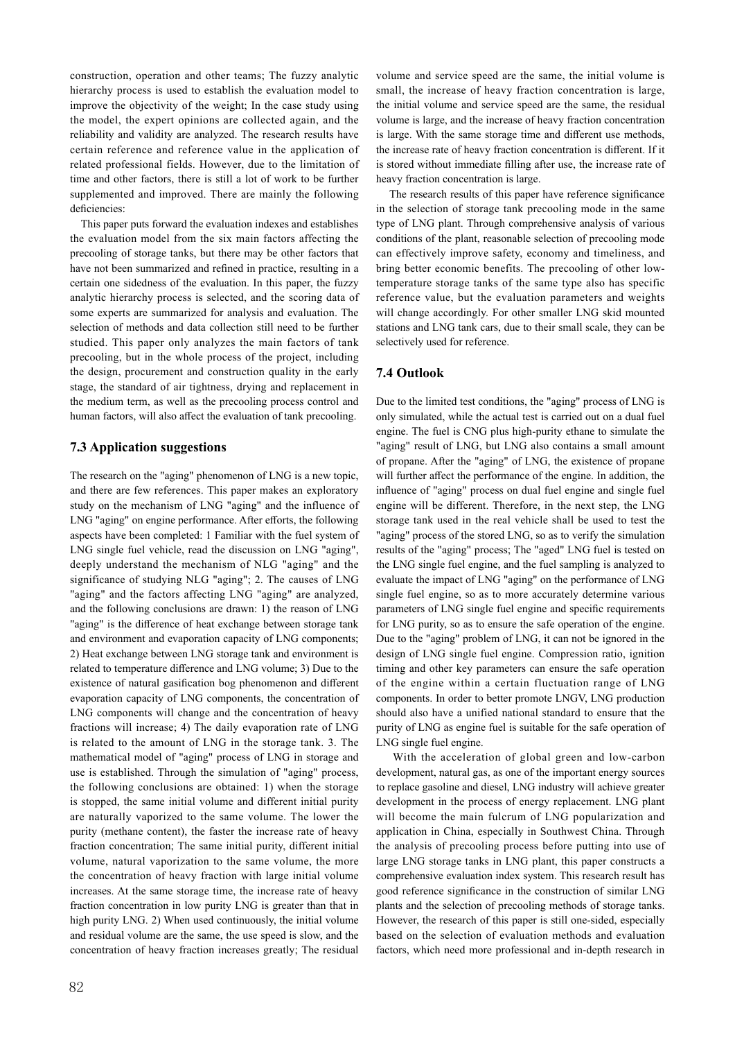construction, operation and other teams; The fuzzy analytic hierarchy process is used to establish the evaluation model to improve the objectivity of the weight; In the case study using the model, the expert opinions are collected again, and the reliability and validity are analyzed. The research results have certain reference and reference value in the application of related professional fields. However, due to the limitation of time and other factors, there is still a lot of work to be further supplemented and improved. There are mainly the following deficiencies:

This paper puts forward the evaluation indexes and establishes the evaluation model from the six main factors affecting the precooling of storage tanks, but there may be other factors that have not been summarized and refined in practice, resulting in a certain one sidedness of the evaluation. In this paper, the fuzzy analytic hierarchy process is selected, and the scoring data of some experts are summarized for analysis and evaluation. The selection of methods and data collection still need to be further studied. This paper only analyzes the main factors of tank precooling, but in the whole process of the project, including the design, procurement and construction quality in the early stage, the standard of air tightness, drying and replacement in the medium term, as well as the precooling process control and human factors, will also affect the evaluation of tank precooling.

### 7.3 Application suggestions

The research on the "aging" phenomenon of LNG is a new topic, and there are few references. This paper makes an exploratory study on the mechanism of LNG "aging" and the influence of LNG "aging" on engine performance. After efforts, the following aspects have been completed: 1 Familiar with the fuel system of LNG single fuel vehicle, read the discussion on LNG "aging", deeply understand the mechanism of NLG "aging" and the significance of studying NLG "aging"; 2. The causes of LNG "aging" and the factors affecting LNG "aging" are analyzed, and the following conclusions are drawn: 1) the reason of LNG "aging" is the difference of heat exchange between storage tank and environment and evaporation capacity of LNG components; 2) Heat exchange between LNG storage tank and environment is related to temperature difference and LNG volume; 3) Due to the existence of natural gasification bog phenomenon and different evaporation capacity of LNG components, the concentration of LNG components will change and the concentration of heavy fractions will increase; 4) The daily evaporation rate of LNG is related to the amount of LNG in the storage tank. 3. The mathematical model of "aging" process of LNG in storage and use is established. Through the simulation of "aging" process, the following conclusions are obtained: 1) when the storage is stopped, the same initial volume and different initial purity are naturally vaporized to the same volume. The lower the purity (methane content), the faster the increase rate of heavy fraction concentration; The same initial purity, different initial volume, natural vaporization to the same volume, the more the concentration of heavy fraction with large initial volume increases. At the same storage time, the increase rate of heavy fraction concentration in low purity LNG is greater than that in high purity LNG. 2) When used continuously, the initial volume and residual volume are the same, the use speed is slow, and the concentration of heavy fraction increases greatly; The residual volume and service speed are the same, the initial volume is small, the increase of heavy fraction concentration is large, the initial volume and service speed are the same, the residual volume is large, and the increase of heavy fraction concentration is large. With the same storage time and different use methods, the increase rate of heavy fraction concentration is different. If it is stored without immediate filling after use, the increase rate of heavy fraction concentration is large.

The research results of this paper have reference significance in the selection of storage tank precooling mode in the same type of LNG plant. Through comprehensive analysis of various conditions of the plant, reasonable selection of precooling mode can effectively improve safety, economy and timeliness, and bring better economic benefits. The precooling of other low-temperature storage tanks of the same type also has specific reference value, but the evaluation parameters and weights will change accordingly. For other smaller LNG skid mounted stations and LNG tank cars, due to their small scale, they can be selectively used for reference.

### 7.4 Outlook

Due to the limited test conditions, the "aging" process of LNG is only simulated, while the actual test is carried out on a dual fuel engine. The fuel is CNG plus high-purity ethane to simulate the "aging" result of LNG, but LNG also contains a small amount of propane. After the "aging" of LNG, the existence of propane will further affect the performance of the engine. In addition, the influence of "aging" process on dual fuel engine and single fuel engine will be different. Therefore, in the next step, the LNG storage tank used in the real vehicle shall be used to test the "aging" process of the stored LNG, so as to verify the simulation results of the "aging" process; The "aged" LNG fuel is tested on the LNG single fuel engine, and the fuel sampling is analyzed to evaluate the impact of LNG "aging" on the performance of LNG single fuel engine, so as to more accurately determine various parameters of LNG single fuel engine and specific requirements for LNG purity, so as to ensure the safe operation of the engine. Due to the "aging" problem of LNG, it can not be ignored in the design of LNG single fuel engine. Compression ratio, ignition timing and other key parameters can ensure the safe operation of the engine within a certain fluctuation range of LNG components. In order to better promote LNGV, LNG production should also have a unified national standard to ensure that the purity of LNG as engine fuel is suitable for the safe operation of LNG single fuel engine.

With the acceleration of global green and low-carbon development, natural gas, as one of the important energy sources to replace gasoline and diesel, LNG industry will achieve greater development in the process of energy replacement. LNG plant will become the main fulcrum of LNG popularization and application in China, especially in Southwest China. Through the analysis of precooling process before putting into use of large LNG storage tanks in LNG plant, this paper constructs a comprehensive evaluation index system. This research result has good reference significance in the construction of similar LNG plants and the selection of precooling methods of storage tanks. However, the research of this paper is still one-sided, especially based on the selection of evaluation methods and evaluation factors, which need more professional and in-depth research in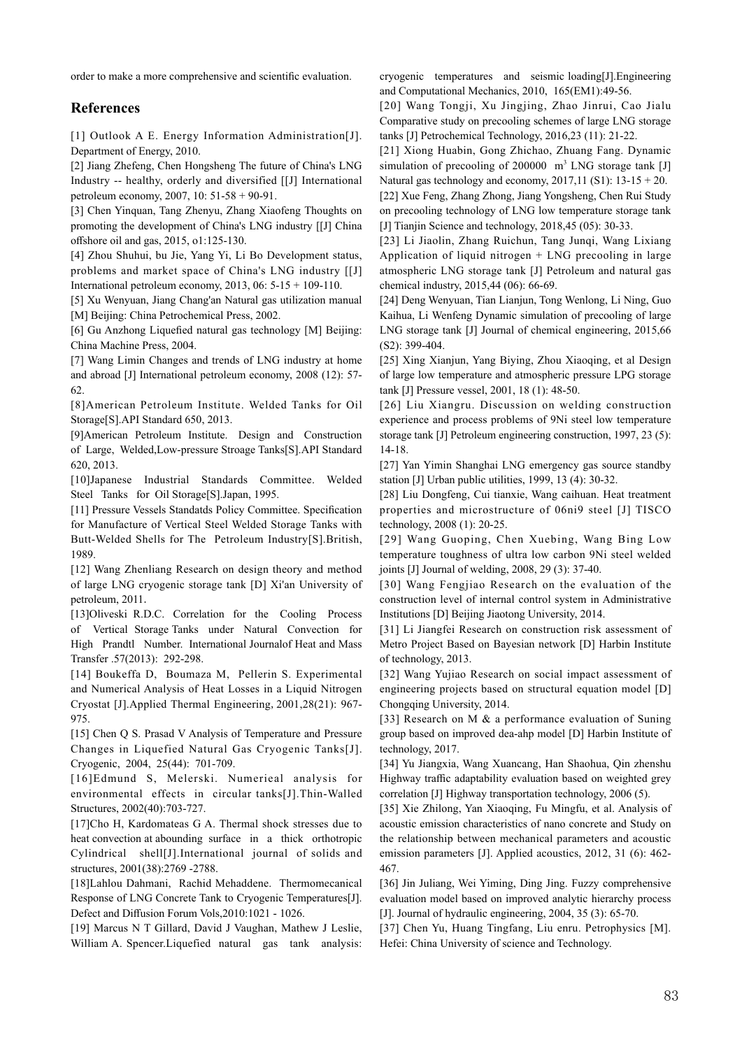order to make a more comprehensive and scientific evaluation.

## References

[1] Outlook A E. Energy Information Administration[J]. Department of Energy, 2010.

[2] Jiang Zhefeng, Chen Hongsheng The future of China's LNG Industry -- healthy, orderly and diversified [[J] International petroleum economy, 2007, 10: 51-58 + 90-91.

[3] Chen Yinquan, Tang Zhenyu, Zhang Xiaofeng Thoughts on promoting the development of China's LNG industry [[J] China offshore oil and gas, 2015, o1:125-130.

[4] Zhou Shuhui, bu Jie, Yang Yi, Li Bo Development status, problems and market space of China's LNG industry [[J] International petroleum economy, 2013, 06: 5-15 + 109-110.

[5] Xu Wenyuan, Jiang Chang'an Natural gas utilization manual [M] Beijing: China Petrochemical Press, 2002.

[6] Gu Anzhong Liquefied natural gas technology [M] Beijing: China Machine Press, 2004.

[7] Wang Limin Changes and trends of LNG industry at home and abroad [J] International petroleum economy, 2008 (12): 57-62.

[8]American Petroleum Institute. Welded Tanks for Oil Storage[S].API Standard 650, 2013.

[9]American Petroleum Institute. Design and Construction of Large, Welded,Low-pressure Stroage Tanks[S].API Standard 620, 2013.

[10]Japanese Industrial Standards Committee. Welded Steel Tanks for Oil Storage[S].Japan, 1995.

[11] Pressure Vessels Standatds Policy Committee. Specification for Manufacture of Vertical Steel Welded Storage Tanks with Butt-Welded Shells for The Petroleum Industry[S].British, 1989.

[12] Wang Zhenliang Research on design theory and method of large LNG cryogenic storage tank [D] Xi'an University of petroleum, 2011.

[13]Oliveski R.D.C. Correlation for the Cooling Process of Vertical Storage Tanks under Natural Convection for High Prandtl Number. International Journalof Heat and Mass Transfer .57(2013): 292-298.

[14] Boukeffa D, Boumaza M, Pellerin S. Experimental and Numerical Analysis of Heat Losses in a Liquid Nitrogen Cryostat [J].Applied Thermal Engineering, 2001,28(21): 967-975.

[15] Chen Q S. Prasad V Analysis of Temperature and Pressure Changes in Liquefied Natural Gas Cryogenic Tanks[J]. Cryogenic, 2004, 25(44): 701-709.

[16]Edmund S, Melerski. Numerieal analysis for environmental effects in circular tanks[J].Thin-Walled Structures, 2002(40):703-727.

[17]Cho H, Kardomateas G A. Thermal shock stresses due to heat convection at abounding surface in a thick orthotropic Cylindrical shell[J].International journal of solids and structures, 2001(38):2769 -2788.

[18]Lahlou Dahmani, Rachid Mehaddene. Thermomecanical Response of LNG Concrete Tank to Cryogenic Temperatures[J]. Defect and Diffusion Forum Vols,2010:1021 - 1026.

[19] Marcus N T Gillard, David J Vaughan, Mathew J Leslie, William A. Spencer.Liquefied natural gas tank analysis: cryogenic temperatures and seismic loading[J].Engineering and Computational Mechanics, 2010, 165(EM1):49-56.

[20] Wang Tongji, Xu Jingjing, Zhao Jinrui, Cao Jialu Comparative study on precooling schemes of large LNG storage tanks [J] Petrochemical Technology, 2016,23 (11): 21-22.

[21] Xiong Huabin, Gong Zhichao, Zhuang Fang. Dynamic simulation of precooling of 200000 $m^3$ LNG storage tank [J] Natural gas technology and economy, 2017,11 (S1): 13-15 + 20.

[22] Xue Feng, Zhang Zhong, Jiang Yongsheng, Chen Rui Study on precooling technology of LNG low temperature storage tank [J] Tianjin Science and technology, 2018,45 (05): 30-33.

[23] Li Jiaolin, Zhang Ruichun, Tang Junqi, Wang Lixiang Application of liquid nitrogen + LNG precooling in large atmospheric LNG storage tank [J] Petroleum and natural gas chemical industry, 2015,44 (06): 66-69.

[24] Deng Wenyuan, Tian Lianjun, Tong Wenlong, Li Ning, Guo Kaihua, Li Wenfeng Dynamic simulation of precooling of large LNG storage tank [J] Journal of chemical engineering, 2015,66 (S2): 399-404.

[25] Xing Xianjun, Yang Biying, Zhou Xiaoqing, et al Design of large low temperature and atmospheric pressure LPG storage tank [J] Pressure vessel, 2001, 18 (1): 48-50.

[26] Liu Xiangru. Discussion on welding construction experience and process problems of 9Ni steel low temperature storage tank [J] Petroleum engineering construction, 1997, 23 (5): 14-18.

[27] Yan Yimin Shanghai LNG emergency gas source standby station [J] Urban public utilities, 1999, 13 (4): 30-32.

[28] Liu Dongfeng, Cui tianxie, Wang caihuan. Heat treatment properties and microstructure of 06ni9 steel [J] TISCO technology, 2008 (1): 20-25.

[29] Wang Guoping, Chen Xuebing, Wang Bing Low temperature toughness of ultra low carbon 9Ni steel welded joints [J] Journal of welding, 2008, 29 (3): 37-40.

[30] Wang Fengjiao Research on the evaluation of the construction level of internal control system in Administrative Institutions [D] Beijing Jiaotong University, 2014.

[31] Li Jiangfei Research on construction risk assessment of Metro Project Based on Bayesian network [D] Harbin Institute of technology, 2013.

[32] Wang Yujiao Research on social impact assessment of engineering projects based on structural equation model [D] Chongqing University, 2014.

[33] Research on M & a performance evaluation of Suning group based on improved dea-ahp model [D] Harbin Institute of technology, 2017.

[34] Yu Jiangxia, Wang Xuancang, Han Shaohua, Qin zhenshu Highway traffic adaptability evaluation based on weighted grey correlation [J] Highway transportation technology, 2006 (5).

[35] Xie Zhilong, Yan Xiaoqing, Fu Mingfu, et al. Analysis of acoustic emission characteristics of nano concrete and Study on the relationship between mechanical parameters and acoustic emission parameters [J]. Applied acoustics, 2012, 31 (6): 462-467.

[36] Jin Juliang, Wei Yiming, Ding Jing. Fuzzy comprehensive evaluation model based on improved analytic hierarchy process [J]. Journal of hydraulic engineering, 2004, 35 (3): 65-70.

[37] Chen Yu, Huang Tingfang, Liu enru. Petrophysics [M]. Hefei: China University of science and Technology.